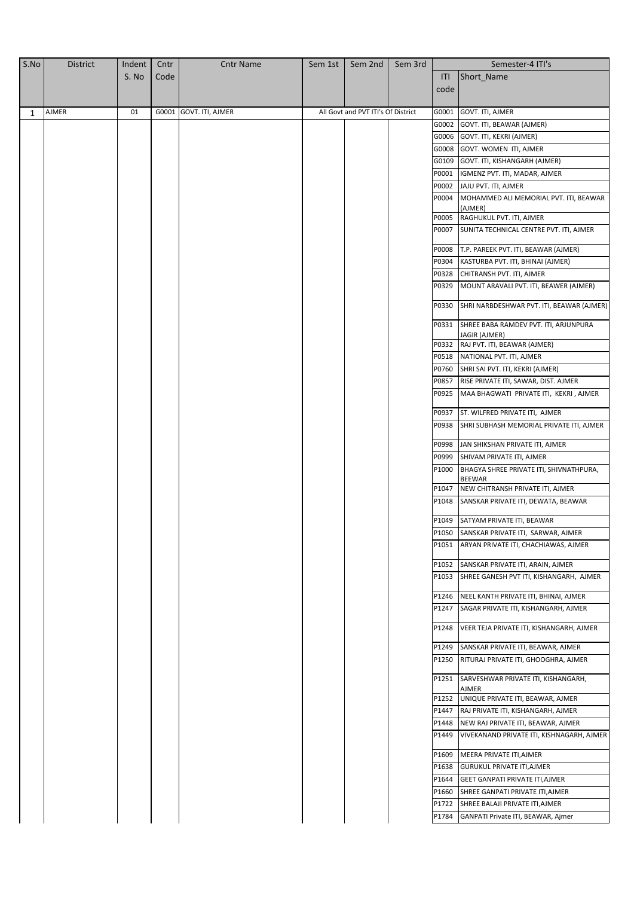| S.No | District | Indent S. No | Cntr Code | Cntr Name | Sem 1st | Sem 2nd | Sem 3rd | Semester-4 ITI's | |
|---|---|---|---|---|---|---|---|---|---|
| | | | | | | | | ITI code | Short_Name |
| 1 | AJMER | 01 | G0001 | GOVT. ITI, AJMER | All Govt and PVT ITI's Of District | | | G0001 | GOVT. ITI, AJMER |
| | | | | | | | | G0002 | GOVT. ITI, BEAWAR (AJMER) |
| | | | | | | | | G0006 | GOVT. ITI, KEKRI (AJMER) |
| | | | | | | | | G0008 | GOVT. WOMEN ITI, AJMER |
| | | | | | | | | G0109 | GOVT. ITI, KISHANGARH (AJMER) |
| | | | | | | | | P0001 | IGMENZ PVT. ITI, MADAR, AJMER |
| | | | | | | | | P0002 | JAJU PVT. ITI, AJMER |
| | | | | | | | | P0004 | MOHAMMED ALI MEMORIAL PVT. ITI, BEAWAR (AJMER) |
| | | | | | | | | P0005 | RAGHUKUL PVT. ITI, AJMER |
| | | | | | | | | P0007 | SUNITA TECHNICAL CENTRE PVT. ITI, AJMER |
| | | | | | | | | P0008 | T.P. PAREEK PVT. ITI, BEAWAR (AJMER) |
| | | | | | | | | P0304 | KASTURBA PVT. ITI, BHINAI (AJMER) |
| | | | | | | | | P0328 | CHITRANSH PVT. ITI, AJMER |
| | | | | | | | | P0329 | MOUNT ARAVALI PVT. ITI, BEAWER (AJMER) |
| | | | | | | | | P0330 | SHRI NARBDESHWAR PVT. ITI, BEAWAR (AJMER) |
| | | | | | | | | P0331 | SHREE BABA RAMDEV PVT. ITI, ARJUNPURA JAGIR (AJMER) |
| | | | | | | | | P0332 | RAJ PVT. ITI, BEAWAR (AJMER) |
| | | | | | | | | P0518 | NATIONAL PVT. ITI, AJMER |
| | | | | | | | | P0760 | SHRI SAI PVT. ITI, KEKRI (AJMER) |
| | | | | | | | | P0857 | RISE PRIVATE ITI, SAWAR, DIST. AJMER |
| | | | | | | | | P0925 | MAA BHAGWATI PRIVATE ITI, KEKRI , AJMER |
| | | | | | | | | P0937 | ST. WILFRED PRIVATE ITI, AJMER |
| | | | | | | | | P0938 | SHRI SUBHASH MEMORIAL PRIVATE ITI, AJMER |
| | | | | | | | | P0998 | JAN SHIKSHAN PRIVATE ITI, AJMER |
| | | | | | | | | P0999 | SHIVAM PRIVATE ITI, AJMER |
| | | | | | | | | P1000 | BHAGYA SHREE PRIVATE ITI, SHIVNATHPURA, BEEWAR |
| | | | | | | | | P1047 | NEW CHITRANSH PRIVATE ITI, AJMER |
| | | | | | | | | P1048 | SANSKAR PRIVATE ITI, DEWATA, BEAWAR |
| | | | | | | | | P1049 | SATYAM PRIVATE ITI, BEAWAR |
| | | | | | | | | P1050 | SANSKAR PRIVATE ITI, SARWAR, AJMER |
| | | | | | | | | P1051 | ARYAN PRIVATE ITI, CHACHIAWAS, AJMER |
| | | | | | | | | P1052 | SANSKAR PRIVATE ITI, ARAIN, AJMER |
| | | | | | | | | P1053 | SHREE GANESH PVT ITI, KISHANGARH, AJMER |
| | | | | | | | | P1246 | NEEL KANTH PRIVATE ITI, BHINAI, AJMER |
| | | | | | | | | P1247 | SAGAR PRIVATE ITI, KISHANGARH, AJMER |
| | | | | | | | | P1248 | VEER TEJA PRIVATE ITI, KISHANGARH, AJMER |
| | | | | | | | | P1249 | SANSKAR PRIVATE ITI, BEAWAR, AJMER |
| | | | | | | | | P1250 | RITURAJ PRIVATE ITI, GHOOGHRA, AJMER |
| | | | | | | | | P1251 | SARVESHWAR PRIVATE ITI, KISHANGARH, AJMER |
| | | | | | | | | P1252 | UNIQUE PRIVATE ITI, BEAWAR, AJMER |
| | | | | | | | | P1447 | RAJ PRIVATE ITI, KISHANGARH, AJMER |
| | | | | | | | | P1448 | NEW RAJ PRIVATE ITI, BEAWAR, AJMER |
| | | | | | | | | P1449 | VIVEKANAND PRIVATE ITI, KISHNAGARH, AJMER |
| | | | | | | | | P1609 | MEERA PRIVATE ITI,AJMER |
| | | | | | | | | P1638 | GURUKUL PRIVATE ITI,AJMER |
| | | | | | | | | P1644 | GEET GANPATI PRIVATE ITI,AJMER |
| | | | | | | | | P1660 | SHREE GANPATI PRIVATE ITI,AJMER |
| | | | | | | | | P1722 | SHREE BALAJI PRIVATE ITI,AJMER |
| | | | | | | | | P1784 | GANPATI Private ITI, BEAWAR, Ajmer |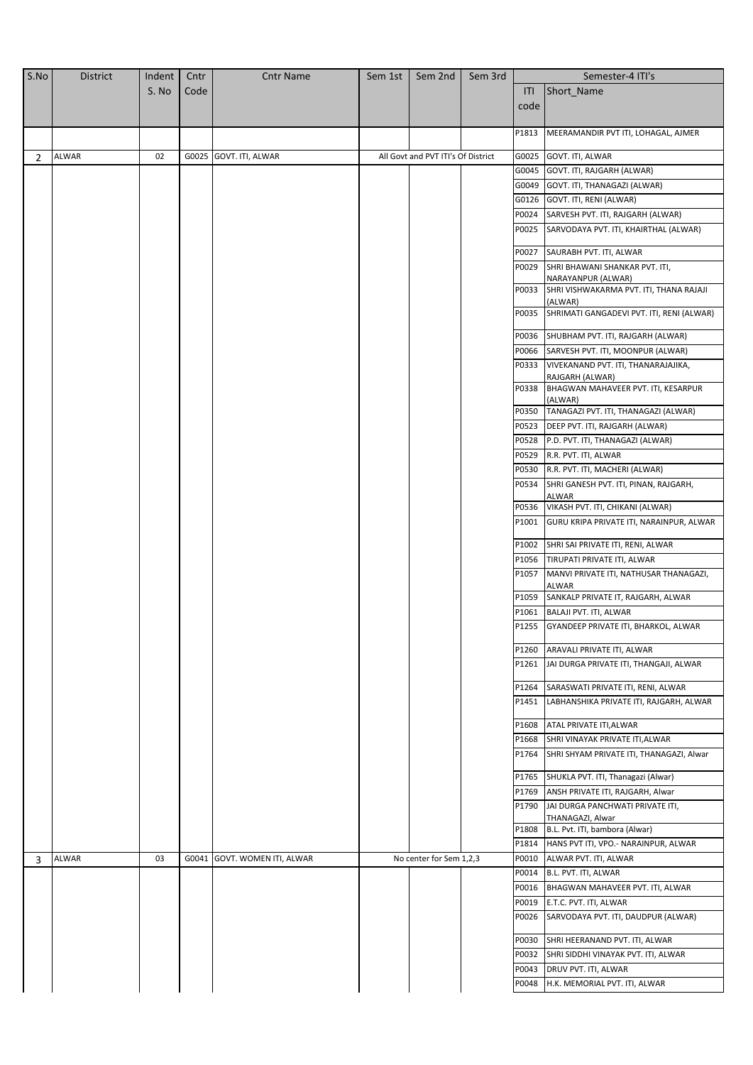| S.No | District | Indent S. No | Cntr Code | Cntr Name | Sem 1st | Sem 2nd | Sem 3rd | Semester-4 ITI's | |
|---|---|---|---|---|---|---|---|---|---|
| | | | | | | | | ITI code | Short_Name |
| | | | | | | | | P1813 | MEERAMANDIR PVT ITI, LOHAGAL, AJMER |
| 2 | ALWAR | 02 | G0025 | GOVT. ITI, ALWAR | All Govt and PVT ITI's Of District | | | G0025 | GOVT. ITI, ALWAR |
| | | | | | | | | G0045 | GOVT. ITI, RAJGARH (ALWAR) |
| | | | | | | | | G0049 | GOVT. ITI, THANAGAZI (ALWAR) |
| | | | | | | | | G0126 | GOVT. ITI, RENI (ALWAR) |
| | | | | | | | | P0024 | SARVESH PVT. ITI, RAJGARH (ALWAR) |
| | | | | | | | | P0025 | SARVODAYA PVT. ITI, KHAIRTHAL (ALWAR) |
| | | | | | | | | P0027 | SAURABH PVT. ITI, ALWAR |
| | | | | | | | | P0029 | SHRI BHAWANI SHANKAR PVT. ITI, NARAYANPUR (ALWAR) |
| | | | | | | | | P0033 | SHRI VISHWAKARMA PVT. ITI, THANA RAJAJI (ALWAR) |
| | | | | | | | | P0035 | SHRIMATI GANGADEVI PVT. ITI, RENI (ALWAR) |
| | | | | | | | | P0036 | SHUBHAM PVT. ITI, RAJGARH (ALWAR) |
| | | | | | | | | P0066 | SARVESH PVT. ITI, MOONPUR (ALWAR) |
| | | | | | | | | P0333 | VIVEKANAND PVT. ITI, THANARAJAJIKA, RAJGARH (ALWAR) |
| | | | | | | | | P0338 | BHAGWAN MAHAVEER PVT. ITI, KESARPUR (ALWAR) |
| | | | | | | | | P0350 | TANAGAZI PVT. ITI, THANAGAZI (ALWAR) |
| | | | | | | | | P0523 | DEEP PVT. ITI, RAJGARH (ALWAR) |
| | | | | | | | | P0528 | P.D. PVT. ITI, THANAGAZI (ALWAR) |
| | | | | | | | | P0529 | R.R. PVT. ITI, ALWAR |
| | | | | | | | | P0530 | R.R. PVT. ITI, MACHERI (ALWAR) |
| | | | | | | | | P0534 | SHRI GANESH PVT. ITI, PINAN, RAJGARH, ALWAR |
| | | | | | | | | P0536 | VIKASH PVT. ITI, CHIKANI (ALWAR) |
| | | | | | | | | P1001 | GURU KRIPA PRIVATE ITI, NARAINPUR, ALWAR |
| | | | | | | | | P1002 | SHRI SAI PRIVATE ITI, RENI, ALWAR |
| | | | | | | | | P1056 | TIRUPATI PRIVATE ITI, ALWAR |
| | | | | | | | | P1057 | MANVI PRIVATE ITI, NATHUSAR THANAGAZI, ALWAR |
| | | | | | | | | P1059 | SANKALP PRIVATE IT, RAJGARH, ALWAR |
| | | | | | | | | P1061 | BALAJI PVT. ITI, ALWAR |
| | | | | | | | | P1255 | GYANDEEP PRIVATE ITI, BHARKOL, ALWAR |
| | | | | | | | | P1260 | ARAVALI PRIVATE ITI, ALWAR |
| | | | | | | | | P1261 | JAI DURGA PRIVATE ITI, THANGAJI, ALWAR |
| | | | | | | | | P1264 | SARASWATI PRIVATE ITI, RENI, ALWAR |
| | | | | | | | | P1451 | LABHANSHIKA PRIVATE ITI, RAJGARH, ALWAR |
| | | | | | | | | P1608 | ATAL PRIVATE ITI,ALWAR |
| | | | | | | | | P1668 | SHRI VINAYAK PRIVATE ITI,ALWAR |
| | | | | | | | | P1764 | SHRI SHYAM PRIVATE ITI, THANAGAZI, Alwar |
| | | | | | | | | P1765 | SHUKLA PVT. ITI, Thanagazi (Alwar) |
| | | | | | | | | P1769 | ANSH PRIVATE ITI, RAJGARH, Alwar |
| | | | | | | | | P1790 | JAI DURGA PANCHWATI PRIVATE ITI, THANAGAZI, Alwar |
| | | | | | | | | P1808 | B.L. Pvt. ITI, bambora (Alwar) |
| | | | | | | | | P1814 | HANS PVT ITI, VPO.- NARAINPUR, ALWAR |
| 3 | ALWAR | 03 | G0041 | GOVT. WOMEN ITI, ALWAR | No center for Sem 1,2,3 | | | P0010 | ALWAR PVT. ITI, ALWAR |
| | | | | | | | | P0014 | B.L. PVT. ITI, ALWAR |
| | | | | | | | | P0016 | BHAGWAN MAHAVEER PVT. ITI, ALWAR |
| | | | | | | | | P0019 | E.T.C. PVT. ITI, ALWAR |
| | | | | | | | | P0026 | SARVODAYA PVT. ITI, DAUDPUR (ALWAR) |
| | | | | | | | | P0030 | SHRI HEERANAND PVT. ITI, ALWAR |
| | | | | | | | | P0032 | SHRI SIDDHI VINAYAK PVT. ITI, ALWAR |
| | | | | | | | | P0043 | DRUV PVT. ITI, ALWAR |
| | | | | | | | | P0048 | H.K. MEMORIAL PVT. ITI, ALWAR |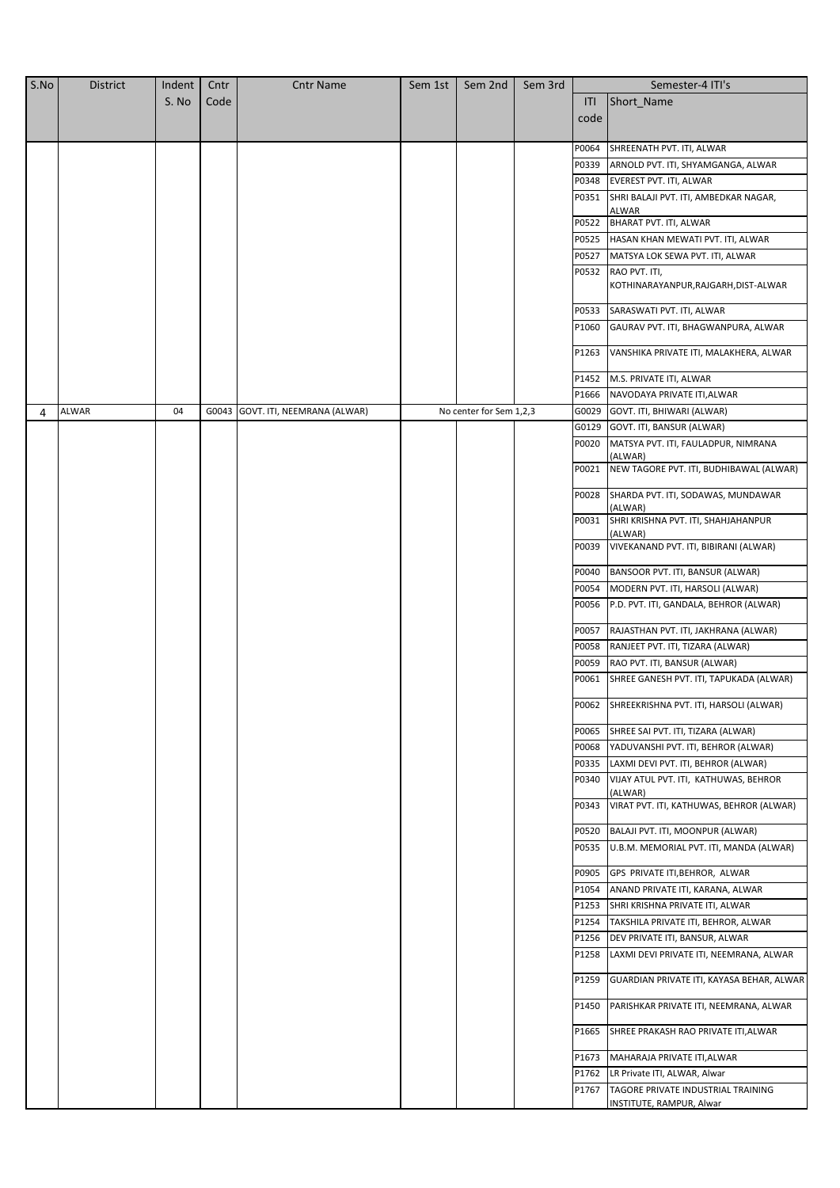| S.No | District | Indent S. No | Cntr Code | Cntr Name | Sem 1st | Sem 2nd | Sem 3rd | Semester-4 ITI's | |
|---|---|---|---|---|---|---|---|---|---|
| | | | | | | | | ITI code | Short_Name |
| | | | | | | | | P0064 | SHREENATH PVT. ITI, ALWAR |
| | | | | | | | | P0339 | ARNOLD PVT. ITI, SHYAMGANGA, ALWAR |
| | | | | | | | | P0348 | EVEREST PVT. ITI, ALWAR |
| | | | | | | | | P0351 | SHRI BALAJI PVT. ITI, AMBEDKAR NAGAR, ALWAR |
| | | | | | | | | P0522 | BHARAT PVT. ITI, ALWAR |
| | | | | | | | | P0525 | HASAN KHAN MEWATI PVT. ITI, ALWAR |
| | | | | | | | | P0527 | MATSYA LOK SEWA PVT. ITI, ALWAR |
| | | | | | | | | P0532 | RAO PVT. ITI, KOTHINARAYANPUR,RAJGARH,DIST-ALWAR |
| | | | | | | | | P0533 | SARASWATI PVT. ITI, ALWAR |
| | | | | | | | | P1060 | GAURAV PVT. ITI, BHAGWANPURA, ALWAR |
| | | | | | | | | P1263 | VANSHIKA PRIVATE ITI, MALAKHERA, ALWAR |
| | | | | | | | | P1452 | M.S. PRIVATE ITI, ALWAR |
| | | | | | | | | P1666 | NAVODAYA PRIVATE ITI,ALWAR |
| 4 | ALWAR | 04 | G0043 | GOVT. ITI, NEEMRANA (ALWAR) | No center for Sem 1,2,3 | | | G0029 | GOVT. ITI, BHIWARI (ALWAR) |
| | | | | | | | | G0129 | GOVT. ITI, BANSUR (ALWAR) |
| | | | | | | | | P0020 | MATSYA PVT. ITI, FAULADPUR, NIMRANA (ALWAR) |
| | | | | | | | | P0021 | NEW TAGORE PVT. ITI, BUDHIBAWAL (ALWAR) |
| | | | | | | | | P0028 | SHARDA PVT. ITI, SODAWAS, MUNDAWAR (ALWAR) |
| | | | | | | | | P0031 | SHRI KRISHNA PVT. ITI, SHAHJAHANPUR (ALWAR) |
| | | | | | | | | P0039 | VIVEKANAND PVT. ITI, BIBIRANI (ALWAR) |
| | | | | | | | | P0040 | BANSOOR PVT. ITI, BANSUR (ALWAR) |
| | | | | | | | | P0054 | MODERN PVT. ITI, HARSOLI (ALWAR) |
| | | | | | | | | P0056 | P.D. PVT. ITI, GANDALA, BEHROR (ALWAR) |
| | | | | | | | | P0057 | RAJASTHAN PVT. ITI, JAKHRANA (ALWAR) |
| | | | | | | | | P0058 | RANJEET PVT. ITI, TIZARA (ALWAR) |
| | | | | | | | | P0059 | RAO PVT. ITI, BANSUR (ALWAR) |
| | | | | | | | | P0061 | SHREE GANESH PVT. ITI, TAPUKADA (ALWAR) |
| | | | | | | | | P0062 | SHREEKRISHNA PVT. ITI, HARSOLI (ALWAR) |
| | | | | | | | | P0065 | SHREE SAI PVT. ITI, TIZARA (ALWAR) |
| | | | | | | | | P0068 | YADUVANSHI PVT. ITI, BEHROR (ALWAR) |
| | | | | | | | | P0335 | LAXMI DEVI PVT. ITI, BEHROR (ALWAR) |
| | | | | | | | | P0340 | VIJAY ATUL PVT. ITI, KATHUWAS, BEHROR (ALWAR) |
| | | | | | | | | P0343 | VIRAT PVT. ITI, KATHUWAS, BEHROR (ALWAR) |
| | | | | | | | | P0520 | BALAJI PVT. ITI, MOONPUR (ALWAR) |
| | | | | | | | | P0535 | U.B.M. MEMORIAL PVT. ITI, MANDA (ALWAR) |
| | | | | | | | | P0905 | GPS PRIVATE ITI,BEHROR, ALWAR |
| | | | | | | | | P1054 | ANAND PRIVATE ITI, KARANA, ALWAR |
| | | | | | | | | P1253 | SHRI KRISHNA PRIVATE ITI, ALWAR |
| | | | | | | | | P1254 | TAKSHILA PRIVATE ITI, BEHROR, ALWAR |
| | | | | | | | | P1256 | DEV PRIVATE ITI, BANSUR, ALWAR |
| | | | | | | | | P1258 | LAXMI DEVI PRIVATE ITI, NEEMRANA, ALWAR |
| | | | | | | | | P1259 | GUARDIAN PRIVATE ITI, KAYASA BEHAR, ALWAR |
| | | | | | | | | P1450 | PARISHKAR PRIVATE ITI, NEEMRANA, ALWAR |
| | | | | | | | | P1665 | SHREE PRAKASH RAO PRIVATE ITI,ALWAR |
| | | | | | | | | P1673 | MAHARAJA PRIVATE ITI,ALWAR |
| | | | | | | | | P1762 | LR Private ITI, ALWAR, Alwar |
| | | | | | | | | P1767 | TAGORE PRIVATE INDUSTRIAL TRAINING INSTITUTE, RAMPUR, Alwar |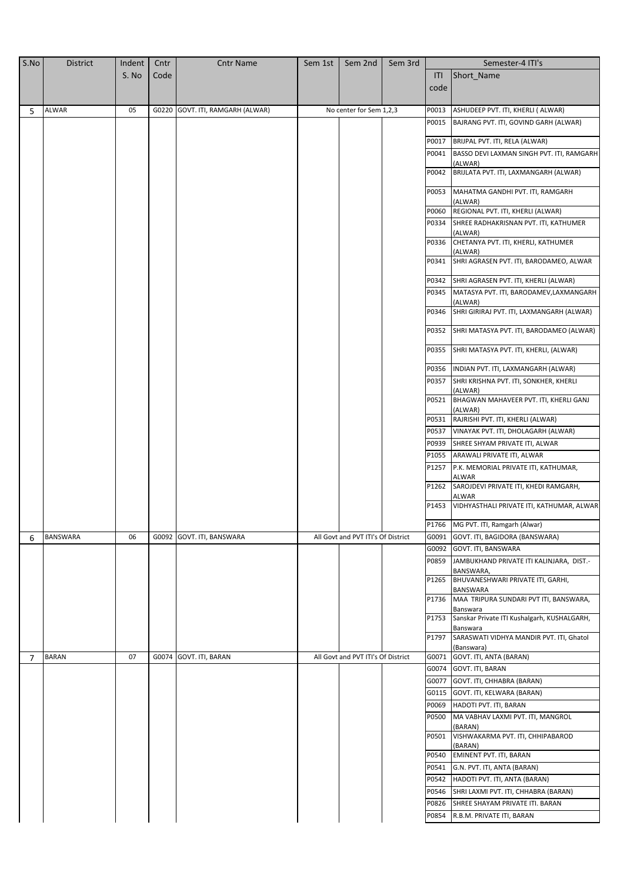| S.No | District | Indent S. No | Cntr Code | Cntr Name | Sem 1st | Sem 2nd | Sem 3rd | Semester-4 ITI's | |
|---|---|---|---|---|---|---|---|---|---|
| | | | | | | | | ITI code | Short_Name |
| 5 | ALWAR | 05 | G0220 | GOVT. ITI, RAMGARH (ALWAR) | No center for Sem 1,2,3 | | | P0013 | ASHUDEEP PVT. ITI, KHERLI ( ALWAR) |
| | | | | | | | | P0015 | BAJRANG PVT. ITI, GOVIND GARH (ALWAR) |
| | | | | | | | | P0017 | BRIJPAL PVT. ITI, RELA (ALWAR) |
| | | | | | | | | P0041 | BASSO DEVI LAXMAN SINGH PVT. ITI, RAMGARH (ALWAR) |
| | | | | | | | | P0042 | BRIJLATA PVT. ITI, LAXMANGARH (ALWAR) |
| | | | | | | | | P0053 | MAHATMA GANDHI PVT. ITI, RAMGARH (ALWAR) |
| | | | | | | | | P0060 | REGIONAL PVT. ITI, KHERLI (ALWAR) |
| | | | | | | | | P0334 | SHREE RADHAKRISNAN PVT. ITI, KATHUMER (ALWAR) |
| | | | | | | | | P0336 | CHETANYA PVT. ITI, KHERLI, KATHUMER (ALWAR) |
| | | | | | | | | P0341 | SHRI AGRASEN PVT. ITI, BARODAMEO, ALWAR |
| | | | | | | | | P0342 | SHRI AGRASEN PVT. ITI, KHERLI (ALWAR) |
| | | | | | | | | P0345 | MATASYA PVT. ITI, BARODAMEV,LAXMANGARH (ALWAR) |
| | | | | | | | | P0346 | SHRI GIRIRAJ PVT. ITI, LAXMANGARH (ALWAR) |
| | | | | | | | | P0352 | SHRI MATASYA PVT. ITI, BARODAMEO (ALWAR) |
| | | | | | | | | P0355 | SHRI MATASYA PVT. ITI, KHERLI, (ALWAR) |
| | | | | | | | | P0356 | INDIAN PVT. ITI, LAXMANGARH (ALWAR) |
| | | | | | | | | P0357 | SHRI KRISHNA PVT. ITI, SONKHER, KHERLI (ALWAR) |
| | | | | | | | | P0521 | BHAGWAN MAHAVEER PVT. ITI, KHERLI GANJ (ALWAR) |
| | | | | | | | | P0531 | RAJRISHI PVT. ITI, KHERLI (ALWAR) |
| | | | | | | | | P0537 | VINAYAK PVT. ITI, DHOLAGARH (ALWAR) |
| | | | | | | | | P0939 | SHREE SHYAM PRIVATE ITI, ALWAR |
| | | | | | | | | P1055 | ARAWALI PRIVATE ITI, ALWAR |
| | | | | | | | | P1257 | P.K. MEMORIAL PRIVATE ITI, KATHUMAR, ALWAR |
| | | | | | | | | P1262 | SAROJDEVI PRIVATE ITI, KHEDI RAMGARH, ALWAR |
| | | | | | | | | P1453 | VIDHYASTHALI PRIVATE ITI, KATHUMAR, ALWAR |
| | | | | | | | | P1766 | MG PVT. ITI, Ramgarh (Alwar) |
| 6 | BANSWARA | 06 | G0092 | GOVT. ITI, BANSWARA | All Govt and PVT ITI's Of District | | | G0091 | GOVT. ITI, BAGIDORA (BANSWARA) |
| | | | | | | | | G0092 | GOVT. ITI, BANSWARA |
| | | | | | | | | P0859 | JAMBUKHAND PRIVATE ITI KALINJARA, DIST.-BANSWARA, |
| | | | | | | | | P1265 | BHUVANESHWARI PRIVATE ITI, GARHI, BANSWARA |
| | | | | | | | | P1736 | MAA TRIPURA SUNDARI PVT ITI, BANSWARA, Banswara |
| | | | | | | | | P1753 | Sanskar Private ITI Kushalgarh, KUSHALGARH, Banswara |
| | | | | | | | | P1797 | SARASWATI VIDHYA MANDIR PVT. ITI, Ghatol (Banswara) |
| 7 | BARAN | 07 | G0074 | GOVT. ITI, BARAN | All Govt and PVT ITI's Of District | | | G0071 | GOVT. ITI, ANTA (BARAN) |
| | | | | | | | | G0074 | GOVT. ITI, BARAN |
| | | | | | | | | G0077 | GOVT. ITI, CHHABRA (BARAN) |
| | | | | | | | | G0115 | GOVT. ITI, KELWARA (BARAN) |
| | | | | | | | | P0069 | HADOTI PVT. ITI, BARAN |
| | | | | | | | | P0500 | MA VABHAV LAXMI PVT. ITI, MANGROL (BARAN) |
| | | | | | | | | P0501 | VISHWAKARMA PVT. ITI, CHHIPABAROD (BARAN) |
| | | | | | | | | P0540 | EMINENT PVT. ITI, BARAN |
| | | | | | | | | P0541 | G.N. PVT. ITI, ANTA (BARAN) |
| | | | | | | | | P0542 | HADOTI PVT. ITI, ANTA (BARAN) |
| | | | | | | | | P0546 | SHRI LAXMI PVT. ITI, CHHABRA (BARAN) |
| | | | | | | | | P0826 | SHREE SHAYAM PRIVATE ITI. BARAN |
| | | | | | | | | P0854 | R.B.M. PRIVATE ITI, BARAN |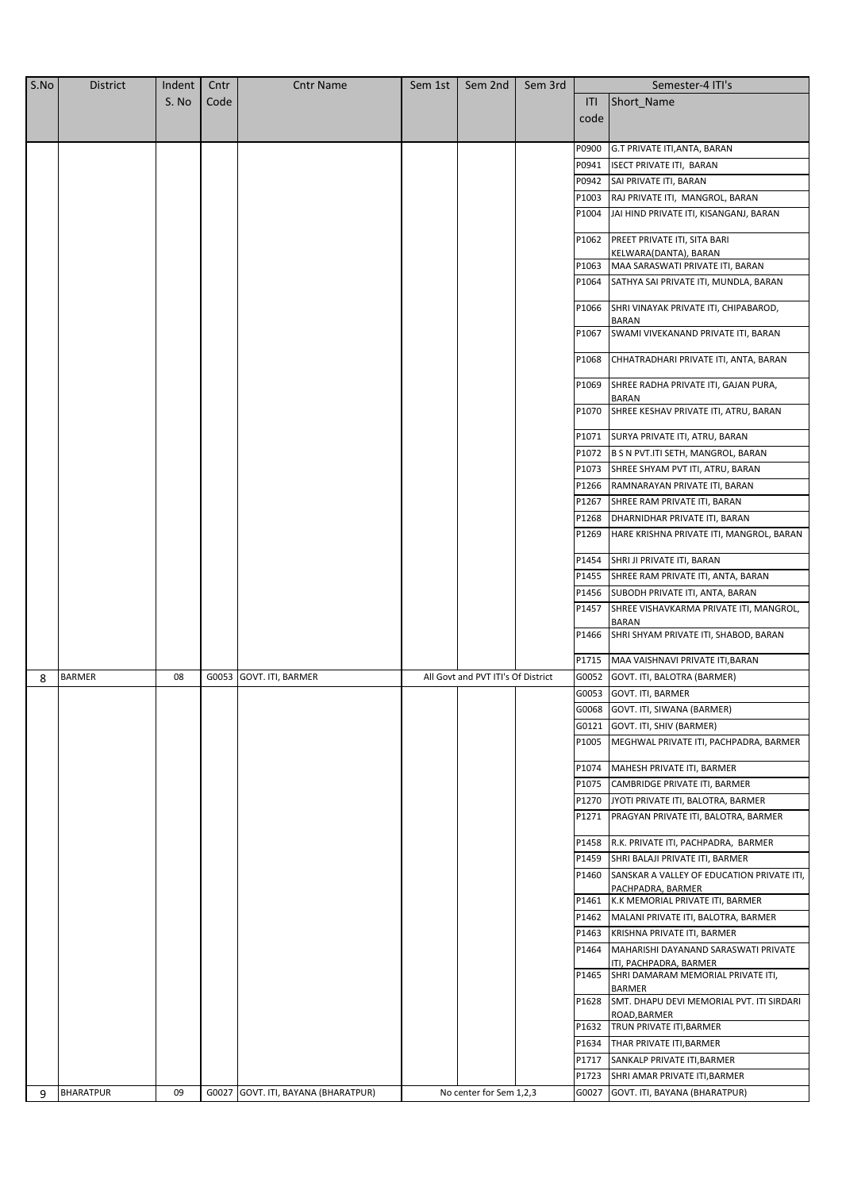| S.No | District | Indent S. No | Cntr Code | Cntr Name | Sem 1st | Sem 2nd | Sem 3rd | Semester-4 ITI's | |
|---|---|---|---|---|---|---|---|---|---|
| | | | | | | | | ITI code | Short_Name |
| | | | | | | | | P0900 | G.T PRIVATE ITI,ANTA, BARAN |
| | | | | | | | | P0941 | ISECT PRIVATE ITI, BARAN |
| | | | | | | | | P0942 | SAI PRIVATE ITI, BARAN |
| | | | | | | | | P1003 | RAJ PRIVATE ITI, MANGROL, BARAN |
| | | | | | | | | P1004 | JAI HIND PRIVATE ITI, KISANGANJ, BARAN |
| | | | | | | | | P1062 | PREET PRIVATE ITI, SITA BARI KELWARA(DANTA), BARAN |
| | | | | | | | | P1063 | MAA SARASWATI PRIVATE ITI, BARAN |
| | | | | | | | | P1064 | SATHYA SAI PRIVATE ITI, MUNDLA, BARAN |
| | | | | | | | | P1066 | SHRI VINAYAK PRIVATE ITI, CHIPABAROD, BARAN |
| | | | | | | | | P1067 | SWAMI VIVEKANAND PRIVATE ITI, BARAN |
| | | | | | | | | P1068 | CHHATRADHARI PRIVATE ITI, ANTA, BARAN |
| | | | | | | | | P1069 | SHREE RADHA PRIVATE ITI, GAJAN PURA, BARAN |
| | | | | | | | | P1070 | SHREE KESHAV PRIVATE ITI, ATRU, BARAN |
| | | | | | | | | P1071 | SURYA PRIVATE ITI, ATRU, BARAN |
| | | | | | | | | P1072 | B S N PVT.ITI SETH, MANGROL, BARAN |
| | | | | | | | | P1073 | SHREE SHYAM PVT ITI, ATRU, BARAN |
| | | | | | | | | P1266 | RAMNARAYAN PRIVATE ITI, BARAN |
| | | | | | | | | P1267 | SHREE RAM PRIVATE ITI, BARAN |
| | | | | | | | | P1268 | DHARNIDHAR PRIVATE ITI, BARAN |
| | | | | | | | | P1269 | HARE KRISHNA PRIVATE ITI, MANGROL, BARAN |
| | | | | | | | | P1454 | SHRI JI PRIVATE ITI, BARAN |
| | | | | | | | | P1455 | SHREE RAM PRIVATE ITI, ANTA, BARAN |
| | | | | | | | | P1456 | SUBODH PRIVATE ITI, ANTA, BARAN |
| | | | | | | | | P1457 | SHREE VISHAVKARMA PRIVATE ITI, MANGROL, BARAN |
| | | | | | | | | P1466 | SHRI SHYAM PRIVATE ITI, SHABOD, BARAN |
| | | | | | | | | P1715 | MAA VAISHNAVI PRIVATE ITI,BARAN |
| 8 | BARMER | 08 | G0053 | GOVT. ITI, BARMER | All Govt and PVT ITI's Of District | | | G0052 | GOVT. ITI, BALOTRA (BARMER) |
| | | | | | | | | G0053 | GOVT. ITI, BARMER |
| | | | | | | | | G0068 | GOVT. ITI, SIWANA (BARMER) |
| | | | | | | | | G0121 | GOVT. ITI, SHIV (BARMER) |
| | | | | | | | | P1005 | MEGHWAL PRIVATE ITI, PACHPADRA, BARMER |
| | | | | | | | | P1074 | MAHESH PRIVATE ITI, BARMER |
| | | | | | | | | P1075 | CAMBRIDGE PRIVATE ITI, BARMER |
| | | | | | | | | P1270 | JYOTI PRIVATE ITI, BALOTRA, BARMER |
| | | | | | | | | P1271 | PRAGYAN PRIVATE ITI, BALOTRA, BARMER |
| | | | | | | | | P1458 | R.K. PRIVATE ITI, PACHPADRA, BARMER |
| | | | | | | | | P1459 | SHRI BALAJI PRIVATE ITI, BARMER |
| | | | | | | | | P1460 | SANSKAR A VALLEY OF EDUCATION PRIVATE ITI, PACHPADRA, BARMER |
| | | | | | | | | P1461 | K.K MEMORIAL PRIVATE ITI, BARMER |
| | | | | | | | | P1462 | MALANI PRIVATE ITI, BALOTRA, BARMER |
| | | | | | | | | P1463 | KRISHNA PRIVATE ITI, BARMER |
| | | | | | | | | P1464 | MAHARISHI DAYANAND SARASWATI PRIVATE ITI, PACHPADRA, BARMER |
| | | | | | | | | P1465 | SHRI DAMARAM MEMORIAL PRIVATE ITI, BARMER |
| | | | | | | | | P1628 | SMT. DHAPU DEVI MEMORIAL PVT. ITI SIRDARI ROAD,BARMER |
| | | | | | | | | P1632 | TRUN PRIVATE ITI,BARMER |
| | | | | | | | | P1634 | THAR PRIVATE ITI,BARMER |
| | | | | | | | | P1717 | SANKALP PRIVATE ITI,BARMER |
| | | | | | | | | P1723 | SHRI AMAR PRIVATE ITI,BARMER |
| 9 | BHARATPUR | 09 | G0027 | GOVT. ITI, BAYANA (BHARATPUR) | No center for Sem 1,2,3 | | | G0027 | GOVT. ITI, BAYANA (BHARATPUR) |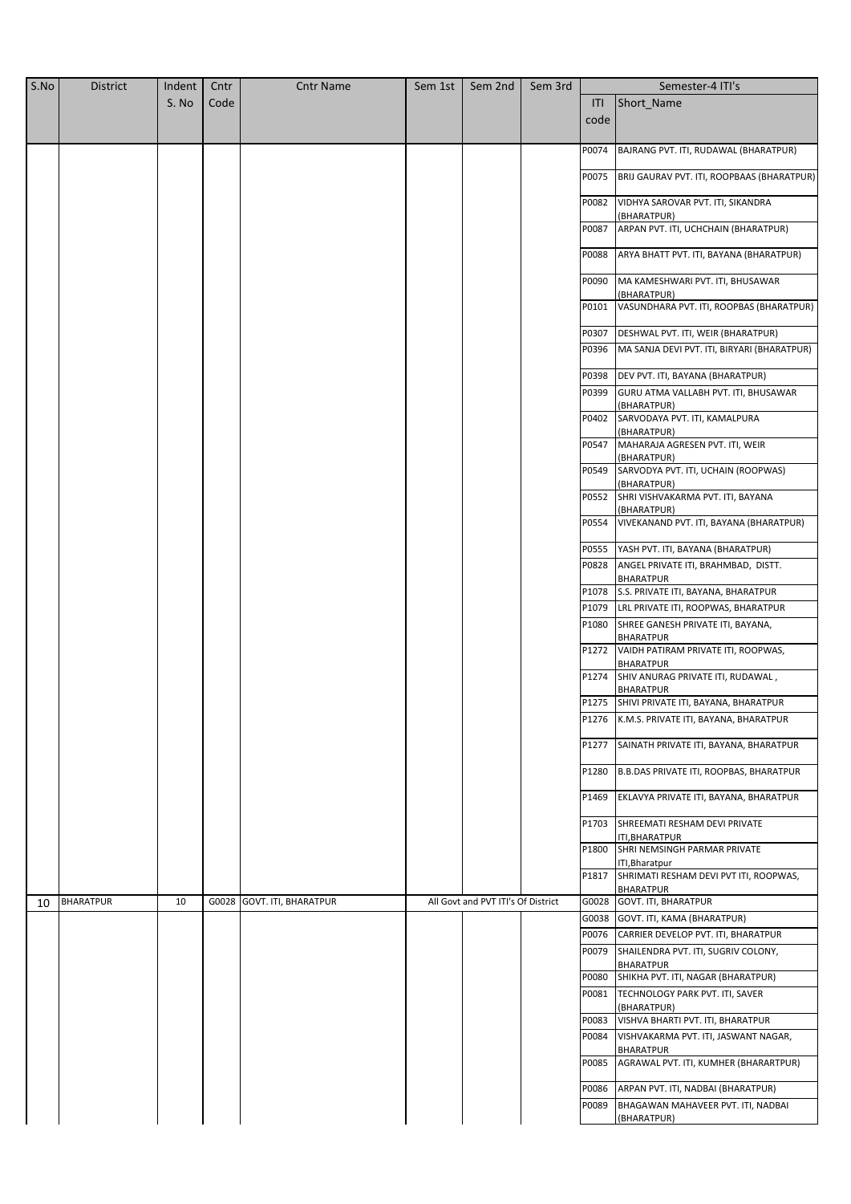| S.No | District | Indent S. No | Cntr Code | Cntr Name | Sem 1st | Sem 2nd | Sem 3rd | Semester-4 ITI's | |
|---|---|---|---|---|---|---|---|---|---|
| | | | | | | | | ITI code | Short_Name |
| | | | | | | | | P0074 | BAJRANG PVT. ITI, RUDAWAL (BHARATPUR) |
| | | | | | | | | P0075 | BRIJ GAURAV PVT. ITI, ROOPBAAS (BHARATPUR) |
| | | | | | | | | P0082 | VIDHYA SAROVAR PVT. ITI, SIKANDRA (BHARATPUR) |
| | | | | | | | | P0087 | ARPAN PVT. ITI, UCHCHAIN (BHARATPUR) |
| | | | | | | | | P0088 | ARYA BHATT PVT. ITI, BAYANA (BHARATPUR) |
| | | | | | | | | P0090 | MA KAMESHWARI PVT. ITI, BHUSAWAR (BHARATPUR) |
| | | | | | | | | P0101 | VASUNDHARA PVT. ITI, ROOPBAS (BHARATPUR) |
| | | | | | | | | P0307 | DESHWAL PVT. ITI, WEIR (BHARATPUR) |
| | | | | | | | | P0396 | MA SANJA DEVI PVT. ITI, BIRYARI (BHARATPUR) |
| | | | | | | | | P0398 | DEV PVT. ITI, BAYANA (BHARATPUR) |
| | | | | | | | | P0399 | GURU ATMA VALLABH PVT. ITI, BHUSAWAR (BHARATPUR) |
| | | | | | | | | P0402 | SARVODAYA PVT. ITI, KAMALPURA (BHARATPUR) |
| | | | | | | | | P0547 | MAHARAJA AGRESEN PVT. ITI, WEIR (BHARATPUR) |
| | | | | | | | | P0549 | SARVODYA PVT. ITI, UCHAIN (ROOPWAS) (BHARATPUR) |
| | | | | | | | | P0552 | SHRI VISHVAKARMA PVT. ITI, BAYANA (BHARATPUR) |
| | | | | | | | | P0554 | VIVEKANAND PVT. ITI, BAYANA (BHARATPUR) |
| | | | | | | | | P0555 | YASH PVT. ITI, BAYANA (BHARATPUR) |
| | | | | | | | | P0828 | ANGEL PRIVATE ITI, BRAHMBAD, DISTT. BHARATPUR |
| | | | | | | | | P1078 | S.S. PRIVATE ITI, BAYANA, BHARATPUR |
| | | | | | | | | P1079 | LRL PRIVATE ITI, ROOPWAS, BHARATPUR |
| | | | | | | | | P1080 | SHREE GANESH PRIVATE ITI, BAYANA, BHARATPUR |
| | | | | | | | | P1272 | VAIDH PATIRAM PRIVATE ITI, ROOPWAS, BHARATPUR |
| | | | | | | | | P1274 | SHIV ANURAG PRIVATE ITI, RUDAWAL , BHARATPUR |
| | | | | | | | | P1275 | SHIVI PRIVATE ITI, BAYANA, BHARATPUR |
| | | | | | | | | P1276 | K.M.S. PRIVATE ITI, BAYANA, BHARATPUR |
| | | | | | | | | P1277 | SAINATH PRIVATE ITI, BAYANA, BHARATPUR |
| | | | | | | | | P1280 | B.B.DAS PRIVATE ITI, ROOPBAS, BHARATPUR |
| | | | | | | | | P1469 | EKLAVYA PRIVATE ITI, BAYANA, BHARATPUR |
| | | | | | | | | P1703 | SHREEMATI RESHAM DEVI PRIVATE ITI,BHARATPUR |
| | | | | | | | | P1800 | SHRI NEMSINGH PARMAR PRIVATE ITI,Bharatpur |
| | | | | | | | | P1817 | SHRIMATI RESHAM DEVI PVT ITI, ROOPWAS, BHARATPUR |
| 10 | BHARATPUR | 10 | G0028 | GOVT. ITI, BHARATPUR | All Govt and PVT ITI's Of District | | | G0028 | GOVT. ITI, BHARATPUR |
| | | | | | | | | G0038 | GOVT. ITI, KAMA (BHARATPUR) |
| | | | | | | | | P0076 | CARRIER DEVELOP PVT. ITI, BHARATPUR |
| | | | | | | | | P0079 | SHAILENDRA PVT. ITI, SUGRIV COLONY, BHARATPUR |
| | | | | | | | | P0080 | SHIKHA PVT. ITI, NAGAR (BHARATPUR) |
| | | | | | | | | P0081 | TECHNOLOGY PARK PVT. ITI, SAVER (BHARATPUR) |
| | | | | | | | | P0083 | VISHVA BHARTI PVT. ITI, BHARATPUR |
| | | | | | | | | P0084 | VISHVAKARMA PVT. ITI, JASWANT NAGAR, BHARATPUR |
| | | | | | | | | P0085 | AGRAWAL PVT. ITI, KUMHER (BHARARTPUR) |
| | | | | | | | | P0086 | ARPAN PVT. ITI, NADBAI (BHARATPUR) |
| | | | | | | | | P0089 | BHAGAWAN MAHAVEER PVT. ITI, NADBAI (BHARATPUR) |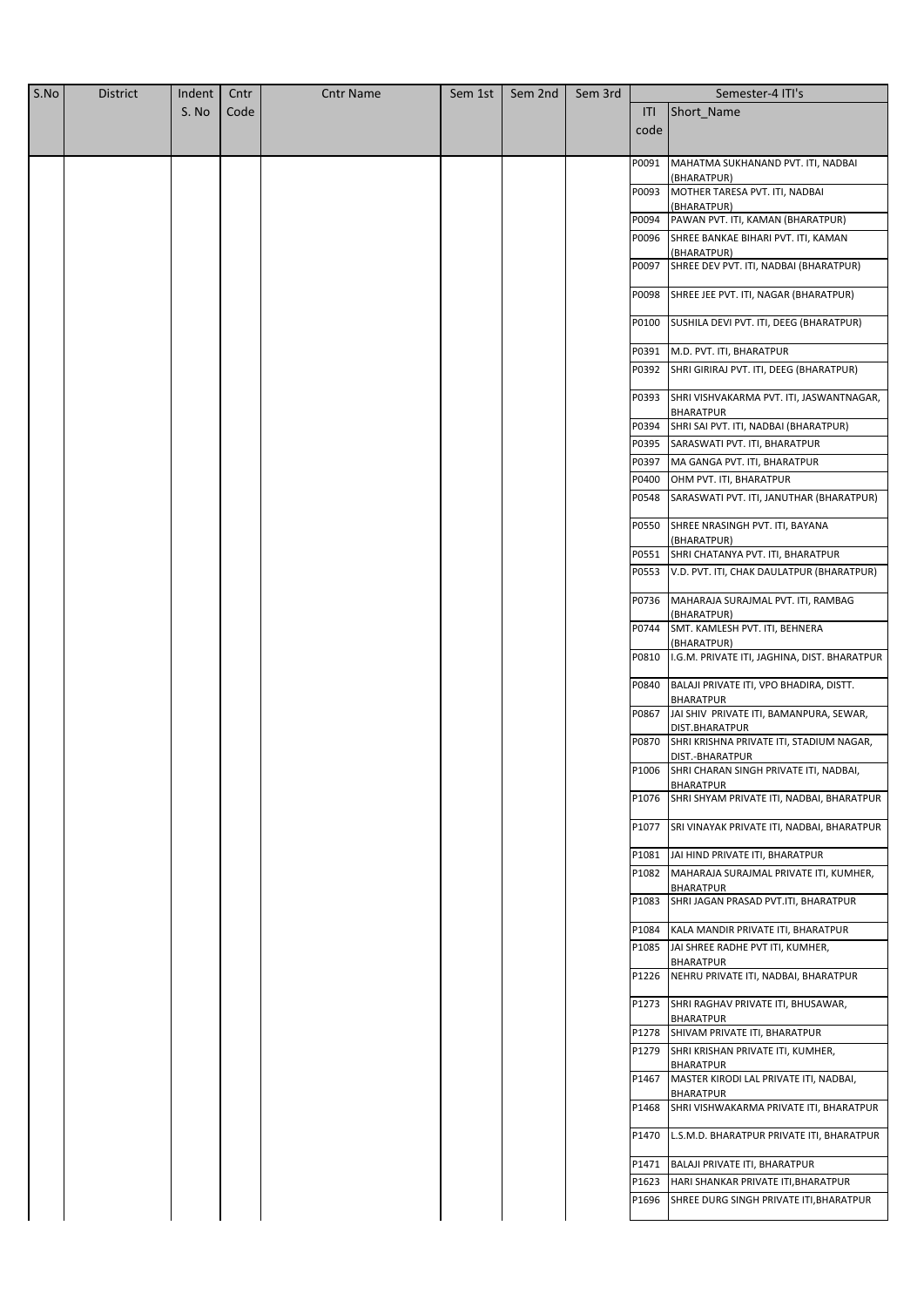| S.No | District | Indent S. No | Cntr Code | Cntr Name | Sem 1st | Sem 2nd | Sem 3rd | Semester-4 ITI's | |
|---|---|---|---|---|---|---|---|---|---|
| | | | | | | | | ITI code | Short_Name |
| | | | | | | | | P0091 | MAHATMA SUKHANAND PVT. ITI, NADBAI (BHARATPUR) |
| | | | | | | | | P0093 | MOTHER TARESA PVT. ITI, NADBAI (BHARATPUR) |
| | | | | | | | | P0094 | PAWAN PVT. ITI, KAMAN (BHARATPUR) |
| | | | | | | | | P0096 | SHREE BANKAE BIHARI PVT. ITI, KAMAN (BHARATPUR) |
| | | | | | | | | P0097 | SHREE DEV PVT. ITI, NADBAI (BHARATPUR) |
| | | | | | | | | P0098 | SHREE JEE PVT. ITI, NAGAR (BHARATPUR) |
| | | | | | | | | P0100 | SUSHILA DEVI PVT. ITI, DEEG (BHARATPUR) |
| | | | | | | | | P0391 | M.D. PVT. ITI, BHARATPUR |
| | | | | | | | | P0392 | SHRI GIRIRAJ PVT. ITI, DEEG (BHARATPUR) |
| | | | | | | | | P0393 | SHRI VISHVAKARMA PVT. ITI, JASWANTNAGAR, BHARATPUR |
| | | | | | | | | P0394 | SHRI SAI PVT. ITI, NADBAI (BHARATPUR) |
| | | | | | | | | P0395 | SARASWATI PVT. ITI, BHARATPUR |
| | | | | | | | | P0397 | MA GANGA PVT. ITI, BHARATPUR |
| | | | | | | | | P0400 | OHM PVT. ITI, BHARATPUR |
| | | | | | | | | P0548 | SARASWATI PVT. ITI, JANUTHAR (BHARATPUR) |
| | | | | | | | | P0550 | SHREE NRASINGH PVT. ITI, BAYANA (BHARATPUR) |
| | | | | | | | | P0551 | SHRI CHATANYA PVT. ITI, BHARATPUR |
| | | | | | | | | P0553 | V.D. PVT. ITI, CHAK DAULATPUR (BHARATPUR) |
| | | | | | | | | P0736 | MAHARAJA SURAJMAL PVT. ITI, RAMBAG (BHARATPUR) |
| | | | | | | | | P0744 | SMT. KAMLESH PVT. ITI, BEHNERA (BHARATPUR) |
| | | | | | | | | P0810 | I.G.M. PRIVATE ITI, JAGHINA, DIST. BHARATPUR |
| | | | | | | | | P0840 | BALAJI PRIVATE ITI, VPO BHADIRA, DISTT. BHARATPUR |
| | | | | | | | | P0867 | JAI SHIV PRIVATE ITI, BAMANPURA, SEWAR, DIST.BHARATPUR |
| | | | | | | | | P0870 | SHRI KRISHNA PRIVATE ITI, STADIUM NAGAR, DIST.-BHARATPUR |
| | | | | | | | | P1006 | SHRI CHARAN SINGH PRIVATE ITI, NADBAI, BHARATPUR |
| | | | | | | | | P1076 | SHRI SHYAM PRIVATE ITI, NADBAI, BHARATPUR |
| | | | | | | | | P1077 | SRI VINAYAK PRIVATE ITI, NADBAI, BHARATPUR |
| | | | | | | | | P1081 | JAI HIND PRIVATE ITI, BHARATPUR |
| | | | | | | | | P1082 | MAHARAJA SURAJMAL PRIVATE ITI, KUMHER, BHARATPUR |
| | | | | | | | | P1083 | SHRI JAGAN PRASAD PVT.ITI, BHARATPUR |
| | | | | | | | | P1084 | KALA MANDIR PRIVATE ITI, BHARATPUR |
| | | | | | | | | P1085 | JAI SHREE RADHE PVT ITI, KUMHER, BHARATPUR |
| | | | | | | | | P1226 | NEHRU PRIVATE ITI, NADBAI, BHARATPUR |
| | | | | | | | | P1273 | SHRI RAGHAV PRIVATE ITI, BHUSAWAR, BHARATPUR |
| | | | | | | | | P1278 | SHIVAM PRIVATE ITI, BHARATPUR |
| | | | | | | | | P1279 | SHRI KRISHAN PRIVATE ITI, KUMHER, BHARATPUR |
| | | | | | | | | P1467 | MASTER KIRODI LAL PRIVATE ITI, NADBAI, BHARATPUR |
| | | | | | | | | P1468 | SHRI VISHWAKARMA PRIVATE ITI, BHARATPUR |
| | | | | | | | | P1470 | L.S.M.D. BHARATPUR PRIVATE ITI, BHARATPUR |
| | | | | | | | | P1471 | BALAJI PRIVATE ITI, BHARATPUR |
| | | | | | | | | P1623 | HARI SHANKAR PRIVATE ITI,BHARATPUR |
| | | | | | | | | P1696 | SHREE DURG SINGH PRIVATE ITI,BHARATPUR |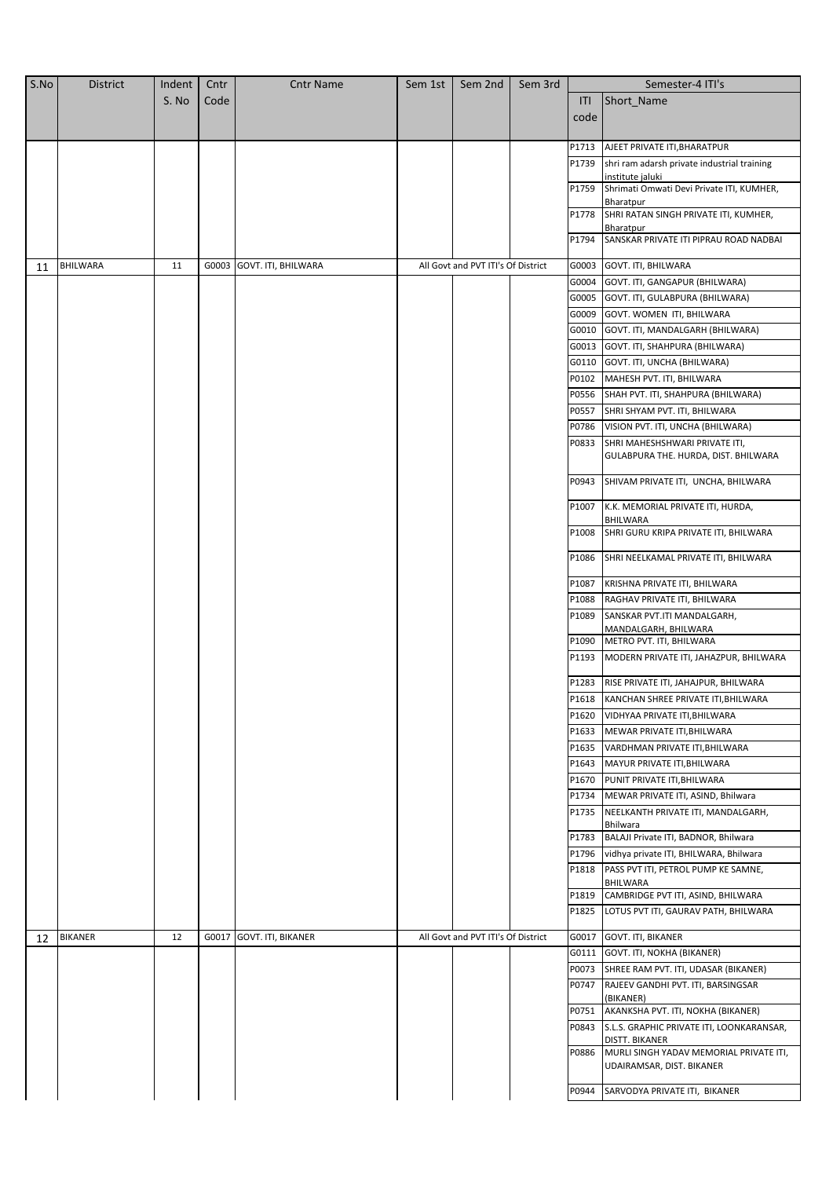| S.No | District | Indent S. No | Cntr Code | Cntr Name | Sem 1st | Sem 2nd | Sem 3rd | Semester-4 ITI's | |
|---|---|---|---|---|---|---|---|---|---|
| | | | | | | | | ITI code | Short_Name |
| | | | | | | | | P1713 | AJEET PRIVATE ITI,BHARATPUR |
| | | | | | | | | P1739 | shri ram adarsh private industrial training institute jaluki |
| | | | | | | | | P1759 | Shrimati Omwati Devi Private ITI, KUMHER, Bharatpur |
| | | | | | | | | P1778 | SHRI RATAN SINGH PRIVATE ITI, KUMHER, Bharatpur |
| | | | | | | | | P1794 | SANSKAR PRIVATE ITI PIPRAU ROAD NADBAI |
| 11 | BHILWARA | 11 | G0003 | GOVT. ITI, BHILWARA | All Govt and PVT ITI's Of District | | | G0003 | GOVT. ITI, BHILWARA |
| | | | | | | | | G0004 | GOVT. ITI, GANGAPUR (BHILWARA) |
| | | | | | | | | G0005 | GOVT. ITI, GULABPURA (BHILWARA) |
| | | | | | | | | G0009 | GOVT. WOMEN ITI, BHILWARA |
| | | | | | | | | G0010 | GOVT. ITI, MANDALGARH (BHILWARA) |
| | | | | | | | | G0013 | GOVT. ITI, SHAHPURA (BHILWARA) |
| | | | | | | | | G0110 | GOVT. ITI, UNCHA (BHILWARA) |
| | | | | | | | | P0102 | MAHESH PVT. ITI, BHILWARA |
| | | | | | | | | P0556 | SHAH PVT. ITI, SHAHPURA (BHILWARA) |
| | | | | | | | | P0557 | SHRI SHYAM PVT. ITI, BHILWARA |
| | | | | | | | | P0786 | VISION PVT. ITI, UNCHA (BHILWARA) |
| | | | | | | | | P0833 | SHRI MAHESHSHWARI PRIVATE ITI, GULABPURA THE. HURDA, DIST. BHILWARA |
| | | | | | | | | P0943 | SHIVAM PRIVATE ITI, UNCHA, BHILWARA |
| | | | | | | | | P1007 | K.K. MEMORIAL PRIVATE ITI, HURDA, BHILWARA |
| | | | | | | | | P1008 | SHRI GURU KRIPA PRIVATE ITI, BHILWARA |
| | | | | | | | | P1086 | SHRI NEELKAMAL PRIVATE ITI, BHILWARA |
| | | | | | | | | P1087 | KRISHNA PRIVATE ITI, BHILWARA |
| | | | | | | | | P1088 | RAGHAV PRIVATE ITI, BHILWARA |
| | | | | | | | | P1089 | SANSKAR PVT.ITI MANDALGARH, MANDALGARH, BHILWARA |
| | | | | | | | | P1090 | METRO PVT. ITI, BHILWARA |
| | | | | | | | | P1193 | MODERN PRIVATE ITI, JAHAZPUR, BHILWARA |
| | | | | | | | | P1283 | RISE PRIVATE ITI, JAHAJPUR, BHILWARA |
| | | | | | | | | P1618 | KANCHAN SHREE PRIVATE ITI,BHILWARA |
| | | | | | | | | P1620 | VIDHYAA PRIVATE ITI,BHILWARA |
| | | | | | | | | P1633 | MEWAR PRIVATE ITI,BHILWARA |
| | | | | | | | | P1635 | VARDHMAN PRIVATE ITI,BHILWARA |
| | | | | | | | | P1643 | MAYUR PRIVATE ITI,BHILWARA |
| | | | | | | | | P1670 | PUNIT PRIVATE ITI,BHILWARA |
| | | | | | | | | P1734 | MEWAR PRIVATE ITI, ASIND, Bhilwara |
| | | | | | | | | P1735 | NEELKANTH PRIVATE ITI, MANDALGARH, Bhilwara |
| | | | | | | | | P1783 | BALAJI Private ITI, BADNOR, Bhilwara |
| | | | | | | | | P1796 | vidhya private ITI, BHILWARA, Bhilwara |
| | | | | | | | | P1818 | PASS PVT ITI, PETROL PUMP KE SAMNE, BHILWARA |
| | | | | | | | | P1819 | CAMBRIDGE PVT ITI, ASIND, BHILWARA |
| | | | | | | | | P1825 | LOTUS PVT ITI, GAURAV PATH, BHILWARA |
| 12 | BIKANER | 12 | G0017 | GOVT. ITI, BIKANER | All Govt and PVT ITI's Of District | | | G0017 | GOVT. ITI, BIKANER |
| | | | | | | | | G0111 | GOVT. ITI, NOKHA (BIKANER) |
| | | | | | | | | P0073 | SHREE RAM PVT. ITI, UDASAR (BIKANER) |
| | | | | | | | | P0747 | RAJEEV GANDHI PVT. ITI, BARSINGSAR (BIKANER) |
| | | | | | | | | P0751 | AKANKSHA PVT. ITI, NOKHA (BIKANER) |
| | | | | | | | | P0843 | S.L.S. GRAPHIC PRIVATE ITI, LOONKARANSAR, DISTT. BIKANER |
| | | | | | | | | P0886 | MURLI SINGH YADAV MEMORIAL PRIVATE ITI, UDAIRAMSAR, DIST. BIKANER |
| | | | | | | | | P0944 | SARVODYA PRIVATE ITI, BIKANER |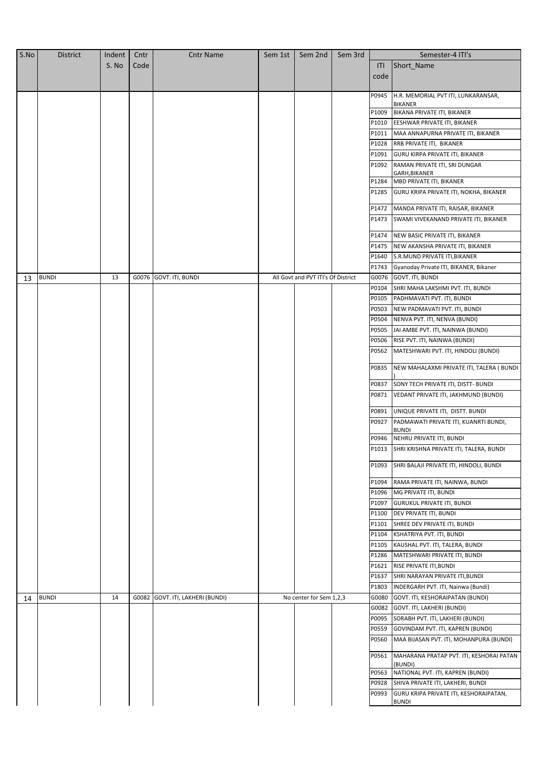| S.No | District | Indent S. No | Cntr Code | Cntr Name | Sem 1st | Sem 2nd | Sem 3rd | Semester-4 ITI's | |
|---|---|---|---|---|---|---|---|---|---|
| | | | | | | | | ITI code | Short_Name |
| | | | | | | | | P0945 | H.R. MEMORIAL PVT ITI, LUNKARANSAR, BIKANER |
| | | | | | | | | P1009 | BIKANA PRIVATE ITI, BIKANER |
| | | | | | | | | P1010 | EESHWAR PRIVATE ITI, BIKANER |
| | | | | | | | | P1011 | MAA ANNAPURNA PRIVATE ITI, BIKANER |
| | | | | | | | | P1028 | RRB PRIVATE ITI, BIKANER |
| | | | | | | | | P1091 | GURU KIRPA PRIVATE ITI, BIKANER |
| | | | | | | | | P1092 | RAMAN PRIVATE ITI, SRI DUNGAR GARH,BIKANER |
| | | | | | | | | P1284 | MBD PRIVATE ITI, BIKANER |
| | | | | | | | | P1285 | GURU KRIPA PRIVATE ITI, NOKHA, BIKANER |
| | | | | | | | | P1472 | MANDA PRIVATE ITI, RAISAR, BIKANER |
| | | | | | | | | P1473 | SWAMI VIVEKANAND PRIVATE ITI, BIKANER |
| | | | | | | | | P1474 | NEW BASIC PRIVATE ITI, BIKANER |
| | | | | | | | | P1475 | NEW AKANSHA PRIVATE ITI, BIKANER |
| | | | | | | | | P1640 | S.R.MUND PRIVATE ITI,BIKANER |
| | | | | | | | | P1743 | Gyanoday Private ITI, BIKANER, Bikaner |
| 13 | BUNDI | 13 | G0076 | GOVT. ITI, BUNDI | All Govt and PVT ITI's Of District | | | G0076 | GOVT. ITI, BUNDI |
| | | | | | | | | P0104 | SHRI MAHA LAKSHMI PVT. ITI, BUNDI |
| | | | | | | | | P0105 | PADHMAVATI PVT. ITI, BUNDI |
| | | | | | | | | P0503 | NEW PADMAVATI PVT. ITI, BUNDI |
| | | | | | | | | P0504 | NENVA PVT. ITI, NENVA (BUNDI) |
| | | | | | | | | P0505 | JAI AMBE PVT. ITI, NAINWA (BUNDI) |
| | | | | | | | | P0506 | RISE PVT. ITI, NAINWA (BUNDI) |
| | | | | | | | | P0562 | MATESHWARI PVT. ITI, HINDOLI (BUNDI) |
| | | | | | | | | P0835 | NEW MAHALAXMI PRIVATE ITI, TALERA ( BUNDI ) |
| | | | | | | | | P0837 | SONY TECH PRIVATE ITI, DISTT- BUNDI |
| | | | | | | | | P0871 | VEDANT PRIVATE ITI, JAKHMUND (BUNDI) |
| | | | | | | | | P0891 | UNIQUE PRIVATE ITI, DISTT. BUNDI |
| | | | | | | | | P0927 | PADMAWATI PRIVATE ITI, KUANRTI BUNDI, BUNDI |
| | | | | | | | | P0946 | NEHRU PRIVATE ITI, BUNDI |
| | | | | | | | | P1013 | SHRI KRISHNA PRIVATE ITI, TALERA, BUNDI |
| | | | | | | | | P1093 | SHRI BALAJI PRIVATE ITI, HINDOLI, BUNDI |
| | | | | | | | | P1094 | RAMA PRIVATE ITI, NAINWA, BUNDI |
| | | | | | | | | P1096 | MG PRIVATE ITI, BUNDI |
| | | | | | | | | P1097 | GURUKUL PRIVATE ITI, BUNDI |
| | | | | | | | | P1100 | DEV PRIVATE ITI, BUNDI |
| | | | | | | | | P1101 | SHREE DEV PRIVATE ITI, BUNDI |
| | | | | | | | | P1104 | KSHATRIYA PVT. ITI, BUNDI |
| | | | | | | | | P1105 | KAUSHAL PVT. ITI, TALERA, BUNDI |
| | | | | | | | | P1286 | MATESHWARI PRIVATE ITI, BUNDI |
| | | | | | | | | P1621 | RISE PRIVATE ITI,BUNDI |
| | | | | | | | | P1637 | SHRI NARAYAN PRIVATE ITI,BUNDI |
| | | | | | | | | P1803 | INDERGARH PVT. ITI, Nainwa (Bundi) |
| 14 | BUNDI | 14 | G0082 | GOVT. ITI, LAKHERI (BUNDI) | No center for Sem 1,2,3 | | | G0080 | GOVT. ITI, KESHORAIPATAN (BUNDI) |
| | | | | | | | | G0082 | GOVT. ITI, LAKHERI (BUNDI) |
| | | | | | | | | P0095 | SORABH PVT. ITI, LAKHERI (BUNDI) |
| | | | | | | | | P0559 | GOVINDAM PVT. ITI, KAPREN (BUNDI) |
| | | | | | | | | P0560 | MAA BIJASAN PVT. ITI, MOHANPURA (BUNDI) |
| | | | | | | | | P0561 | MAHARANA PRATAP PVT. ITI, KESHORAI PATAN (BUNDI) |
| | | | | | | | | P0563 | NATIONAL PVT. ITI, KAPREN (BUNDI) |
| | | | | | | | | P0928 | SHIVA PRIVATE ITI, LAKHERI, BUNDI |
| | | | | | | | | P0993 | GURU KRIPA PRIVATE ITI, KESHORAIPATAN, BUNDI |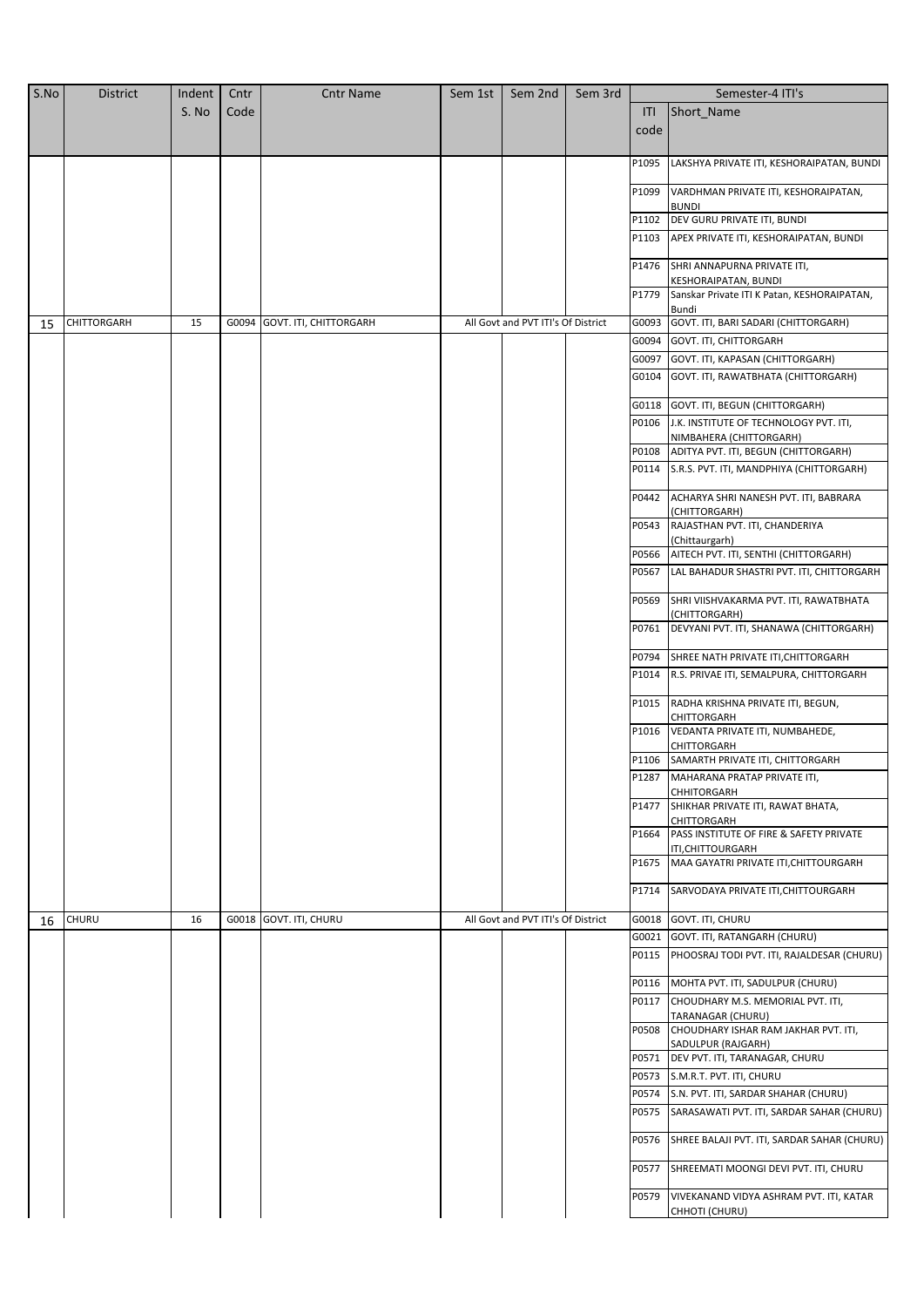| S.No | District | Indent S. No | Cntr Code | Cntr Name | Sem 1st | Sem 2nd | Sem 3rd | Semester-4 ITI's | |
|---|---|---|---|---|---|---|---|---|---|
| | | | | | | | | ITI code | Short_Name |
| | | | | | | | | P1095 | LAKSHYA PRIVATE ITI, KESHORAIPATAN, BUNDI |
| | | | | | | | | P1099 | VARDHMAN PRIVATE ITI, KESHORAIPATAN, BUNDI |
| | | | | | | | | P1102 | DEV GURU PRIVATE ITI, BUNDI |
| | | | | | | | | P1103 | APEX PRIVATE ITI, KESHORAIPATAN, BUNDI |
| | | | | | | | | P1476 | SHRI ANNAPURNA PRIVATE ITI, KESHORAIPATAN, BUNDI |
| | | | | | | | | P1779 | Sanskar Private ITI K Patan, KESHORAIPATAN, Bundi |
| 15 | CHITTORGARH | 15 | G0094 | GOVT. ITI, CHITTORGARH | All Govt and PVT ITI's Of District | | | G0093 | GOVT. ITI, BARI SADARI (CHITTORGARH) |
| | | | | | | | | G0094 | GOVT. ITI, CHITTORGARH |
| | | | | | | | | G0097 | GOVT. ITI, KAPASAN (CHITTORGARH) |
| | | | | | | | | G0104 | GOVT. ITI, RAWATBHATA (CHITTORGARH) |
| | | | | | | | | G0118 | GOVT. ITI, BEGUN (CHITTORGARH) |
| | | | | | | | | P0106 | J.K. INSTITUTE OF TECHNOLOGY PVT. ITI, NIMBAHERA (CHITTORGARH) |
| | | | | | | | | P0108 | ADITYA PVT. ITI, BEGUN (CHITTORGARH) |
| | | | | | | | | P0114 | S.R.S. PVT. ITI, MANDPHIYA (CHITTORGARH) |
| | | | | | | | | P0442 | ACHARYA SHRI NANESH PVT. ITI, BABRARA (CHITTORGARH) |
| | | | | | | | | P0543 | RAJASTHAN PVT. ITI, CHANDERIYA (Chittaurgarh) |
| | | | | | | | | P0566 | AITECH PVT. ITI, SENTHI (CHITTORGARH) |
| | | | | | | | | P0567 | LAL BAHADUR SHASTRI PVT. ITI, CHITTORGARH |
| | | | | | | | | P0569 | SHRI VIISHVAKARMA PVT. ITI, RAWATBHATA (CHITTORGARH) |
| | | | | | | | | P0761 | DEVYANI PVT. ITI, SHANAWA (CHITTORGARH) |
| | | | | | | | | P0794 | SHREE NATH PRIVATE ITI,CHITTORGARH |
| | | | | | | | | P1014 | R.S. PRIVAE ITI, SEMALPURA, CHITTORGARH |
| | | | | | | | | P1015 | RADHA KRISHNA PRIVATE ITI, BEGUN, CHITTORGARH |
| | | | | | | | | P1016 | VEDANTA PRIVATE ITI, NUMBAHEDE, CHITTORGARH |
| | | | | | | | | P1106 | SAMARTH PRIVATE ITI, CHITTORGARH |
| | | | | | | | | P1287 | MAHARANA PRATAP PRIVATE ITI, CHHITORGARH |
| | | | | | | | | P1477 | SHIKHAR PRIVATE ITI, RAWAT BHATA, CHITTORGARH |
| | | | | | | | | P1664 | PASS INSTITUTE OF FIRE & SAFETY PRIVATE ITI,CHITTOURGARH |
| | | | | | | | | P1675 | MAA GAYATRI PRIVATE ITI,CHITTOURGARH |
| | | | | | | | | P1714 | SARVODAYA PRIVATE ITI,CHITTOURGARH |
| 16 | CHURU | 16 | G0018 | GOVT. ITI, CHURU | All Govt and PVT ITI's Of District | | | G0018 | GOVT. ITI, CHURU |
| | | | | | | | | G0021 | GOVT. ITI, RATANGARH (CHURU) |
| | | | | | | | | P0115 | PHOOSRAJ TODI PVT. ITI, RAJALDESAR (CHURU) |
| | | | | | | | | P0116 | MOHTA PVT. ITI, SADULPUR (CHURU) |
| | | | | | | | | P0117 | CHOUDHARY M.S. MEMORIAL PVT. ITI, TARANAGAR (CHURU) |
| | | | | | | | | P0508 | CHOUDHARY ISHAR RAM JAKHAR PVT. ITI, SADULPUR (RAJGARH) |
| | | | | | | | | P0571 | DEV PVT. ITI, TARANAGAR, CHURU |
| | | | | | | | | P0573 | S.M.R.T. PVT. ITI, CHURU |
| | | | | | | | | P0574 | S.N. PVT. ITI, SARDAR SHAHAR (CHURU) |
| | | | | | | | | P0575 | SARASAWATI PVT. ITI, SARDAR SAHAR (CHURU) |
| | | | | | | | | P0576 | SHREE BALAJI PVT. ITI, SARDAR SAHAR (CHURU) |
| | | | | | | | | P0577 | SHREEMATI MOONGI DEVI PVT. ITI, CHURU |
| | | | | | | | | P0579 | VIVEKANAND VIDYA ASHRAM PVT. ITI, KATAR CHHOTI (CHURU) |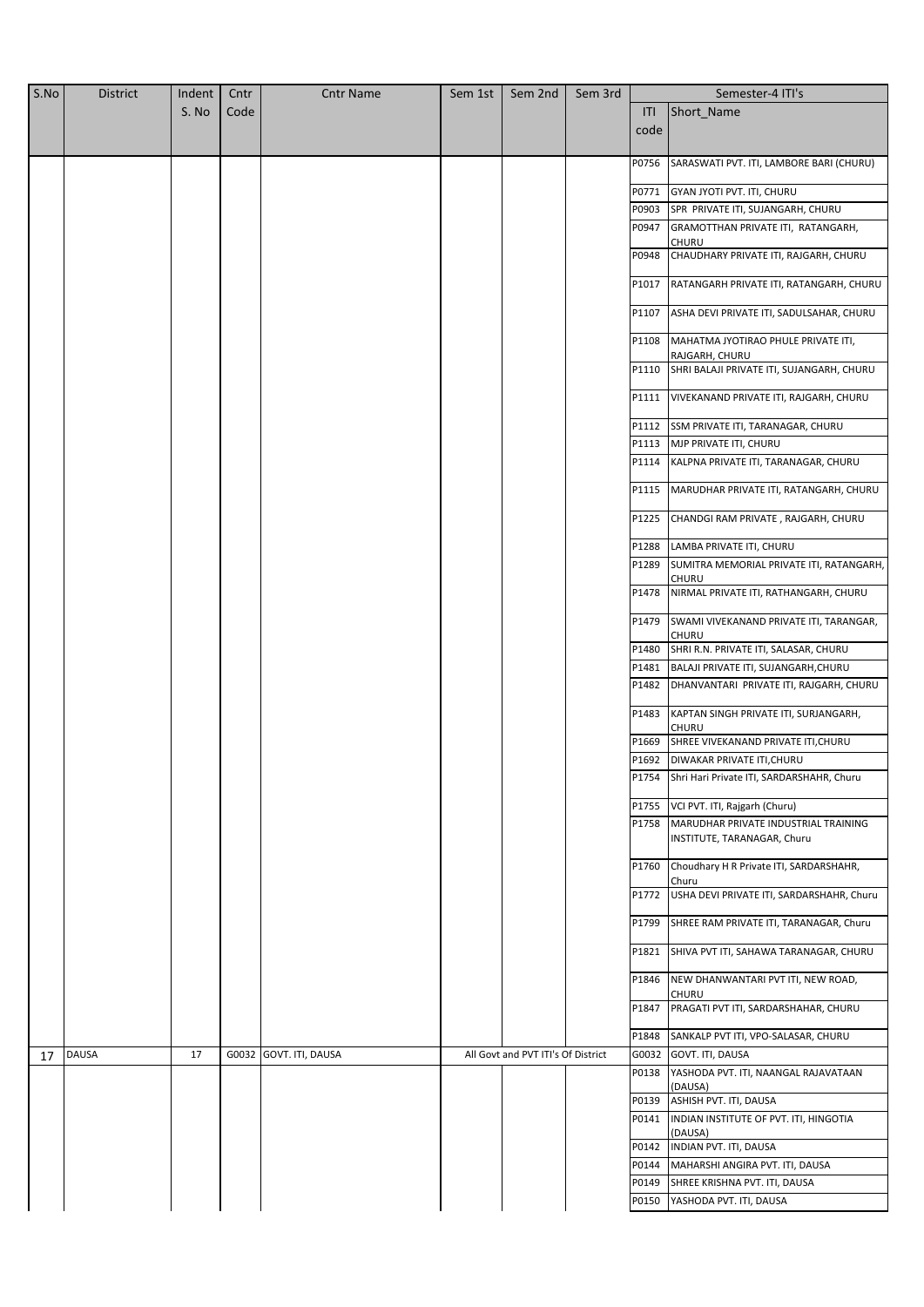| S.No | District | Indent S. No | Cntr Code | Cntr Name | Sem 1st | Sem 2nd | Sem 3rd | Semester-4 ITI's | |
|---|---|---|---|---|---|---|---|---|---|
| | | | | | | | | ITI code | Short_Name |
| | | | | | | | | P0756 | SARASWATI PVT. ITI, LAMBORE BARI (CHURU) |
| | | | | | | | | P0771 | GYAN JYOTI PVT. ITI, CHURU |
| | | | | | | | | P0903 | SPR PRIVATE ITI, SUJANGARH, CHURU |
| | | | | | | | | P0947 | GRAMOTTHAN PRIVATE ITI, RATANGARH, CHURU |
| | | | | | | | | P0948 | CHAUDHARY PRIVATE ITI, RAJGARH, CHURU |
| | | | | | | | | P1017 | RATANGARH PRIVATE ITI, RATANGARH, CHURU |
| | | | | | | | | P1107 | ASHA DEVI PRIVATE ITI, SADULSAHAR, CHURU |
| | | | | | | | | P1108 | MAHATMA JYOTIRAO PHULE PRIVATE ITI, RAJGARH, CHURU |
| | | | | | | | | P1110 | SHRI BALAJI PRIVATE ITI, SUJANGARH, CHURU |
| | | | | | | | | P1111 | VIVEKANAND PRIVATE ITI, RAJGARH, CHURU |
| | | | | | | | | P1112 | SSM PRIVATE ITI, TARANAGAR, CHURU |
| | | | | | | | | P1113 | MJP PRIVATE ITI, CHURU |
| | | | | | | | | P1114 | KALPNA PRIVATE ITI, TARANAGAR, CHURU |
| | | | | | | | | P1115 | MARUDHAR PRIVATE ITI, RATANGARH, CHURU |
| | | | | | | | | P1225 | CHANDGI RAM PRIVATE , RAJGARH, CHURU |
| | | | | | | | | P1288 | LAMBA PRIVATE ITI, CHURU |
| | | | | | | | | P1289 | SUMITRA MEMORIAL PRIVATE ITI, RATANGARH, CHURU |
| | | | | | | | | P1478 | NIRMAL PRIVATE ITI, RATHANGARH, CHURU |
| | | | | | | | | P1479 | SWAMI VIVEKANAND PRIVATE ITI, TARANGAR, CHURU |
| | | | | | | | | P1480 | SHRI R.N. PRIVATE ITI, SALASAR, CHURU |
| | | | | | | | | P1481 | BALAJI PRIVATE ITI, SUJANGARH,CHURU |
| | | | | | | | | P1482 | DHANVANTARI PRIVATE ITI, RAJGARH, CHURU |
| | | | | | | | | P1483 | KAPTAN SINGH PRIVATE ITI, SURJANGARH, CHURU |
| | | | | | | | | P1669 | SHREE VIVEKANAND PRIVATE ITI,CHURU |
| | | | | | | | | P1692 | DIWAKAR PRIVATE ITI,CHURU |
| | | | | | | | | P1754 | Shri Hari Private ITI, SARDARSHAHR, Churu |
| | | | | | | | | P1755 | VCI PVT. ITI, Rajgarh (Churu) |
| | | | | | | | | P1758 | MARUDHAR PRIVATE INDUSTRIAL TRAINING INSTITUTE, TARANAGAR, Churu |
| | | | | | | | | P1760 | Choudhary H R Private ITI, SARDARSHAHR, Churu |
| | | | | | | | | P1772 | USHA DEVI PRIVATE ITI, SARDARSHAHR, Churu |
| | | | | | | | | P1799 | SHREE RAM PRIVATE ITI, TARANAGAR, Churu |
| | | | | | | | | P1821 | SHIVA PVT ITI, SAHAWA TARANAGAR, CHURU |
| | | | | | | | | P1846 | NEW DHANWANTARI PVT ITI, NEW ROAD, CHURU |
| | | | | | | | | P1847 | PRAGATI PVT ITI, SARDARSHAHAR, CHURU |
| | | | | | | | | P1848 | SANKALP PVT ITI, VPO-SALASAR, CHURU |
| 17 | DAUSA | 17 | G0032 | GOVT. ITI, DAUSA | All Govt and PVT ITI's Of District | | | G0032 | GOVT. ITI, DAUSA |
| | | | | | | | | P0138 | YASHODA PVT. ITI, NAANGAL RAJAVATAAN (DAUSA) |
| | | | | | | | | P0139 | ASHISH PVT. ITI, DAUSA |
| | | | | | | | | P0141 | INDIAN INSTITUTE OF PVT. ITI, HINGOTIA (DAUSA) |
| | | | | | | | | P0142 | INDIAN PVT. ITI, DAUSA |
| | | | | | | | | P0144 | MAHARSHI ANGIRA PVT. ITI, DAUSA |
| | | | | | | | | P0149 | SHREE KRISHNA PVT. ITI, DAUSA |
| | | | | | | | | P0150 | YASHODA PVT. ITI, DAUSA |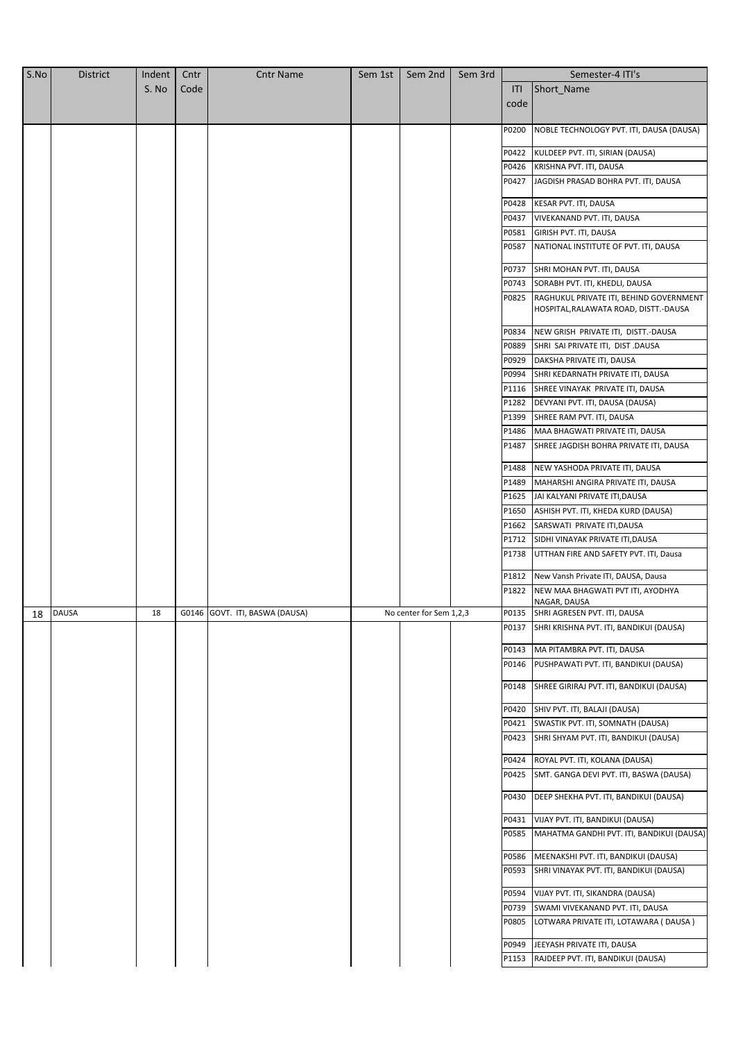| S.No | District | Indent S. No | Cntr Code | Cntr Name | Sem 1st | Sem 2nd | Sem 3rd | Semester-4 ITI's | |
|---|---|---|---|---|---|---|---|---|---|
| | | | | | | | | ITI code | Short_Name |
| | | | | | | | | P0200 | NOBLE TECHNOLOGY PVT. ITI, DAUSA (DAUSA) |
| | | | | | | | | P0422 | KULDEEP PVT. ITI, SIRIAN (DAUSA) |
| | | | | | | | | P0426 | KRISHNA PVT. ITI, DAUSA |
| | | | | | | | | P0427 | JAGDISH PRASAD BOHRA PVT. ITI, DAUSA |
| | | | | | | | | P0428 | KESAR PVT. ITI, DAUSA |
| | | | | | | | | P0437 | VIVEKANAND PVT. ITI, DAUSA |
| | | | | | | | | P0581 | GIRISH PVT. ITI, DAUSA |
| | | | | | | | | P0587 | NATIONAL INSTITUTE OF PVT. ITI, DAUSA |
| | | | | | | | | P0737 | SHRI MOHAN PVT. ITI, DAUSA |
| | | | | | | | | P0743 | SORABH PVT. ITI, KHEDLI, DAUSA |
| | | | | | | | | P0825 | RAGHUKUL PRIVATE ITI, BEHIND GOVERNMENT HOSPITAL,RALAWATA ROAD, DISTT.-DAUSA |
| | | | | | | | | P0834 | NEW GRISH PRIVATE ITI, DISTT.-DAUSA |
| | | | | | | | | P0889 | SHRI SAI PRIVATE ITI, DIST .DAUSA |
| | | | | | | | | P0929 | DAKSHA PRIVATE ITI, DAUSA |
| | | | | | | | | P0994 | SHRI KEDARNATH PRIVATE ITI, DAUSA |
| | | | | | | | | P1116 | SHREE VINAYAK PRIVATE ITI, DAUSA |
| | | | | | | | | P1282 | DEVYANI PVT. ITI, DAUSA (DAUSA) |
| | | | | | | | | P1399 | SHREE RAM PVT. ITI, DAUSA |
| | | | | | | | | P1486 | MAA BHAGWATI PRIVATE ITI, DAUSA |
| | | | | | | | | P1487 | SHREE JAGDISH BOHRA PRIVATE ITI, DAUSA |
| | | | | | | | | P1488 | NEW YASHODA PRIVATE ITI, DAUSA |
| | | | | | | | | P1489 | MAHARSHI ANGIRA PRIVATE ITI, DAUSA |
| | | | | | | | | P1625 | JAI KALYANI PRIVATE ITI,DAUSA |
| | | | | | | | | P1650 | ASHISH PVT. ITI, KHEDA KURD (DAUSA) |
| | | | | | | | | P1662 | SARSWATI PRIVATE ITI,DAUSA |
| | | | | | | | | P1712 | SIDHI VINAYAK PRIVATE ITI,DAUSA |
| | | | | | | | | P1738 | UTTHAN FIRE AND SAFETY PVT. ITI, Dausa |
| | | | | | | | | P1812 | New Vansh Private ITI, DAUSA, Dausa |
| | | | | | | | | P1822 | NEW MAA BHAGWATI PVT ITI, AYODHYA NAGAR, DAUSA |
| 18 | DAUSA | 18 | G0146 | GOVT. ITI, BASWA (DAUSA) | | No center for Sem 1,2,3 | | P0135 | SHRI AGRESEN PVT. ITI, DAUSA |
| | | | | | | | | P0137 | SHRI KRISHNA PVT. ITI, BANDIKUI (DAUSA) |
| | | | | | | | | P0143 | MA PITAMBRA PVT. ITI, DAUSA |
| | | | | | | | | P0146 | PUSHPAWATI PVT. ITI, BANDIKUI (DAUSA) |
| | | | | | | | | P0148 | SHREE GIRIRAJ PVT. ITI, BANDIKUI (DAUSA) |
| | | | | | | | | P0420 | SHIV PVT. ITI, BALAJI (DAUSA) |
| | | | | | | | | P0421 | SWASTIK PVT. ITI, SOMNATH (DAUSA) |
| | | | | | | | | P0423 | SHRI SHYAM PVT. ITI, BANDIKUI (DAUSA) |
| | | | | | | | | P0424 | ROYAL PVT. ITI, KOLANA (DAUSA) |
| | | | | | | | | P0425 | SMT. GANGA DEVI PVT. ITI, BASWA (DAUSA) |
| | | | | | | | | P0430 | DEEP SHEKHA PVT. ITI, BANDIKUI (DAUSA) |
| | | | | | | | | P0431 | VIJAY PVT. ITI, BANDIKUI (DAUSA) |
| | | | | | | | | P0585 | MAHATMA GANDHI PVT. ITI, BANDIKUI (DAUSA) |
| | | | | | | | | P0586 | MEENAKSHI PVT. ITI, BANDIKUI (DAUSA) |
| | | | | | | | | P0593 | SHRI VINAYAK PVT. ITI, BANDIKUI (DAUSA) |
| | | | | | | | | P0594 | VIJAY PVT. ITI, SIKANDRA (DAUSA) |
| | | | | | | | | P0739 | SWAMI VIVEKANAND PVT. ITI, DAUSA |
| | | | | | | | | P0805 | LOTWARA PRIVATE ITI, LOTAWARA ( DAUSA ) |
| | | | | | | | | P0949 | JEEYASH PRIVATE ITI, DAUSA |
| | | | | | | | | P1153 | RAJDEEP PVT. ITI, BANDIKUI (DAUSA) |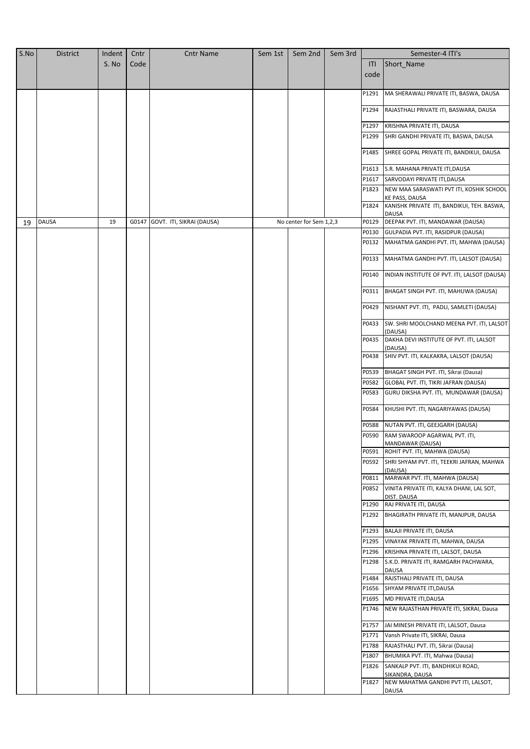| S.No | District | Indent S. No | Cntr Code | Cntr Name | Sem 1st | Sem 2nd | Sem 3rd | Semester-4 ITI's | |
|---|---|---|---|---|---|---|---|---|---|
| | | | | | | | | ITI code | Short_Name |
| | | | | | | | | P1291 | MA SHERAWALI PRIVATE ITI, BASWA, DAUSA |
| | | | | | | | | P1294 | RAJASTHALI PRIVATE ITI, BASWARA, DAUSA |
| | | | | | | | | P1297 | KRISHNA PRIVATE ITI, DAUSA |
| | | | | | | | | P1299 | SHRI GANDHI PRIVATE ITI, BASWA, DAUSA |
| | | | | | | | | P1485 | SHREE GOPAL PRIVATE ITI, BANDIKUI, DAUSA |
| | | | | | | | | P1613 | S.R. MAHANA PRIVATE ITI,DAUSA |
| | | | | | | | | P1617 | SARVODAYI PRIVATE ITI,DAUSA |
| | | | | | | | | P1823 | NEW MAA SARASWATI PVT ITI, KOSHIK SCHOOL KE PASS, DAUSA |
| | | | | | | | | P1824 | KANISHK PRIVATE ITI, BANDIKUI, TEH. BASWA, DAUSA |
| 19 | DAUSA | 19 | G0147 | GOVT. ITI, SIKRAI (DAUSA) | | No center for Sem 1,2,3 | | P0129 | DEEPAK PVT. ITI, MANDAWAR (DAUSA) |
| | | | | | | | | P0130 | GULPADIA PVT. ITI, RASIDPUR (DAUSA) |
| | | | | | | | | P0132 | MAHATMA GANDHI PVT. ITI, MAHWA (DAUSA) |
| | | | | | | | | P0133 | MAHATMA GANDHI PVT. ITI, LALSOT (DAUSA) |
| | | | | | | | | P0140 | INDIAN INSTITUTE OF PVT. ITI, LALSOT (DAUSA) |
| | | | | | | | | P0311 | BHAGAT SINGH PVT. ITI, MAHUWA (DAUSA) |
| | | | | | | | | P0429 | NISHANT PVT. ITI, PADLI, SAMLETI (DAUSA) |
| | | | | | | | | P0433 | SW. SHRI MOOLCHAND MEENA PVT. ITI, LALSOT (DAUSA) |
| | | | | | | | | P0435 | DAKHA DEVI INSTITUTE OF PVT. ITI, LALSOT (DAUSA) |
| | | | | | | | | P0438 | SHIV PVT. ITI, KALKAKRA, LALSOT (DAUSA) |
| | | | | | | | | P0539 | BHAGAT SINGH PVT. ITI, Sikrai (Dausa) |
| | | | | | | | | P0582 | GLOBAL PVT. ITI, TIKRI JAFRAN (DAUSA) |
| | | | | | | | | P0583 | GURU DIKSHA PVT. ITI, MUNDAWAR (DAUSA) |
| | | | | | | | | P0584 | KHUSHI PVT. ITI, NAGARIYAWAS (DAUSA) |
| | | | | | | | | P0588 | NUTAN PVT. ITI, GEEJGARH (DAUSA) |
| | | | | | | | | P0590 | RAM SWAROOP AGARWAL PVT. ITI, MANDAWAR (DAUSA) |
| | | | | | | | | P0591 | ROHIT PVT. ITI, MAHWA (DAUSA) |
| | | | | | | | | P0592 | SHRI SHYAM PVT. ITI, TEEKRI JAFRAN, MAHWA (DAUSA) |
| | | | | | | | | P0811 | MARWAR PVT. ITI, MAHWA (DAUSA) |
| | | | | | | | | P0852 | VINITA PRIVATE ITI, KALYA DHANI, LAL SOT, DIST. DAUSA |
| | | | | | | | | P1290 | RAJ PRIVATE ITI, DAUSA |
| | | | | | | | | P1292 | BHAGIRATH PRIVATE ITI, MANJPUR, DAUSA |
| | | | | | | | | P1293 | BALAJI PRIVATE ITI, DAUSA |
| | | | | | | | | P1295 | VINAYAK PRIVATE ITI, MAHWA, DAUSA |
| | | | | | | | | P1296 | KRISHNA PRIVATE ITI, LALSOT, DAUSA |
| | | | | | | | | P1298 | S.K.D. PRIVATE ITI, RAMGARH PACHWARA, DAUSA |
| | | | | | | | | P1484 | RAJSTHALI PRIVATE ITI, DAUSA |
| | | | | | | | | P1656 | SHYAM PRIVATE ITI,DAUSA |
| | | | | | | | | P1695 | MD PRIVATE ITI,DAUSA |
| | | | | | | | | P1746 | NEW RAJASTHAN PRIVATE ITI, SIKRAI, Dausa |
| | | | | | | | | P1757 | JAI MINESH PRIVATE ITI, LALSOT, Dausa |
| | | | | | | | | P1771 | Vansh Private ITI, SIKRAI, Dausa |
| | | | | | | | | P1788 | RAJASTHALI PVT. ITI, Sikrai (Dausa) |
| | | | | | | | | P1807 | BHUMIKA PVT. ITI, Mahwa (Dausa) |
| | | | | | | | | P1826 | SANKALP PVT. ITI, BANDHIKUI ROAD, SIKANDRA, DAUSA |
| | | | | | | | | P1827 | NEW MAHATMA GANDHI PVT ITI, LALSOT, DAUSA |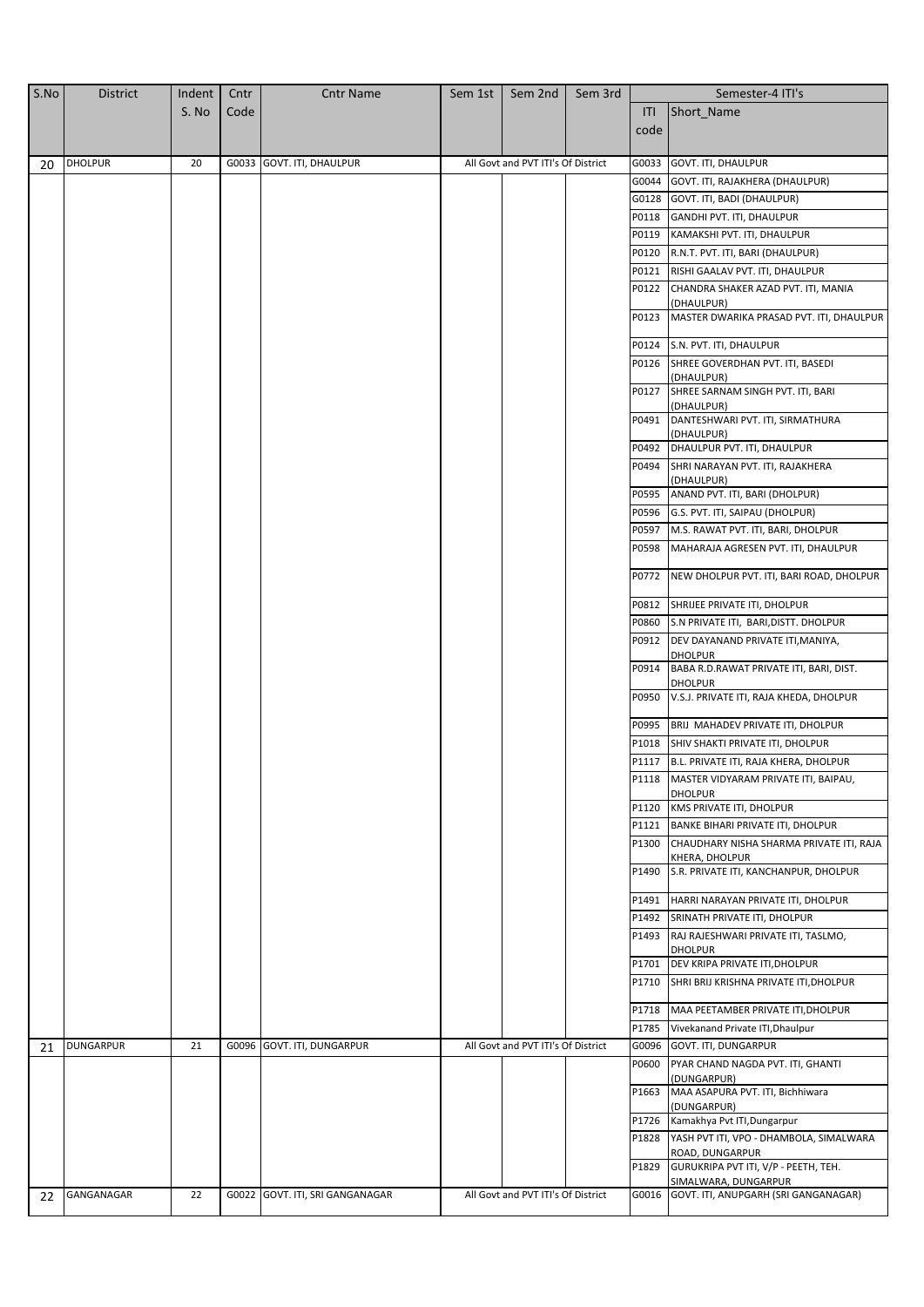| S.No | District | Indent S. No | Cntr Code | Cntr Name | Sem 1st | Sem 2nd | Sem 3rd | Semester-4 ITI's | |
|---|---|---|---|---|---|---|---|---|---|
| | | | | | | | | ITI code | Short_Name |
| 20 | DHOLPUR | 20 | G0033 | GOVT. ITI, DHAULPUR | All Govt and PVT ITI's Of District | | | G0033 | GOVT. ITI, DHAULPUR |
| | | | | | | | | G0044 | GOVT. ITI, RAJAKHERA (DHAULPUR) |
| | | | | | | | | G0128 | GOVT. ITI, BADI (DHAULPUR) |
| | | | | | | | | P0118 | GANDHI PVT. ITI, DHAULPUR |
| | | | | | | | | P0119 | KAMAKSHI PVT. ITI, DHAULPUR |
| | | | | | | | | P0120 | R.N.T. PVT. ITI, BARI (DHAULPUR) |
| | | | | | | | | P0121 | RISHI GAALAV PVT. ITI, DHAULPUR |
| | | | | | | | | P0122 | CHANDRA SHAKER AZAD PVT. ITI, MANIA (DHAULPUR) |
| | | | | | | | | P0123 | MASTER DWARIKA PRASAD PVT. ITI, DHAULPUR |
| | | | | | | | | P0124 | S.N. PVT. ITI, DHAULPUR |
| | | | | | | | | P0126 | SHREE GOVERDHAN PVT. ITI, BASEDI (DHAULPUR) |
| | | | | | | | | P0127 | SHREE SARNAM SINGH PVT. ITI, BARI (DHAULPUR) |
| | | | | | | | | P0491 | DANTESHWARI PVT. ITI, SIRMATHURA (DHAULPUR) |
| | | | | | | | | P0492 | DHAULPUR PVT. ITI, DHAULPUR |
| | | | | | | | | P0494 | SHRI NARAYAN PVT. ITI, RAJAKHERA (DHAULPUR) |
| | | | | | | | | P0595 | ANAND PVT. ITI, BARI (DHOLPUR) |
| | | | | | | | | P0596 | G.S. PVT. ITI, SAIPAU (DHOLPUR) |
| | | | | | | | | P0597 | M.S. RAWAT PVT. ITI, BARI, DHOLPUR |
| | | | | | | | | P0598 | MAHARAJA AGRESEN PVT. ITI, DHAULPUR |
| | | | | | | | | P0772 | NEW DHOLPUR PVT. ITI, BARI ROAD, DHOLPUR |
| | | | | | | | | P0812 | SHRIJEE PRIVATE ITI, DHOLPUR |
| | | | | | | | | P0860 | S.N PRIVATE ITI, BARI,DISTT. DHOLPUR |
| | | | | | | | | P0912 | DEV DAYANAND PRIVATE ITI,MANIYA, DHOLPUR |
| | | | | | | | | P0914 | BABA R.D.RAWAT PRIVATE ITI, BARI, DIST. DHOLPUR |
| | | | | | | | | P0950 | V.S.J. PRIVATE ITI, RAJA KHEDA, DHOLPUR |
| | | | | | | | | P0995 | BRIJ MAHADEV PRIVATE ITI, DHOLPUR |
| | | | | | | | | P1018 | SHIV SHAKTI PRIVATE ITI, DHOLPUR |
| | | | | | | | | P1117 | B.L. PRIVATE ITI, RAJA KHERA, DHOLPUR |
| | | | | | | | | P1118 | MASTER VIDYARAM PRIVATE ITI, BAIPAU, DHOLPUR |
| | | | | | | | | P1120 | KMS PRIVATE ITI, DHOLPUR |
| | | | | | | | | P1121 | BANKE BIHARI PRIVATE ITI, DHOLPUR |
| | | | | | | | | P1300 | CHAUDHARY NISHA SHARMA PRIVATE ITI, RAJA KHERA, DHOLPUR |
| | | | | | | | | P1490 | S.R. PRIVATE ITI, KANCHANPUR, DHOLPUR |
| | | | | | | | | P1491 | HARRI NARAYAN PRIVATE ITI, DHOLPUR |
| | | | | | | | | P1492 | SRINATH PRIVATE ITI, DHOLPUR |
| | | | | | | | | P1493 | RAJ RAJESHWARI PRIVATE ITI, TASLMO, DHOLPUR |
| | | | | | | | | P1701 | DEV KRIPA PRIVATE ITI,DHOLPUR |
| | | | | | | | | P1710 | SHRI BRIJ KRISHNA PRIVATE ITI,DHOLPUR |
| | | | | | | | | P1718 | MAA PEETAMBER PRIVATE ITI,DHOLPUR |
| | | | | | | | | P1785 | Vivekanand Private ITI,Dhaulpur |
| 21 | DUNGARPUR | 21 | G0096 | GOVT. ITI, DUNGARPUR | All Govt and PVT ITI's Of District | | | G0096 | GOVT. ITI, DUNGARPUR |
| | | | | | | | | P0600 | PYAR CHAND NAGDA PVT. ITI, GHANTI (DUNGARPUR) |
| | | | | | | | | P1663 | MAA ASAPURA PVT. ITI, Bichhiwara (DUNGARPUR) |
| | | | | | | | | P1726 | Kamakhya Pvt ITI,Dungarpur |
| | | | | | | | | P1828 | YASH PVT ITI, VPO - DHAMBOLA, SIMALWARA ROAD, DUNGARPUR |
| | | | | | | | | P1829 | GURUKRIPA PVT ITI, V/P - PEETH, TEH. SIMALWARA, DUNGARPUR |
| 22 | GANGANAGAR | 22 | G0022 | GOVT. ITI, SRI GANGANAGAR | All Govt and PVT ITI's Of District | | | G0016 | GOVT. ITI, ANUPGARH (SRI GANGANAGAR) |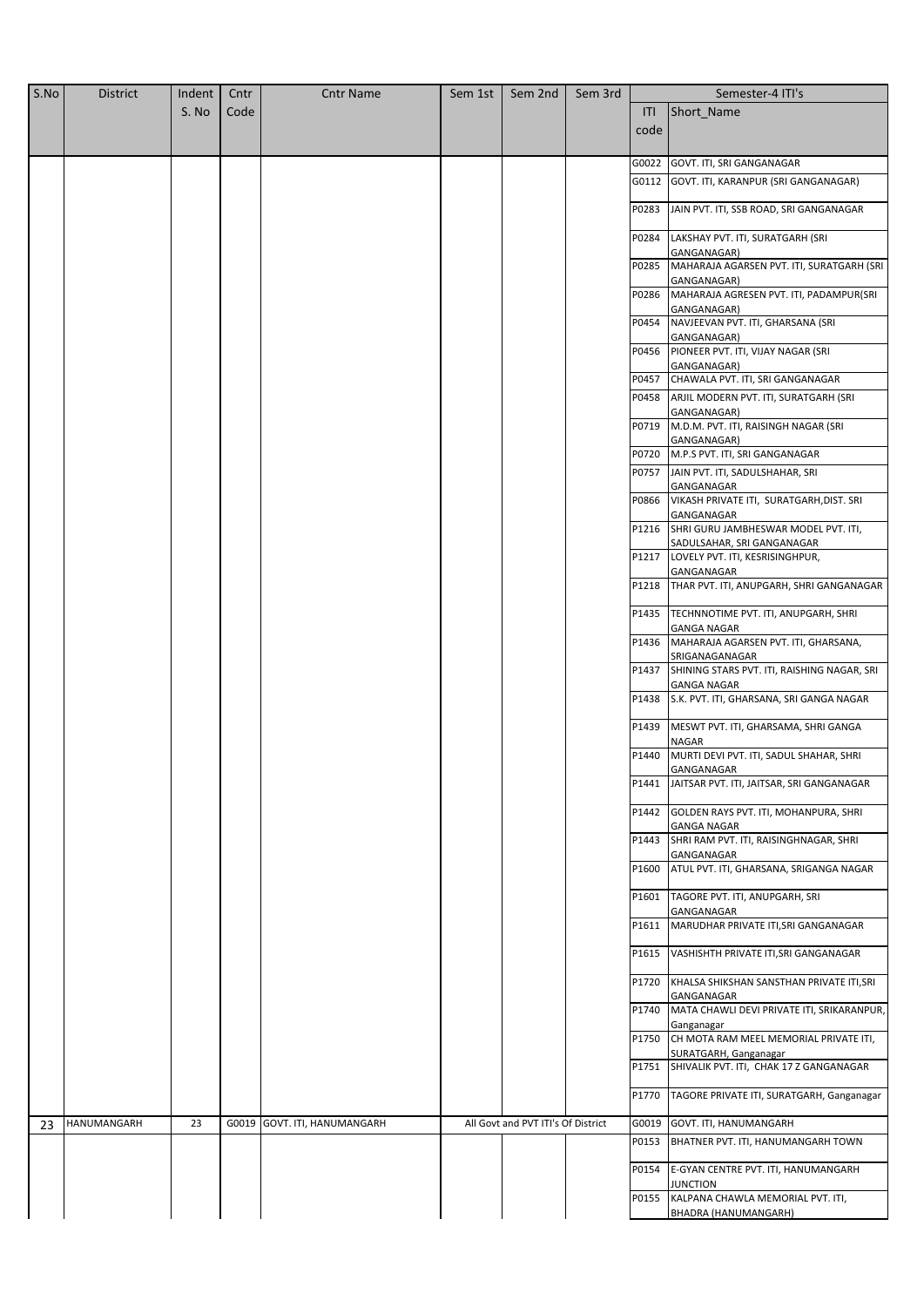| S.No | District | Indent S. No | Cntr Code | Cntr Name | Sem 1st | Sem 2nd | Sem 3rd | Semester-4 ITI's | |
|---|---|---|---|---|---|---|---|---|---|
| | | | | | | | | ITI code | Short_Name |
| | | | | | | | | G0022 | GOVT. ITI, SRI GANGANAGAR |
| | | | | | | | | G0112 | GOVT. ITI, KARANPUR (SRI GANGANAGAR) |
| | | | | | | | | P0283 | JAIN PVT. ITI, SSB ROAD, SRI GANGANAGAR |
| | | | | | | | | P0284 | LAKSHAY PVT. ITI, SURATGARH (SRI GANGANAGAR) |
| | | | | | | | | P0285 | MAHARAJA AGARSEN PVT. ITI, SURATGARH (SRI GANGANAGAR) |
| | | | | | | | | P0286 | MAHARAJA AGRESEN PVT. ITI, PADAMPUR(SRI GANGANAGAR) |
| | | | | | | | | P0454 | NAVJEEVAN PVT. ITI, GHARSANA (SRI GANGANAGAR) |
| | | | | | | | | P0456 | PIONEER PVT. ITI, VIJAY NAGAR (SRI GANGANAGAR) |
| | | | | | | | | P0457 | CHAWALA PVT. ITI, SRI GANGANAGAR |
| | | | | | | | | P0458 | ARJIL MODERN PVT. ITI, SURATGARH (SRI GANGANAGAR) |
| | | | | | | | | P0719 | M.D.M. PVT. ITI, RAISINGH NAGAR (SRI GANGANAGAR) |
| | | | | | | | | P0720 | M.P.S PVT. ITI, SRI GANGANAGAR |
| | | | | | | | | P0757 | JAIN PVT. ITI, SADULSHAHAR, SRI GANGANAGAR |
| | | | | | | | | P0866 | VIKASH PRIVATE ITI, SURATGARH,DIST. SRI GANGANAGAR |
| | | | | | | | | P1216 | SHRI GURU JAMBHESWAR MODEL PVT. ITI, SADULSAHAR, SRI GANGANAGAR |
| | | | | | | | | P1217 | LOVELY PVT. ITI, KESRISINGHPUR, GANGANAGAR |
| | | | | | | | | P1218 | THAR PVT. ITI, ANUPGARH, SHRI GANGANAGAR |
| | | | | | | | | P1435 | TECHNNOTIME PVT. ITI, ANUPGARH, SHRI GANGA NAGAR |
| | | | | | | | | P1436 | MAHARAJA AGARSEN PVT. ITI, GHARSANA, SRIGANAGANAGAR |
| | | | | | | | | P1437 | SHINING STARS PVT. ITI, RAISHING NAGAR, SRI GANGA NAGAR |
| | | | | | | | | P1438 | S.K. PVT. ITI, GHARSANA, SRI GANGA NAGAR |
| | | | | | | | | P1439 | MESWT PVT. ITI, GHARSAMA, SHRI GANGA NAGAR |
| | | | | | | | | P1440 | MURTI DEVI PVT. ITI, SADUL SHAHAR, SHRI GANGANAGAR |
| | | | | | | | | P1441 | JAITSAR PVT. ITI, JAITSAR, SRI GANGANAGAR |
| | | | | | | | | P1442 | GOLDEN RAYS PVT. ITI, MOHANPURA, SHRI GANGA NAGAR |
| | | | | | | | | P1443 | SHRI RAM PVT. ITI, RAISINGHNAGAR, SHRI GANGANAGAR |
| | | | | | | | | P1600 | ATUL PVT. ITI, GHARSANA, SRIGANGA NAGAR |
| | | | | | | | | P1601 | TAGORE PVT. ITI, ANUPGARH, SRI GANGANAGAR |
| | | | | | | | | P1611 | MARUDHAR PRIVATE ITI,SRI GANGANAGAR |
| | | | | | | | | P1615 | VASHISHTH PRIVATE ITI,SRI GANGANAGAR |
| | | | | | | | | P1720 | KHALSA SHIKSHAN SANSTHAN PRIVATE ITI,SRI GANGANAGAR |
| | | | | | | | | P1740 | MATA CHAWLI DEVI PRIVATE ITI, SRIKARANPUR, Ganganagar |
| | | | | | | | | P1750 | CH MOTA RAM MEEL MEMORIAL PRIVATE ITI, SURATGARH, Ganganagar |
| | | | | | | | | P1751 | SHIVALIK PVT. ITI, CHAK 17 Z GANGANAGAR |
| | | | | | | | | P1770 | TAGORE PRIVATE ITI, SURATGARH, Ganganagar |
| 23 | HANUMANGARH | 23 | G0019 | GOVT. ITI, HANUMANGARH | All Govt and PVT ITI's Of District | | | G0019 | GOVT. ITI, HANUMANGARH |
| | | | | | | | | P0153 | BHATNER PVT. ITI, HANUMANGARH TOWN |
| | | | | | | | | P0154 | E-GYAN CENTRE PVT. ITI, HANUMANGARH JUNCTION |
| | | | | | | | | P0155 | KALPANA CHAWLA MEMORIAL PVT. ITI, BHADRA (HANUMANGARH) |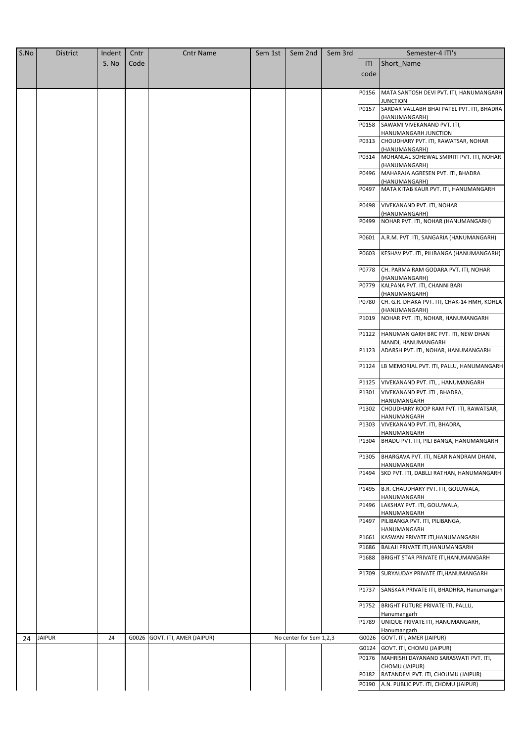| S.No | District | Indent S. No | Cntr Code | Cntr Name | Sem 1st | Sem 2nd | Sem 3rd | Semester-4 ITI's | |
|---|---|---|---|---|---|---|---|---|---|
| | | | | | | | | ITI code | Short_Name |
| | | | | | | | | P0156 | MATA SANTOSH DEVI PVT. ITI, HANUMANGARH JUNCTION |
| | | | | | | | | P0157 | SARDAR VALLABH BHAI PATEL PVT. ITI, BHADRA (HANUMANGARH) |
| | | | | | | | | P0158 | SAWAMI VIVEKANAND PVT. ITI, HANUMANGARH JUNCTION |
| | | | | | | | | P0313 | CHOUDHARY PVT. ITI, RAWATSAR, NOHAR (HANUMANGARH) |
| | | | | | | | | P0314 | MOHANLAL SOHEWAL SMIRITI PVT. ITI, NOHAR (HANUMANGARH) |
| | | | | | | | | P0496 | MAHARAJA AGRESEN PVT. ITI, BHADRA (HANUMANGARH) |
| | | | | | | | | P0497 | MATA KITAB KAUR PVT. ITI, HANUMANGARH |
| | | | | | | | | P0498 | VIVEKANAND PVT. ITI, NOHAR (HANUMANGARH) |
| | | | | | | | | P0499 | NOHAR PVT. ITI, NOHAR (HANUMANGARH) |
| | | | | | | | | P0601 | A.R.M. PVT. ITI, SANGARIA (HANUMANGARH) |
| | | | | | | | | P0603 | KESHAV PVT. ITI, PILIBANGA (HANUMANGARH) |
| | | | | | | | | P0778 | CH. PARMA RAM GODARA PVT. ITI, NOHAR (HANUMANGARH) |
| | | | | | | | | P0779 | KALPANA PVT. ITI, CHANNI BARI (HANUMANGARH) |
| | | | | | | | | P0780 | CH. G.R. DHAKA PVT. ITI, CHAK-14 HMH, KOHLA (HANUMANGARH) |
| | | | | | | | | P1019 | NOHAR PVT. ITI, NOHAR, HANUMANGARH |
| | | | | | | | | P1122 | HANUMAN GARH BRC PVT. ITI, NEW DHAN MANDI, HANUMANGARH |
| | | | | | | | | P1123 | ADARSH PVT. ITI, NOHAR, HANUMANGARH |
| | | | | | | | | P1124 | LB MEMORIAL PVT. ITI, PALLU, HANUMANGARH |
| | | | | | | | | P1125 | VIVEKANAND PVT. ITI, , HANUMANGARH |
| | | | | | | | | P1301 | VIVEKANAND PVT. ITI , BHADRA, HANUMANGARH |
| | | | | | | | | P1302 | CHOUDHARY ROOP RAM PVT. ITI, RAWATSAR, HANUMANGARH |
| | | | | | | | | P1303 | VIVEKANAND PVT. ITI, BHADRA, HANUMANGARH |
| | | | | | | | | P1304 | BHADU PVT. ITI, PILI BANGA, HANUMANGARH |
| | | | | | | | | P1305 | BHARGAVA PVT. ITI, NEAR NANDRAM DHANI, HANUMANGARH |
| | | | | | | | | P1494 | SKD PVT. ITI, DABLLI RATHAN, HANUMANGARH |
| | | | | | | | | P1495 | B.R. CHAUDHARY PVT. ITI, GOLUWALA, HANUMANGARH |
| | | | | | | | | P1496 | LAKSHAY PVT. ITI, GOLUWALA, HANUMANGARH |
| | | | | | | | | P1497 | PILIBANGA PVT. ITI, PILIBANGA, HANUMANGARH |
| | | | | | | | | P1661 | KASWAN PRIVATE ITI,HANUMANGARH |
| | | | | | | | | P1686 | BALAJI PRIVATE ITI,HANUMANGARH |
| | | | | | | | | P1688 | BRIGHT STAR PRIVATE ITI,HANUMANGARH |
| | | | | | | | | P1709 | SURYAUDAY PRIVATE ITI,HANUMANGARH |
| | | | | | | | | P1737 | SANSKAR PRIVATE ITI, BHADHRA, Hanumangarh |
| | | | | | | | | P1752 | BRIGHT FUTURE PRIVATE ITI, PALLU, Hanumangarh |
| | | | | | | | | P1789 | UNIQUE PRIVATE ITI, HANUMANGARH, Hanumangarh |
| 24 | JAIPUR | 24 | G0026 | GOVT. ITI, AMER (JAIPUR) | No center for Sem 1,2,3 | | | G0026 | GOVT. ITI, AMER (JAIPUR) |
| | | | | | | | | G0124 | GOVT. ITI, CHOMU (JAIPUR) |
| | | | | | | | | P0176 | MAHRISHI DAYANAND SARASWATI PVT. ITI, CHOMU (JAIPUR) |
| | | | | | | | | P0182 | RATANDEVI PVT. ITI, CHOUMU (JAIPUR) |
| | | | | | | | | P0190 | A.N. PUBLIC PVT. ITI, CHOMU (JAIPUR) |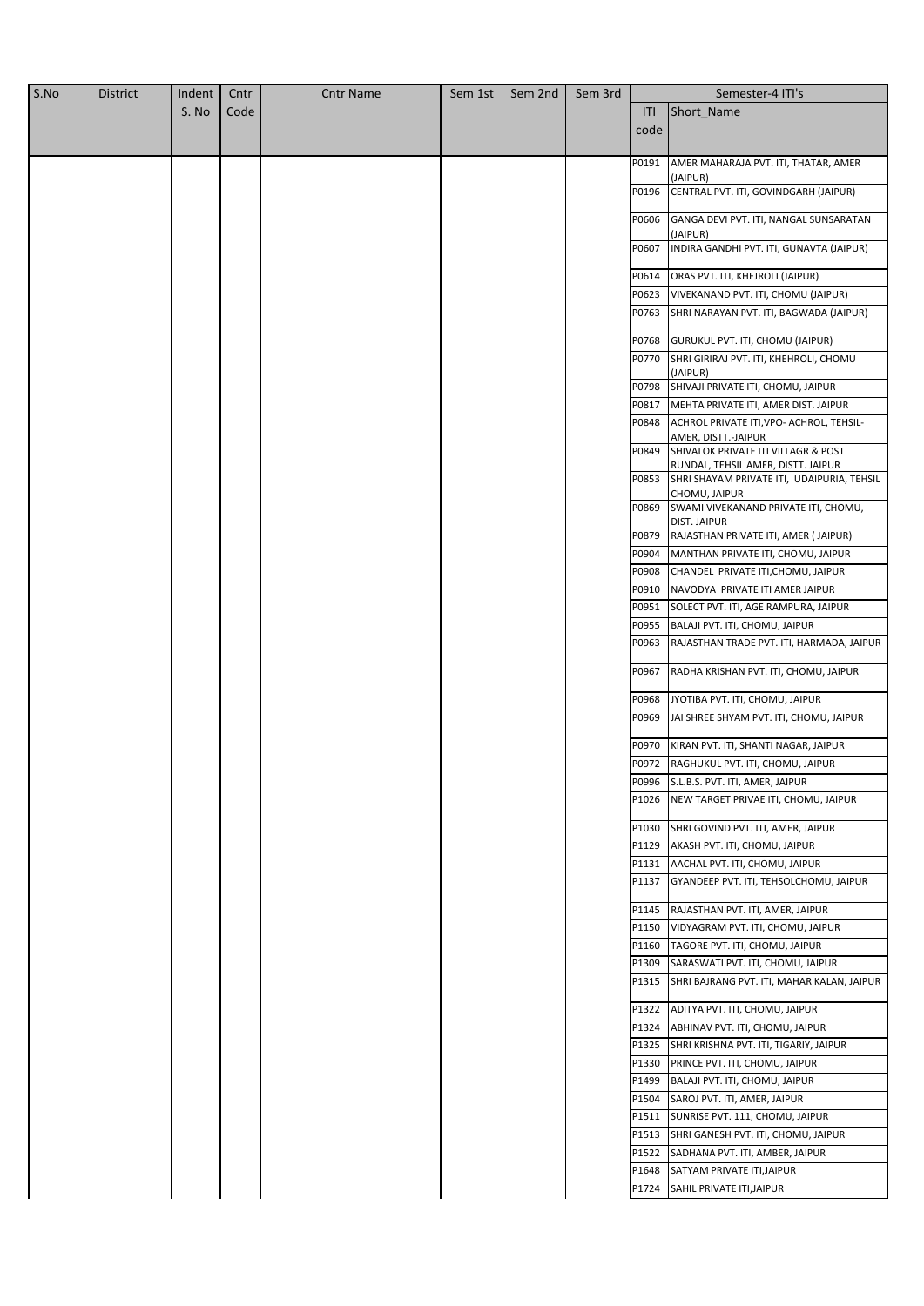| S.No | District | Indent S. No | Cntr Code | Cntr Name | Sem 1st | Sem 2nd | Sem 3rd | Semester-4 ITI's | |
|---|---|---|---|---|---|---|---|---|---|
| | | | | | | | | ITI code | Short_Name |
| | | | | | | | | P0191 | AMER MAHARAJA PVT. ITI, THATAR, AMER (JAIPUR) |
| | | | | | | | | P0196 | CENTRAL PVT. ITI, GOVINDGARH (JAIPUR) |
| | | | | | | | | P0606 | GANGA DEVI PVT. ITI, NANGAL SUNSARATAN (JAIPUR) |
| | | | | | | | | P0607 | INDIRA GANDHI PVT. ITI, GUNAVTA (JAIPUR) |
| | | | | | | | | P0614 | ORAS PVT. ITI, KHEJROLI (JAIPUR) |
| | | | | | | | | P0623 | VIVEKANAND PVT. ITI, CHOMU (JAIPUR) |
| | | | | | | | | P0763 | SHRI NARAYAN PVT. ITI, BAGWADA (JAIPUR) |
| | | | | | | | | P0768 | GURUKUL PVT. ITI, CHOMU (JAIPUR) |
| | | | | | | | | P0770 | SHRI GIRIRAJ PVT. ITI, KHEHROLI, CHOMU (JAIPUR) |
| | | | | | | | | P0798 | SHIVAJI PRIVATE ITI, CHOMU, JAIPUR |
| | | | | | | | | P0817 | MEHTA PRIVATE ITI, AMER DIST. JAIPUR |
| | | | | | | | | P0848 | ACHROL PRIVATE ITI,VPO- ACHROL, TEHSIL-AMER, DISTT.-JAIPUR |
| | | | | | | | | P0849 | SHIVALOK PRIVATE ITI VILLAGR & POST RUNDAL, TEHSIL AMER, DISTT. JAIPUR |
| | | | | | | | | P0853 | SHRI SHAYAM PRIVATE ITI, UDAIPURIA, TEHSIL CHOMU, JAIPUR |
| | | | | | | | | P0869 | SWAMI VIVEKANAND PRIVATE ITI, CHOMU, DIST. JAIPUR |
| | | | | | | | | P0879 | RAJASTHAN PRIVATE ITI, AMER ( JAIPUR) |
| | | | | | | | | P0904 | MANTHAN PRIVATE ITI, CHOMU, JAIPUR |
| | | | | | | | | P0908 | CHANDEL PRIVATE ITI,CHOMU, JAIPUR |
| | | | | | | | | P0910 | NAVODYA PRIVATE ITI AMER JAIPUR |
| | | | | | | | | P0951 | SOLECT PVT. ITI, AGE RAMPURA, JAIPUR |
| | | | | | | | | P0955 | BALAJI PVT. ITI, CHOMU, JAIPUR |
| | | | | | | | | P0963 | RAJASTHAN TRADE PVT. ITI, HARMADA, JAIPUR |
| | | | | | | | | P0967 | RADHA KRISHAN PVT. ITI, CHOMU, JAIPUR |
| | | | | | | | | P0968 | JYOTIBA PVT. ITI, CHOMU, JAIPUR |
| | | | | | | | | P0969 | JAI SHREE SHYAM PVT. ITI, CHOMU, JAIPUR |
| | | | | | | | | P0970 | KIRAN PVT. ITI, SHANTI NAGAR, JAIPUR |
| | | | | | | | | P0972 | RAGHUKUL PVT. ITI, CHOMU, JAIPUR |
| | | | | | | | | P0996 | S.L.B.S. PVT. ITI, AMER, JAIPUR |
| | | | | | | | | P1026 | NEW TARGET PRIVAE ITI, CHOMU, JAIPUR |
| | | | | | | | | P1030 | SHRI GOVIND PVT. ITI, AMER, JAIPUR |
| | | | | | | | | P1129 | AKASH PVT. ITI, CHOMU, JAIPUR |
| | | | | | | | | P1131 | AACHAL PVT. ITI, CHOMU, JAIPUR |
| | | | | | | | | P1137 | GYANDEEP PVT. ITI, TEHSOLCHOMU, JAIPUR |
| | | | | | | | | P1145 | RAJASTHAN PVT. ITI, AMER, JAIPUR |
| | | | | | | | | P1150 | VIDYAGRAM PVT. ITI, CHOMU, JAIPUR |
| | | | | | | | | P1160 | TAGORE PVT. ITI, CHOMU, JAIPUR |
| | | | | | | | | P1309 | SARASWATI PVT. ITI, CHOMU, JAIPUR |
| | | | | | | | | P1315 | SHRI BAJRANG PVT. ITI, MAHAR KALAN, JAIPUR |
| | | | | | | | | P1322 | ADITYA PVT. ITI, CHOMU, JAIPUR |
| | | | | | | | | P1324 | ABHINAV PVT. ITI, CHOMU, JAIPUR |
| | | | | | | | | P1325 | SHRI KRISHNA PVT. ITI, TIGARIY, JAIPUR |
| | | | | | | | | P1330 | PRINCE PVT. ITI, CHOMU, JAIPUR |
| | | | | | | | | P1499 | BALAJI PVT. ITI, CHOMU, JAIPUR |
| | | | | | | | | P1504 | SAROJ PVT. ITI, AMER, JAIPUR |
| | | | | | | | | P1511 | SUNRISE PVT. 111, CHOMU, JAIPUR |
| | | | | | | | | P1513 | SHRI GANESH PVT. ITI, CHOMU, JAIPUR |
| | | | | | | | | P1522 | SADHANA PVT. ITI, AMBER, JAIPUR |
| | | | | | | | | P1648 | SATYAM PRIVATE ITI,JAIPUR |
| | | | | | | | | P1724 | SAHIL PRIVATE ITI,JAIPUR |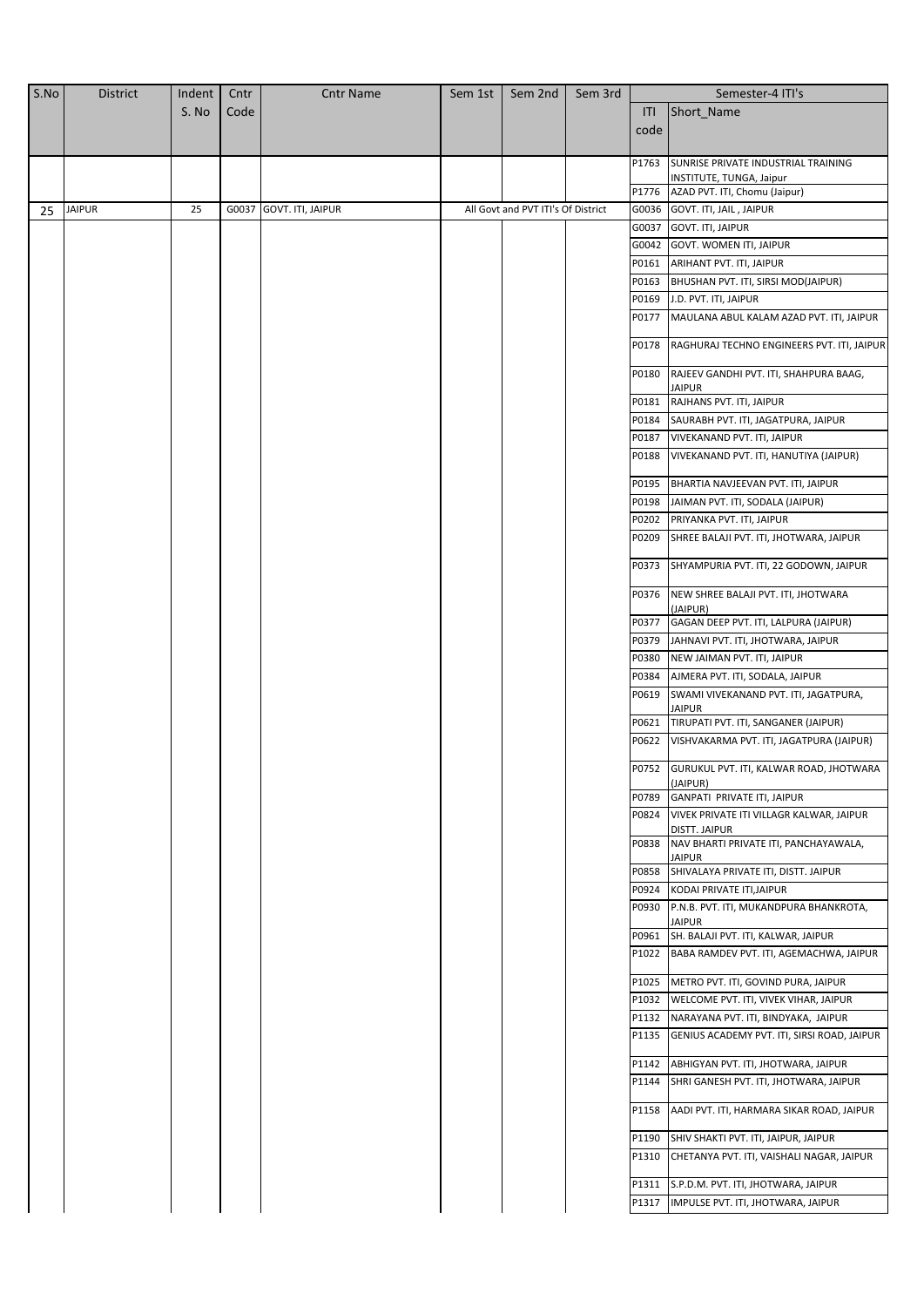| S.No | District | Indent S. No | Cntr Code | Cntr Name | Sem 1st | Sem 2nd | Sem 3rd | Semester-4 ITI's | |
|---|---|---|---|---|---|---|---|---|---|
| | | | | | | | | ITI code | Short_Name |
| | | | | | | | | P1763 | SUNRISE PRIVATE INDUSTRIAL TRAINING INSTITUTE, TUNGA, Jaipur |
| | | | | | | | | P1776 | AZAD PVT. ITI, Chomu (Jaipur) |
| 25 | JAIPUR | 25 | G0037 | GOVT. ITI, JAIPUR | All Govt and PVT ITI's Of District | | | G0036 | GOVT. ITI, JAIL , JAIPUR |
| | | | | | | | | G0037 | GOVT. ITI, JAIPUR |
| | | | | | | | | G0042 | GOVT. WOMEN ITI, JAIPUR |
| | | | | | | | | P0161 | ARIHANT PVT. ITI, JAIPUR |
| | | | | | | | | P0163 | BHUSHAN PVT. ITI, SIRSI MOD(JAIPUR) |
| | | | | | | | | P0169 | J.D. PVT. ITI, JAIPUR |
| | | | | | | | | P0177 | MAULANA ABUL KALAM AZAD PVT. ITI, JAIPUR |
| | | | | | | | | P0178 | RAGHURAJ TECHNO ENGINEERS PVT. ITI, JAIPUR |
| | | | | | | | | P0180 | RAJEEV GANDHI PVT. ITI, SHAHPURA BAAG, JAIPUR |
| | | | | | | | | P0181 | RAJHANS PVT. ITI, JAIPUR |
| | | | | | | | | P0184 | SAURABH PVT. ITI, JAGATPURA, JAIPUR |
| | | | | | | | | P0187 | VIVEKANAND PVT. ITI, JAIPUR |
| | | | | | | | | P0188 | VIVEKANAND PVT. ITI, HANUTIYA (JAIPUR) |
| | | | | | | | | P0195 | BHARTIA NAVJEEVAN PVT. ITI, JAIPUR |
| | | | | | | | | P0198 | JAIMAN PVT. ITI, SODALA (JAIPUR) |
| | | | | | | | | P0202 | PRIYANKA PVT. ITI, JAIPUR |
| | | | | | | | | P0209 | SHREE BALAJI PVT. ITI, JHOTWARA, JAIPUR |
| | | | | | | | | P0373 | SHYAMPURIA PVT. ITI, 22 GODOWN, JAIPUR |
| | | | | | | | | P0376 | NEW SHREE BALAJI PVT. ITI, JHOTWARA (JAIPUR) |
| | | | | | | | | P0377 | GAGAN DEEP PVT. ITI, LALPURA (JAIPUR) |
| | | | | | | | | P0379 | JAHNAVI PVT. ITI, JHOTWARA, JAIPUR |
| | | | | | | | | P0380 | NEW JAIMAN PVT. ITI, JAIPUR |
| | | | | | | | | P0384 | AJMERA PVT. ITI, SODALA, JAIPUR |
| | | | | | | | | P0619 | SWAMI VIVEKANAND PVT. ITI, JAGATPURA, JAIPUR |
| | | | | | | | | P0621 | TIRUPATI PVT. ITI, SANGANER (JAIPUR) |
| | | | | | | | | P0622 | VISHVAKARMA PVT. ITI, JAGATPURA (JAIPUR) |
| | | | | | | | | P0752 | GURUKUL PVT. ITI, KALWAR ROAD, JHOTWARA (JAIPUR) |
| | | | | | | | | P0789 | GANPATI PRIVATE ITI, JAIPUR |
| | | | | | | | | P0824 | VIVEK PRIVATE ITI VILLAGR KALWAR, JAIPUR DISTT. JAIPUR |
| | | | | | | | | P0838 | NAV BHARTI PRIVATE ITI, PANCHAYAWALA, JAIPUR |
| | | | | | | | | P0858 | SHIVALAYA PRIVATE ITI, DISTT. JAIPUR |
| | | | | | | | | P0924 | KODAI PRIVATE ITI,JAIPUR |
| | | | | | | | | P0930 | P.N.B. PVT. ITI, MUKANDPURA BHANKROTA, JAIPUR |
| | | | | | | | | P0961 | SH. BALAJI PVT. ITI, KALWAR, JAIPUR |
| | | | | | | | | P1022 | BABA RAMDEV PVT. ITI, AGEMACHWA, JAIPUR |
| | | | | | | | | P1025 | METRO PVT. ITI, GOVIND PURA, JAIPUR |
| | | | | | | | | P1032 | WELCOME PVT. ITI, VIVEK VIHAR, JAIPUR |
| | | | | | | | | P1132 | NARAYANA PVT. ITI, BINDYAKA, JAIPUR |
| | | | | | | | | P1135 | GENIUS ACADEMY PVT. ITI, SIRSI ROAD, JAIPUR |
| | | | | | | | | P1142 | ABHIGYAN PVT. ITI, JHOTWARA, JAIPUR |
| | | | | | | | | P1144 | SHRI GANESH PVT. ITI, JHOTWARA, JAIPUR |
| | | | | | | | | P1158 | AADI PVT. ITI, HARMARA SIKAR ROAD, JAIPUR |
| | | | | | | | | P1190 | SHIV SHAKTI PVT. ITI, JAIPUR, JAIPUR |
| | | | | | | | | P1310 | CHETANYA PVT. ITI, VAISHALI NAGAR, JAIPUR |
| | | | | | | | | P1311 | S.P.D.M. PVT. ITI, JHOTWARA, JAIPUR |
| | | | | | | | | P1317 | IMPULSE PVT. ITI, JHOTWARA, JAIPUR |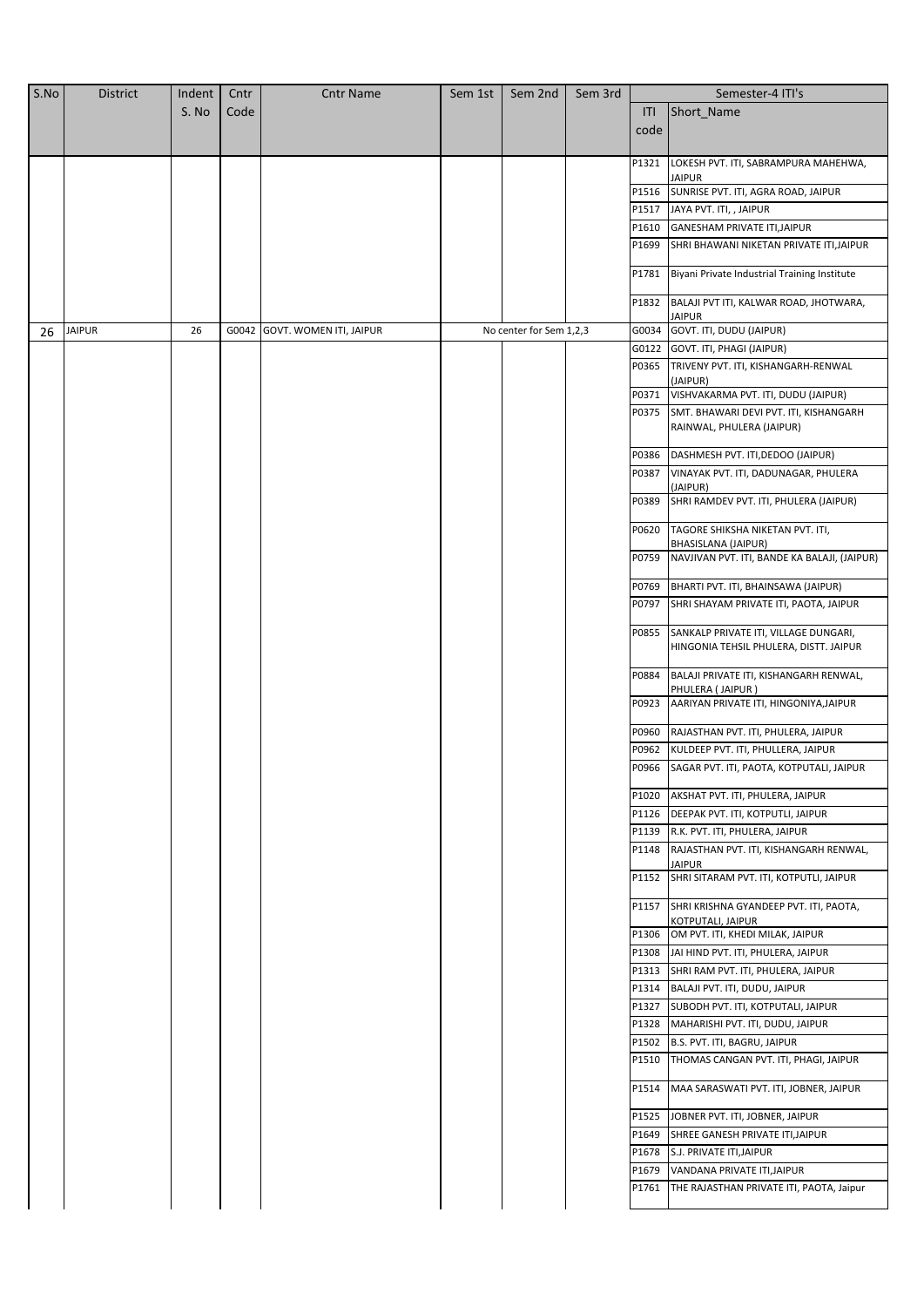| S.No | District | Indent S. No | Cntr Code | Cntr Name | Sem 1st | Sem 2nd | Sem 3rd | Semester-4 ITI's | |
|---|---|---|---|---|---|---|---|---|---|
| | | | | | | | | ITI code | Short_Name |
| | | | | | | | | P1321 | LOKESH PVT. ITI, SABRAMPURA MAHEHWA, JAIPUR |
| | | | | | | | | P1516 | SUNRISE PVT. ITI, AGRA ROAD, JAIPUR |
| | | | | | | | | P1517 | JAYA PVT. ITI, , JAIPUR |
| | | | | | | | | P1610 | GANESHAM PRIVATE ITI,JAIPUR |
| | | | | | | | | P1699 | SHRI BHAWANI NIKETAN PRIVATE ITI,JAIPUR |
| | | | | | | | | P1781 | Biyani Private Industrial Training Institute |
| | | | | | | | | P1832 | BALAJI PVT ITI, KALWAR ROAD, JHOTWARA, JAIPUR |
| 26 | JAIPUR | 26 | G0042 | GOVT. WOMEN ITI, JAIPUR | No center for Sem 1,2,3 | | | G0034 | GOVT. ITI, DUDU (JAIPUR) |
| | | | | | | | | G0122 | GOVT. ITI, PHAGI (JAIPUR) |
| | | | | | | | | P0365 | TRIVENY PVT. ITI, KISHANGARH-RENWAL (JAIPUR) |
| | | | | | | | | P0371 | VISHVAKARMA PVT. ITI, DUDU (JAIPUR) |
| | | | | | | | | P0375 | SMT. BHAWARI DEVI PVT. ITI, KISHANGARH RAINWAL, PHULERA (JAIPUR) |
| | | | | | | | | P0386 | DASHMESH PVT. ITI,DEDOO (JAIPUR) |
| | | | | | | | | P0387 | VINAYAK PVT. ITI, DADUNAGAR, PHULERA (JAIPUR) |
| | | | | | | | | P0389 | SHRI RAMDEV PVT. ITI, PHULERA (JAIPUR) |
| | | | | | | | | P0620 | TAGORE SHIKSHA NIKETAN PVT. ITI, BHASISLANA (JAIPUR) |
| | | | | | | | | P0759 | NAVJIVAN PVT. ITI, BANDE KA BALAJI, (JAIPUR) |
| | | | | | | | | P0769 | BHARTI PVT. ITI, BHAINSAWA (JAIPUR) |
| | | | | | | | | P0797 | SHRI SHAYAM PRIVATE ITI, PAOTA, JAIPUR |
| | | | | | | | | P0855 | SANKALP PRIVATE ITI, VILLAGE DUNGARI, HINGONIA TEHSIL PHULERA, DISTT. JAIPUR |
| | | | | | | | | P0884 | BALAJI PRIVATE ITI, KISHANGARH RENWAL, PHULERA ( JAIPUR ) |
| | | | | | | | | P0923 | AARIYAN PRIVATE ITI, HINGONIYA,JAIPUR |
| | | | | | | | | P0960 | RAJASTHAN PVT. ITI, PHULERA, JAIPUR |
| | | | | | | | | P0962 | KULDEEP PVT. ITI, PHULLERA, JAIPUR |
| | | | | | | | | P0966 | SAGAR PVT. ITI, PAOTA, KOTPUTALI, JAIPUR |
| | | | | | | | | P1020 | AKSHAT PVT. ITI, PHULERA, JAIPUR |
| | | | | | | | | P1126 | DEEPAK PVT. ITI, KOTPUTLI, JAIPUR |
| | | | | | | | | P1139 | R.K. PVT. ITI, PHULERA, JAIPUR |
| | | | | | | | | P1148 | RAJASTHAN PVT. ITI, KISHANGARH RENWAL, JAIPUR |
| | | | | | | | | P1152 | SHRI SITARAM PVT. ITI, KOTPUTLI, JAIPUR |
| | | | | | | | | P1157 | SHRI KRISHNA GYANDEEP PVT. ITI, PAOTA, KOTPUTALI, JAIPUR |
| | | | | | | | | P1306 | OM PVT. ITI, KHEDI MILAK, JAIPUR |
| | | | | | | | | P1308 | JAI HIND PVT. ITI, PHULERA, JAIPUR |
| | | | | | | | | P1313 | SHRI RAM PVT. ITI, PHULERA, JAIPUR |
| | | | | | | | | P1314 | BALAJI PVT. ITI, DUDU, JAIPUR |
| | | | | | | | | P1327 | SUBODH PVT. ITI, KOTPUTALI, JAIPUR |
| | | | | | | | | P1328 | MAHARISHI PVT. ITI, DUDU, JAIPUR |
| | | | | | | | | P1502 | B.S. PVT. ITI, BAGRU, JAIPUR |
| | | | | | | | | P1510 | THOMAS CANGAN PVT. ITI, PHAGI, JAIPUR |
| | | | | | | | | P1514 | MAA SARASWATI PVT. ITI, JOBNER, JAIPUR |
| | | | | | | | | P1525 | JOBNER PVT. ITI, JOBNER, JAIPUR |
| | | | | | | | | P1649 | SHREE GANESH PRIVATE ITI,JAIPUR |
| | | | | | | | | P1678 | S.J. PRIVATE ITI,JAIPUR |
| | | | | | | | | P1679 | VANDANA PRIVATE ITI,JAIPUR |
| | | | | | | | | P1761 | THE RAJASTHAN PRIVATE ITI, PAOTA, Jaipur |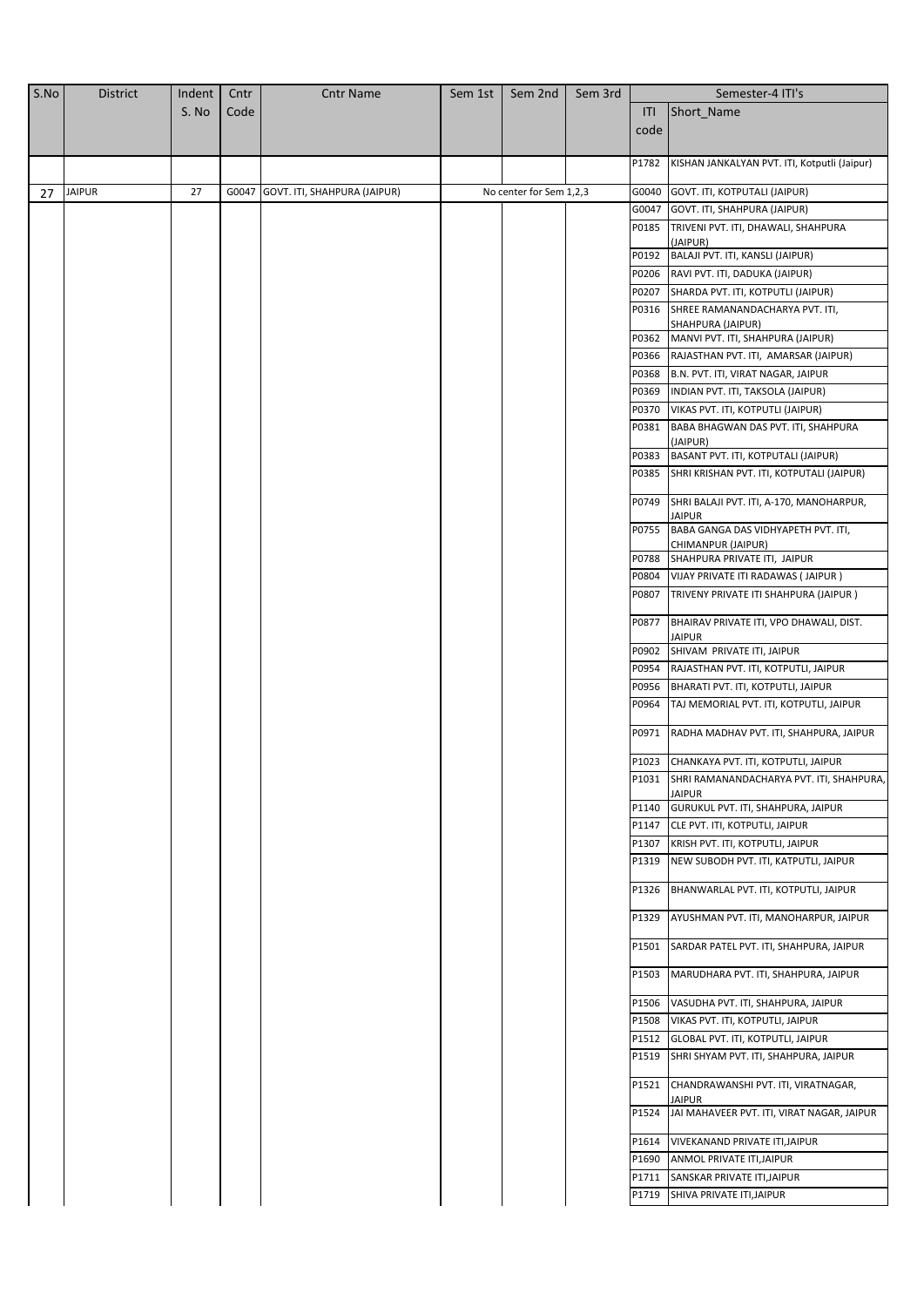| S.No | District | Indent S. No | Cntr Code | Cntr Name | Sem 1st | Sem 2nd | Sem 3rd | Semester-4 ITI's | |
|---|---|---|---|---|---|---|---|---|---|
| | | | | | | | | ITI code | Short_Name |
| | | | | | | | | P1782 | KISHAN JANKALYAN PVT. ITI, Kotputli (Jaipur) |
| 27 | JAIPUR | 27 | G0047 | GOVT. ITI, SHAHPURA (JAIPUR) | | No center for Sem 1,2,3 | | G0040 | GOVT. ITI, KOTPUTALI (JAIPUR) |
| | | | | | | | | G0047 | GOVT. ITI, SHAHPURA (JAIPUR) |
| | | | | | | | | P0185 | TRIVENI PVT. ITI, DHAWALI, SHAHPURA (JAIPUR) |
| | | | | | | | | P0192 | BALAJI PVT. ITI, KANSLI (JAIPUR) |
| | | | | | | | | P0206 | RAVI PVT. ITI, DADUKA (JAIPUR) |
| | | | | | | | | P0207 | SHARDA PVT. ITI, KOTPUTLI (JAIPUR) |
| | | | | | | | | P0316 | SHREE RAMANANDACHARYA PVT. ITI, SHAHPURA (JAIPUR) |
| | | | | | | | | P0362 | MANVI PVT. ITI, SHAHPURA (JAIPUR) |
| | | | | | | | | P0366 | RAJASTHAN PVT. ITI, AMARSAR (JAIPUR) |
| | | | | | | | | P0368 | B.N. PVT. ITI, VIRAT NAGAR, JAIPUR |
| | | | | | | | | P0369 | INDIAN PVT. ITI, TAKSOLA (JAIPUR) |
| | | | | | | | | P0370 | VIKAS PVT. ITI, KOTPUTLI (JAIPUR) |
| | | | | | | | | P0381 | BABA BHAGWAN DAS PVT. ITI, SHAHPURA (JAIPUR) |
| | | | | | | | | P0383 | BASANT PVT. ITI, KOTPUTALI (JAIPUR) |
| | | | | | | | | P0385 | SHRI KRISHAN PVT. ITI, KOTPUTALI (JAIPUR) |
| | | | | | | | | P0749 | SHRI BALAJI PVT. ITI, A-170, MANOHARPUR, JAIPUR |
| | | | | | | | | P0755 | BABA GANGA DAS VIDHYAPETH PVT. ITI, CHIMANPUR (JAIPUR) |
| | | | | | | | | P0788 | SHAHPURA PRIVATE ITI, JAIPUR |
| | | | | | | | | P0804 | VIJAY PRIVATE ITI RADAWAS ( JAIPUR ) |
| | | | | | | | | P0807 | TRIVENY PRIVATE ITI SHAHPURA (JAIPUR ) |
| | | | | | | | | P0877 | BHAIRAV PRIVATE ITI, VPO DHAWALI, DIST. JAIPUR |
| | | | | | | | | P0902 | SHIVAM PRIVATE ITI, JAIPUR |
| | | | | | | | | P0954 | RAJASTHAN PVT. ITI, KOTPUTLI, JAIPUR |
| | | | | | | | | P0956 | BHARATI PVT. ITI, KOTPUTLI, JAIPUR |
| | | | | | | | | P0964 | TAJ MEMORIAL PVT. ITI, KOTPUTLI, JAIPUR |
| | | | | | | | | P0971 | RADHA MADHAV PVT. ITI, SHAHPURA, JAIPUR |
| | | | | | | | | P1023 | CHANKAYA PVT. ITI, KOTPUTLI, JAIPUR |
| | | | | | | | | P1031 | SHRI RAMANANDACHARYA PVT. ITI, SHAHPURA, JAIPUR |
| | | | | | | | | P1140 | GURUKUL PVT. ITI, SHAHPURA, JAIPUR |
| | | | | | | | | P1147 | CLE PVT. ITI, KOTPUTLI, JAIPUR |
| | | | | | | | | P1307 | KRISH PVT. ITI, KOTPUTLI, JAIPUR |
| | | | | | | | | P1319 | NEW SUBODH PVT. ITI, KATPUTLI, JAIPUR |
| | | | | | | | | P1326 | BHANWARLAL PVT. ITI, KOTPUTLI, JAIPUR |
| | | | | | | | | P1329 | AYUSHMAN PVT. ITI, MANOHARPUR, JAIPUR |
| | | | | | | | | P1501 | SARDAR PATEL PVT. ITI, SHAHPURA, JAIPUR |
| | | | | | | | | P1503 | MARUDHARA PVT. ITI, SHAHPURA, JAIPUR |
| | | | | | | | | P1506 | VASUDHA PVT. ITI, SHAHPURA, JAIPUR |
| | | | | | | | | P1508 | VIKAS PVT. ITI, KOTPUTLI, JAIPUR |
| | | | | | | | | P1512 | GLOBAL PVT. ITI, KOTPUTLI, JAIPUR |
| | | | | | | | | P1519 | SHRI SHYAM PVT. ITI, SHAHPURA, JAIPUR |
| | | | | | | | | P1521 | CHANDRAWANSHI PVT. ITI, VIRATNAGAR, JAIPUR |
| | | | | | | | | P1524 | JAI MAHAVEER PVT. ITI, VIRAT NAGAR, JAIPUR |
| | | | | | | | | P1614 | VIVEKANAND PRIVATE ITI,JAIPUR |
| | | | | | | | | P1690 | ANMOL PRIVATE ITI,JAIPUR |
| | | | | | | | | P1711 | SANSKAR PRIVATE ITI,JAIPUR |
| | | | | | | | | P1719 | SHIVA PRIVATE ITI,JAIPUR |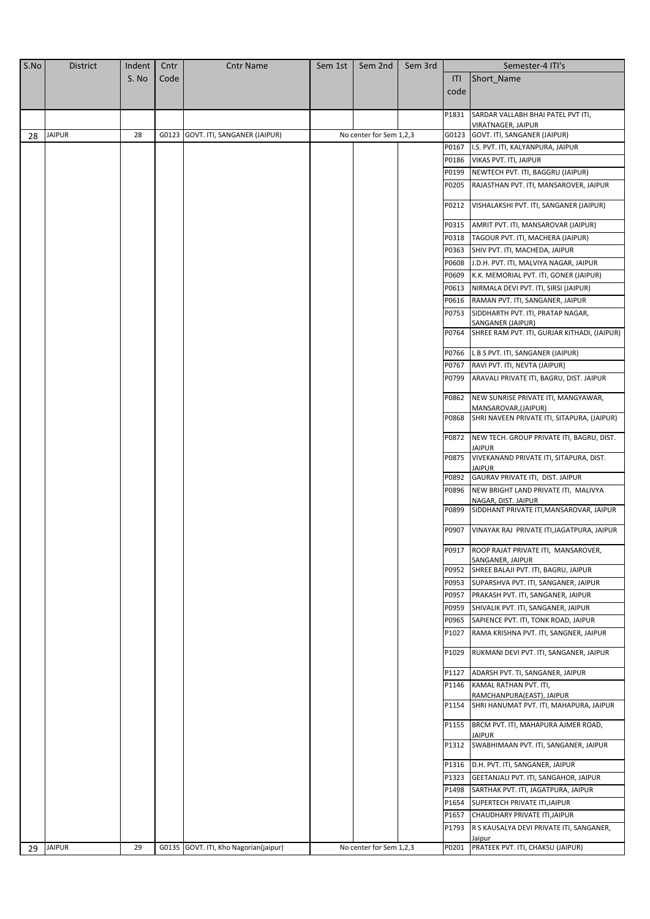| S.No | District | Indent S. No | Cntr Code | Cntr Name | Sem 1st | Sem 2nd | Sem 3rd | Semester-4 ITI's | |
|---|---|---|---|---|---|---|---|---|---|
| | | | | | | | | ITI code | Short_Name |
| | | | | | | | | P1831 | SARDAR VALLABH BHAI PATEL PVT ITI, VIRATNAGER, JAIPUR |
| 28 | JAIPUR | 28 | G0123 | GOVT. ITI, SANGANER (JAIPUR) | No center for Sem 1,2,3 | | | G0123 | GOVT. ITI, SANGANER (JAIPUR) |
| | | | | | | | | P0167 | I.S. PVT. ITI, KALYANPURA, JAIPUR |
| | | | | | | | | P0186 | VIKAS PVT. ITI, JAIPUR |
| | | | | | | | | P0199 | NEWTECH PVT. ITI, BAGGRU (JAIPUR) |
| | | | | | | | | P0205 | RAJASTHAN PVT. ITI, MANSAROVER, JAIPUR |
| | | | | | | | | P0212 | VISHALAKSHI PVT. ITI, SANGANER (JAIPUR) |
| | | | | | | | | P0315 | AMRIT PVT. ITI, MANSAROVAR (JAIPUR) |
| | | | | | | | | P0318 | TAGOUR PVT. ITI, MACHERA (JAIPUR) |
| | | | | | | | | P0363 | SHIV PVT. ITI, MACHEDA, JAIPUR |
| | | | | | | | | P0608 | J.D.H. PVT. ITI, MALVIYA NAGAR, JAIPUR |
| | | | | | | | | P0609 | K.K. MEMORIAL PVT. ITI, GONER (JAIPUR) |
| | | | | | | | | P0613 | NIRMALA DEVI PVT. ITI, SIRSI (JAIPUR) |
| | | | | | | | | P0616 | RAMAN PVT. ITI, SANGANER, JAIPUR |
| | | | | | | | | P0753 | SIDDHARTH PVT. ITI, PRATAP NAGAR, SANGANER (JAIPUR) |
| | | | | | | | | P0764 | SHREE RAM PVT. ITI, GURJAR KITHADI, (JAIPUR) |
| | | | | | | | | P0766 | L B S PVT. ITI, SANGANER (JAIPUR) |
| | | | | | | | | P0767 | RAVI PVT. ITI, NEVTA (JAIPUR) |
| | | | | | | | | P0799 | ARAVALI PRIVATE ITI, BAGRU, DIST. JAIPUR |
| | | | | | | | | P0862 | NEW SUNRISE PRIVATE ITI, MANGYAWAR, MANSAROVAR,(JAIPUR) |
| | | | | | | | | P0868 | SHRI NAVEEN PRIVATE ITI, SITAPURA, (JAIPUR) |
| | | | | | | | | P0872 | NEW TECH. GROUP PRIVATE ITI, BAGRU, DIST. JAIPUR |
| | | | | | | | | P0875 | VIVEKANAND PRIVATE ITI, SITAPURA, DIST. JAIPUR |
| | | | | | | | | P0892 | GAURAV PRIVATE ITI, DIST. JAIPUR |
| | | | | | | | | P0896 | NEW BRIGHT LAND PRIVATE ITI, MALIVYA NAGAR, DIST. JAIPUR |
| | | | | | | | | P0899 | SIDDHANT PRIVATE ITI,MANSAROVAR, JAIPUR |
| | | | | | | | | P0907 | VINAYAK RAJ PRIVATE ITI,JAGATPURA, JAIPUR |
| | | | | | | | | P0917 | ROOP RAJAT PRIVATE ITI, MANSAROVER, SANGANER, JAIPUR |
| | | | | | | | | P0952 | SHREE BALAJI PVT. ITI, BAGRU, JAIPUR |
| | | | | | | | | P0953 | SUPARSHVA PVT. ITI, SANGANER, JAIPUR |
| | | | | | | | | P0957 | PRAKASH PVT. ITI, SANGANER, JAIPUR |
| | | | | | | | | P0959 | SHIVALIK PVT. ITI, SANGANER, JAIPUR |
| | | | | | | | | P0965 | SAPIENCE PVT. ITI, TONK ROAD, JAIPUR |
| | | | | | | | | P1027 | RAMA KRISHNA PVT. ITI, SANGNER, JAIPUR |
| | | | | | | | | P1029 | RUKMANI DEVI PVT. ITI, SANGANER, JAIPUR |
| | | | | | | | | P1127 | ADARSH PVT. TI, SANGANER, JAIPUR |
| | | | | | | | | P1146 | KAMAL RATHAN PVT. ITI, RAMCHANPURA(EAST), JAIPUR |
| | | | | | | | | P1154 | SHRI HANUMAT PVT. ITI, MAHAPURA, JAIPUR |
| | | | | | | | | P1155 | BRCM PVT. ITI, MAHAPURA AJMER ROAD, JAIPUR |
| | | | | | | | | P1312 | SWABHIMAAN PVT. ITI, SANGANER, JAIPUR |
| | | | | | | | | P1316 | D.H. PVT. ITI, SANGANER, JAIPUR |
| | | | | | | | | P1323 | GEETANJALI PVT. ITI, SANGAHOR, JAIPUR |
| | | | | | | | | P1498 | SARTHAK PVT. ITI, JAGATPURA, JAIPUR |
| | | | | | | | | P1654 | SUPERTECH PRIVATE ITI,JAIPUR |
| | | | | | | | | P1657 | CHAUDHARY PRIVATE ITI,JAIPUR |
| | | | | | | | | P1793 | R S KAUSALYA DEVI PRIVATE ITI, SANGANER, Jaipur |
| 29 | JAIPUR | 29 | G0135 | GOVT. ITI, Kho Nagorian(jaipur) | No center for Sem 1,2,3 | | | P0201 | PRATEEK PVT. ITI, CHAKSU (JAIPUR) |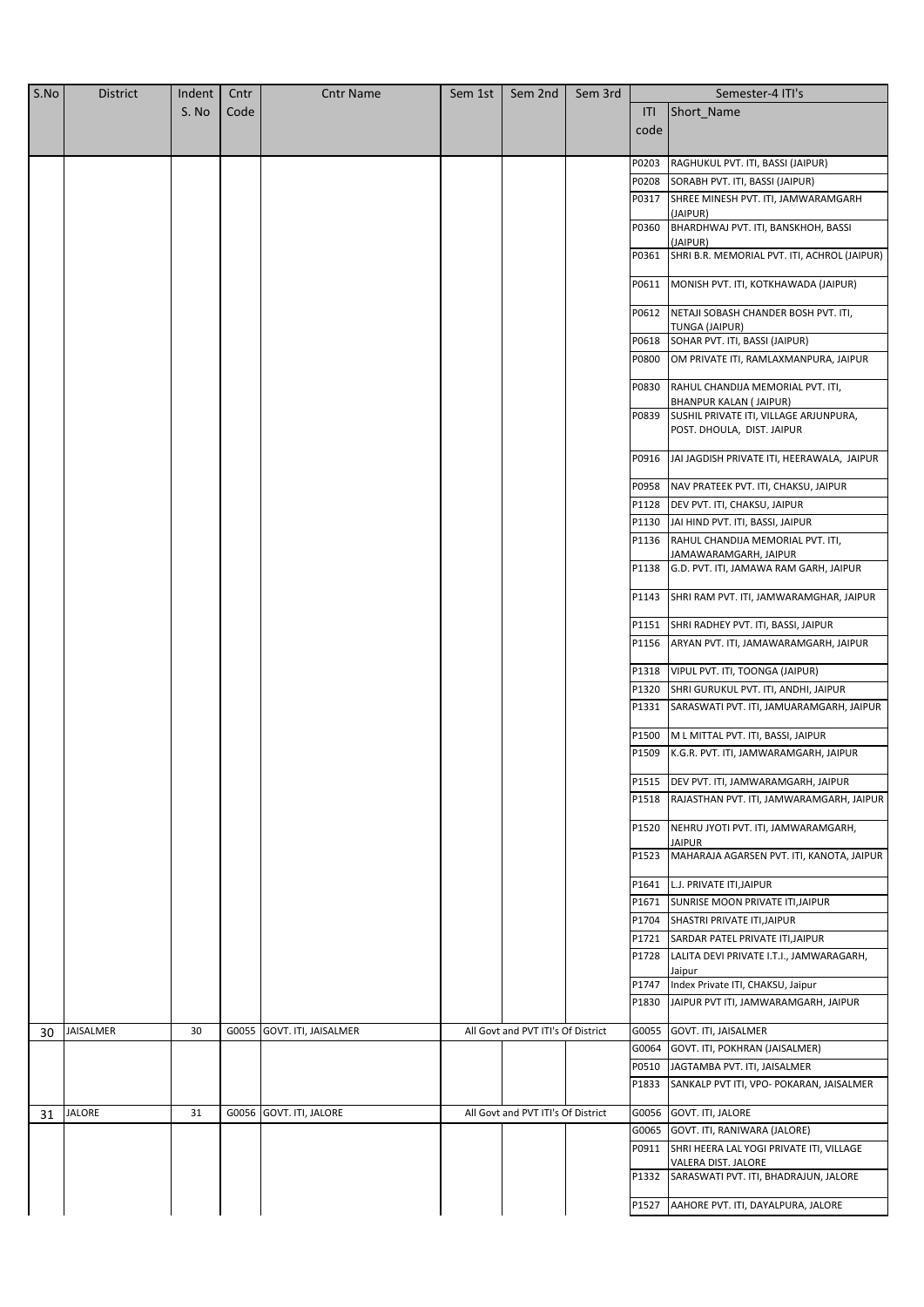| S.No | District | Indent S. No | Cntr Code | Cntr Name | Sem 1st | Sem 2nd | Sem 3rd | Semester-4 ITI's | |
|---|---|---|---|---|---|---|---|---|---|
| | | | | | | | | ITI code | Short_Name |
| | | | | | | | | P0203 | RAGHUKUL PVT. ITI, BASSI (JAIPUR) |
| | | | | | | | | P0208 | SORABH PVT. ITI, BASSI (JAIPUR) |
| | | | | | | | | P0317 | SHREE MINESH PVT. ITI, JAMWARAMGARH (JAIPUR) |
| | | | | | | | | P0360 | BHARDHWAJ PVT. ITI, BANSKHOH, BASSI (JAIPUR) |
| | | | | | | | | P0361 | SHRI B.R. MEMORIAL PVT. ITI, ACHROL (JAIPUR) |
| | | | | | | | | P0611 | MONISH PVT. ITI, KOTKHAWADA (JAIPUR) |
| | | | | | | | | P0612 | NETAJI SOBASH CHANDER BOSH PVT. ITI, TUNGA (JAIPUR) |
| | | | | | | | | P0618 | SOHAR PVT. ITI, BASSI (JAIPUR) |
| | | | | | | | | P0800 | OM PRIVATE ITI, RAMLAXMANPURA, JAIPUR |
| | | | | | | | | P0830 | RAHUL CHANDIJA MEMORIAL PVT. ITI, BHANPUR KALAN ( JAIPUR) |
| | | | | | | | | P0839 | SUSHIL PRIVATE ITI, VILLAGE ARJUNPURA, POST. DHOULA, DIST. JAIPUR |
| | | | | | | | | P0916 | JAI JAGDISH PRIVATE ITI, HEERAWALA, JAIPUR |
| | | | | | | | | P0958 | NAV PRATEEK PVT. ITI, CHAKSU, JAIPUR |
| | | | | | | | | P1128 | DEV PVT. ITI, CHAKSU, JAIPUR |
| | | | | | | | | P1130 | JAI HIND PVT. ITI, BASSI, JAIPUR |
| | | | | | | | | P1136 | RAHUL CHANDIJA MEMORIAL PVT. ITI, JAMAWARAMGARH, JAIPUR |
| | | | | | | | | P1138 | G.D. PVT. ITI, JAMAWA RAM GARH, JAIPUR |
| | | | | | | | | P1143 | SHRI RAM PVT. ITI, JAMWARAMGHAR, JAIPUR |
| | | | | | | | | P1151 | SHRI RADHEY PVT. ITI, BASSI, JAIPUR |
| | | | | | | | | P1156 | ARYAN PVT. ITI, JAMAWARAMGARH, JAIPUR |
| | | | | | | | | P1318 | VIPUL PVT. ITI, TOONGA (JAIPUR) |
| | | | | | | | | P1320 | SHRI GURUKUL PVT. ITI, ANDHI, JAIPUR |
| | | | | | | | | P1331 | SARASWATI PVT. ITI, JAMUARAMGARH, JAIPUR |
| | | | | | | | | P1500 | M L MITTAL PVT. ITI, BASSI, JAIPUR |
| | | | | | | | | P1509 | K.G.R. PVT. ITI, JAMWARAMGARH, JAIPUR |
| | | | | | | | | P1515 | DEV PVT. ITI, JAMWARAMGARH, JAIPUR |
| | | | | | | | | P1518 | RAJASTHAN PVT. ITI, JAMWARAMGARH, JAIPUR |
| | | | | | | | | P1520 | NEHRU JYOTI PVT. ITI, JAMWARAMGARH, JAIPUR |
| | | | | | | | | P1523 | MAHARAJA AGARSEN PVT. ITI, KANOTA, JAIPUR |
| | | | | | | | | P1641 | L.J. PRIVATE ITI,JAIPUR |
| | | | | | | | | P1671 | SUNRISE MOON PRIVATE ITI,JAIPUR |
| | | | | | | | | P1704 | SHASTRI PRIVATE ITI,JAIPUR |
| | | | | | | | | P1721 | SARDAR PATEL PRIVATE ITI,JAIPUR |
| | | | | | | | | P1728 | LALITA DEVI PRIVATE I.T.I., JAMWARAGARH, Jaipur |
| | | | | | | | | P1747 | Index Private ITI, CHAKSU, Jaipur |
| | | | | | | | | P1830 | JAIPUR PVT ITI, JAMWARAMGARH, JAIPUR |
| 30 | JAISALMER | 30 | G0055 | GOVT. ITI, JAISALMER | All Govt and PVT ITI's Of District | | | G0055 | GOVT. ITI, JAISALMER |
| | | | | | | | | G0064 | GOVT. ITI, POKHRAN (JAISALMER) |
| | | | | | | | | P0510 | JAGTAMBA PVT. ITI, JAISALMER |
| | | | | | | | | P1833 | SANKALP PVT ITI, VPO- POKARAN, JAISALMER |
| 31 | JALORE | 31 | G0056 | GOVT. ITI, JALORE | All Govt and PVT ITI's Of District | | | G0056 | GOVT. ITI, JALORE |
| | | | | | | | | G0065 | GOVT. ITI, RANIWARA (JALORE) |
| | | | | | | | | P0911 | SHRI HEERA LAL YOGI PRIVATE ITI, VILLAGE VALERA DIST. JALORE |
| | | | | | | | | P1332 | SARASWATI PVT. ITI, BHADRAJUN, JALORE |
| | | | | | | | | P1527 | AAHORE PVT. ITI, DAYALPURA, JALORE |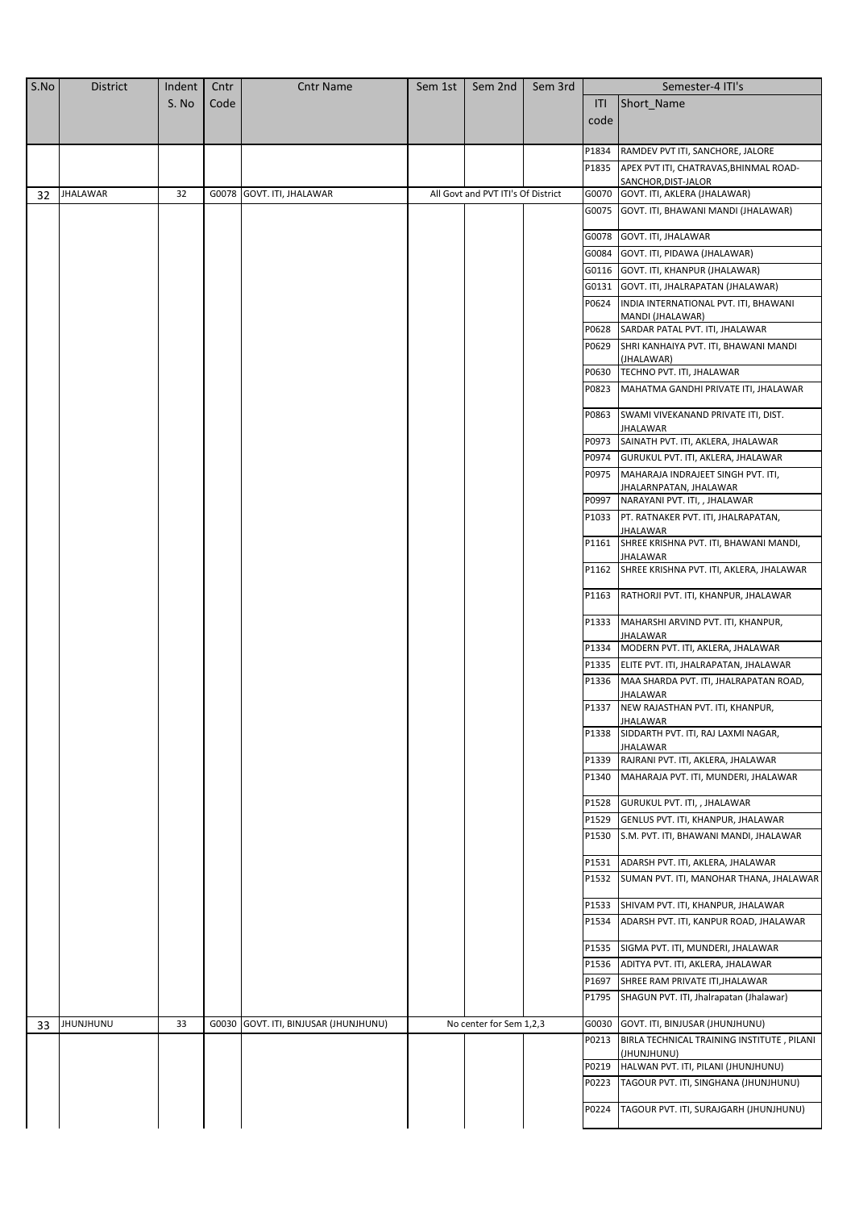| S.No | District | Indent S. No | Cntr Code | Cntr Name | Sem 1st | Sem 2nd | Sem 3rd | Semester-4 ITI's | |
|---|---|---|---|---|---|---|---|---|---|
| | | | | | | | | ITI code | Short_Name |
| | | | | | | | | P1834 | RAMDEV PVT ITI, SANCHORE, JALORE |
| | | | | | | | | P1835 | APEX PVT ITI, CHATRAVAS,BHINMAL ROAD-SANCHOR,DIST-JALOR |
| 32 | JHALAWAR | 32 | G0078 | GOVT. ITI, JHALAWAR | All Govt and PVT ITI's Of District | | | G0070 | GOVT. ITI, AKLERA (JHALAWAR) |
| | | | | | | | | G0075 | GOVT. ITI, BHAWANI MANDI (JHALAWAR) |
| | | | | | | | | G0078 | GOVT. ITI, JHALAWAR |
| | | | | | | | | G0084 | GOVT. ITI, PIDAWA (JHALAWAR) |
| | | | | | | | | G0116 | GOVT. ITI, KHANPUR (JHALAWAR) |
| | | | | | | | | G0131 | GOVT. ITI, JHALRAPATAN (JHALAWAR) |
| | | | | | | | | P0624 | INDIA INTERNATIONAL PVT. ITI, BHAWANI MANDI (JHALAWAR) |
| | | | | | | | | P0628 | SARDAR PATAL PVT. ITI, JHALAWAR |
| | | | | | | | | P0629 | SHRI KANHAIYA PVT. ITI, BHAWANI MANDI (JHALAWAR) |
| | | | | | | | | P0630 | TECHNO PVT. ITI, JHALAWAR |
| | | | | | | | | P0823 | MAHATMA GANDHI PRIVATE ITI, JHALAWAR |
| | | | | | | | | P0863 | SWAMI VIVEKANAND PRIVATE ITI, DIST. JHALAWAR |
| | | | | | | | | P0973 | SAINATH PVT. ITI, AKLERA, JHALAWAR |
| | | | | | | | | P0974 | GURUKUL PVT. ITI, AKLERA, JHALAWAR |
| | | | | | | | | P0975 | MAHARAJA INDRAJEET SINGH PVT. ITI, JHALARNPATAN, JHALAWAR |
| | | | | | | | | P0997 | NARAYANI PVT. ITI, , JHALAWAR |
| | | | | | | | | P1033 | PT. RATNAKER PVT. ITI, JHALRAPATAN, JHALAWAR |
| | | | | | | | | P1161 | SHREE KRISHNA PVT. ITI, BHAWANI MANDI, JHALAWAR |
| | | | | | | | | P1162 | SHREE KRISHNA PVT. ITI, AKLERA, JHALAWAR |
| | | | | | | | | P1163 | RATHORJI PVT. ITI, KHANPUR, JHALAWAR |
| | | | | | | | | P1333 | MAHARSHI ARVIND PVT. ITI, KHANPUR, JHALAWAR |
| | | | | | | | | P1334 | MODERN PVT. ITI, AKLERA, JHALAWAR |
| | | | | | | | | P1335 | ELITE PVT. ITI, JHALRAPATAN, JHALAWAR |
| | | | | | | | | P1336 | MAA SHARDA PVT. ITI, JHALRAPATAN ROAD, JHALAWAR |
| | | | | | | | | P1337 | NEW RAJASTHAN PVT. ITI, KHANPUR, JHALAWAR |
| | | | | | | | | P1338 | SIDDARTH PVT. ITI, RAJ LAXMI NAGAR, JHALAWAR |
| | | | | | | | | P1339 | RAJRANI PVT. ITI, AKLERA, JHALAWAR |
| | | | | | | | | P1340 | MAHARAJA PVT. ITI, MUNDERI, JHALAWAR |
| | | | | | | | | P1528 | GURUKUL PVT. ITI, , JHALAWAR |
| | | | | | | | | P1529 | GENLUS PVT. ITI, KHANPUR, JHALAWAR |
| | | | | | | | | P1530 | S.M. PVT. ITI, BHAWANI MANDI, JHALAWAR |
| | | | | | | | | P1531 | ADARSH PVT. ITI, AKLERA, JHALAWAR |
| | | | | | | | | P1532 | SUMAN PVT. ITI, MANOHAR THANA, JHALAWAR |
| | | | | | | | | P1533 | SHIVAM PVT. ITI, KHANPUR, JHALAWAR |
| | | | | | | | | P1534 | ADARSH PVT. ITI, KANPUR ROAD, JHALAWAR |
| | | | | | | | | P1535 | SIGMA PVT. ITI, MUNDERI, JHALAWAR |
| | | | | | | | | P1536 | ADITYA PVT. ITI, AKLERA, JHALAWAR |
| | | | | | | | | P1697 | SHREE RAM PRIVATE ITI,JHALAWAR |
| | | | | | | | | P1795 | SHAGUN PVT. ITI, Jhalrapatan (Jhalawar) |
| 33 | JHUNJHUNU | 33 | G0030 | GOVT. ITI, BINJUSAR (JHUNJHUNU) | No center for Sem 1,2,3 | | | G0030 | GOVT. ITI, BINJUSAR (JHUNJHUNU) |
| | | | | | | | | P0213 | BIRLA TECHNICAL TRAINING INSTITUTE , PILANI (JHUNJHUNU) |
| | | | | | | | | P0219 | HALWAN PVT. ITI, PILANI (JHUNJHUNU) |
| | | | | | | | | P0223 | TAGOUR PVT. ITI, SINGHANA (JHUNJHUNU) |
| | | | | | | | | P0224 | TAGOUR PVT. ITI, SURAJGARH (JHUNJHUNU) |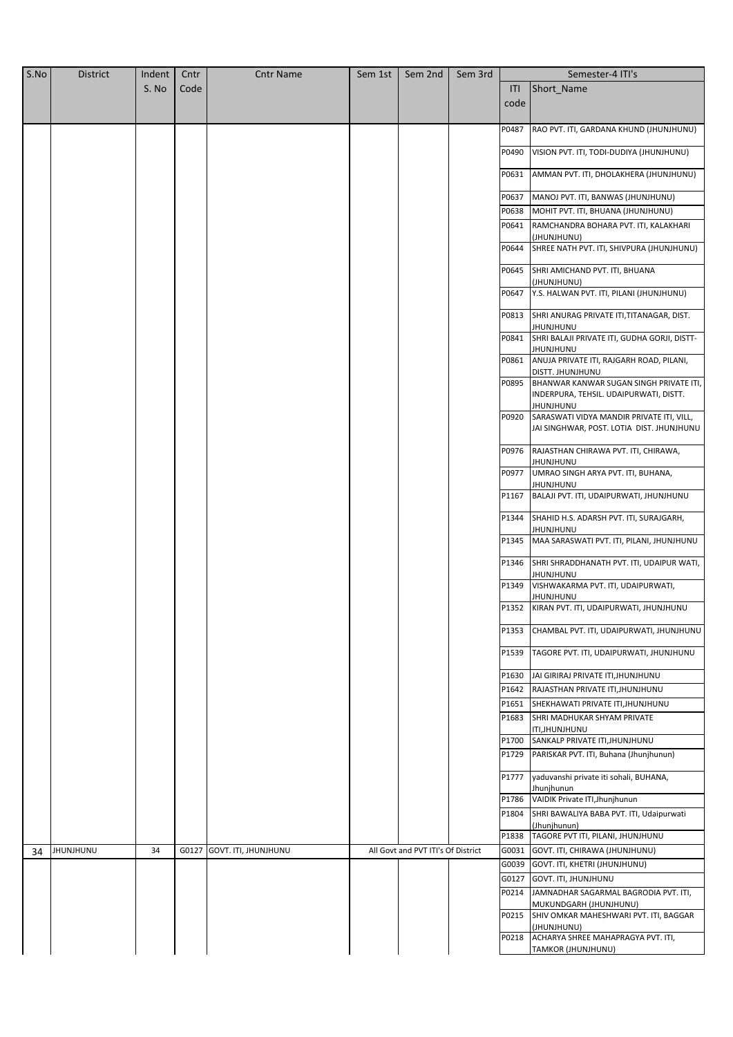| S.No | District | Indent S. No | Cntr Code | Cntr Name | Sem 1st | Sem 2nd | Sem 3rd | Semester-4 ITI's | |
|---|---|---|---|---|---|---|---|---|---|
| | | | | | | | | ITI code | Short_Name |
| | | | | | | | | P0487 | RAO PVT. ITI, GARDANA KHUND (JHUNJHUNU) |
| | | | | | | | | P0490 | VISION PVT. ITI, TODI-DUDIYA (JHUNJHUNU) |
| | | | | | | | | P0631 | AMMAN PVT. ITI, DHOLAKHERA (JHUNJHUNU) |
| | | | | | | | | P0637 | MANOJ PVT. ITI, BANWAS (JHUNJHUNU) |
| | | | | | | | | P0638 | MOHIT PVT. ITI, BHUANA (JHUNJHUNU) |
| | | | | | | | | P0641 | RAMCHANDRA BOHARA PVT. ITI, KALAKHARI (JHUNJHUNU) |
| | | | | | | | | P0644 | SHREE NATH PVT. ITI, SHIVPURA (JHUNJHUNU) |
| | | | | | | | | P0645 | SHRI AMICHAND PVT. ITI, BHUANA (JHUNJHUNU) |
| | | | | | | | | P0647 | Y.S. HALWAN PVT. ITI, PILANI (JHUNJHUNU) |
| | | | | | | | | P0813 | SHRI ANURAG PRIVATE ITI,TITANAGAR, DIST. JHUNJHUNU |
| | | | | | | | | P0841 | SHRI BALAJI PRIVATE ITI, GUDHA GORJI, DISTT-JHUNJHUNU |
| | | | | | | | | P0861 | ANUJA PRIVATE ITI, RAJGARH ROAD, PILANI, DISTT. JHUNJHUNU |
| | | | | | | | | P0895 | BHANWAR KANWAR SUGAN SINGH PRIVATE ITI, INDERPURA, TEHSIL. UDAIPURWATI, DISTT. JHUNJHUNU |
| | | | | | | | | P0920 | SARASWATI VIDYA MANDIR PRIVATE ITI, VILL, JAI SINGHWAR, POST. LOTIA DIST. JHUNJHUNU |
| | | | | | | | | P0976 | RAJASTHAN CHIRAWA PVT. ITI, CHIRAWA, JHUNJHUNU |
| | | | | | | | | P0977 | UMRAO SINGH ARYA PVT. ITI, BUHANA, JHUNJHUNU |
| | | | | | | | | P1167 | BALAJI PVT. ITI, UDAIPURWATI, JHUNJHUNU |
| | | | | | | | | P1344 | SHAHID H.S. ADARSH PVT. ITI, SURAJGARH, JHUNJHUNU |
| | | | | | | | | P1345 | MAA SARASWATI PVT. ITI, PILANI, JHUNJHUNU |
| | | | | | | | | P1346 | SHRI SHRADDHANATH PVT. ITI, UDAIPUR WATI, JHUNJHUNU |
| | | | | | | | | P1349 | VISHWAKARMA PVT. ITI, UDAIPURWATI, JHUNJHUNU |
| | | | | | | | | P1352 | KIRAN PVT. ITI, UDAIPURWATI, JHUNJHUNU |
| | | | | | | | | P1353 | CHAMBAL PVT. ITI, UDAIPURWATI, JHUNJHUNU |
| | | | | | | | | P1539 | TAGORE PVT. ITI, UDAIPURWATI, JHUNJHUNU |
| | | | | | | | | P1630 | JAI GIRIRAJ PRIVATE ITI,JHUNJHUNU |
| | | | | | | | | P1642 | RAJASTHAN PRIVATE ITI,JHUNJHUNU |
| | | | | | | | | P1651 | SHEKHAWATI PRIVATE ITI,JHUNJHUNU |
| | | | | | | | | P1683 | SHRI MADHUKAR SHYAM PRIVATE ITI,JHUNJHUNU |
| | | | | | | | | P1700 | SANKALP PRIVATE ITI,JHUNJHUNU |
| | | | | | | | | P1729 | PARISKAR PVT. ITI, Buhana (Jhunjhunun) |
| | | | | | | | | P1777 | yaduvanshi private iti sohali, BUHANA, Jhunjhunun |
| | | | | | | | | P1786 | VAIDIK Private ITI,Jhunjhunun |
| | | | | | | | | P1804 | SHRI BAWALIYA BABA PVT. ITI, Udaipurwati (Jhunjhunun) |
| | | | | | | | | P1838 | TAGORE PVT ITI, PILANI, JHUNJHUNU |
| 34 | JHUNJHUNU | 34 | G0127 | GOVT. ITI, JHUNJHUNU | All Govt and PVT ITI's Of District | | | G0031 | GOVT. ITI, CHIRAWA (JHUNJHUNU) |
| | | | | | | | | G0039 | GOVT. ITI, KHETRI (JHUNJHUNU) |
| | | | | | | | | G0127 | GOVT. ITI, JHUNJHUNU |
| | | | | | | | | P0214 | JAMNADHAR SAGARMAL BAGRODIA PVT. ITI, MUKUNDGARH (JHUNJHUNU) |
| | | | | | | | | P0215 | SHIV OMKAR MAHESHWARI PVT. ITI, BAGGAR (JHUNJHUNU) |
| | | | | | | | | P0218 | ACHARYA SHREE MAHAPRAGYA PVT. ITI, TAMKOR (JHUNJHUNU) |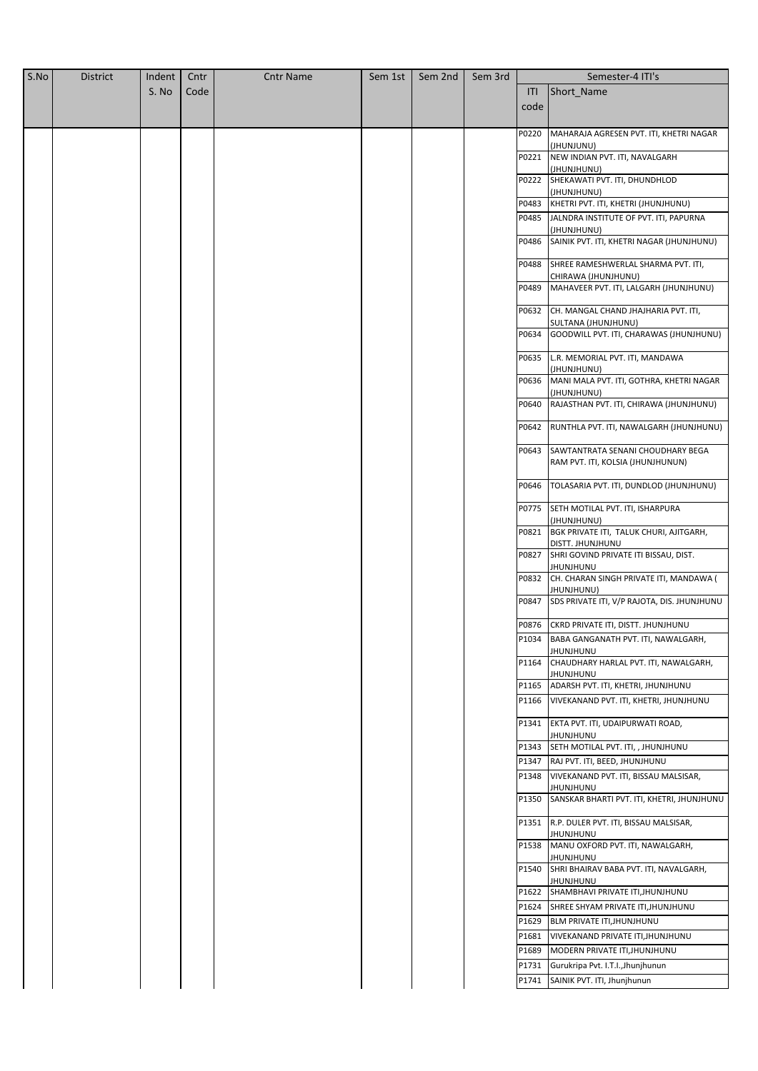| S.No | District | Indent S. No | Cntr Code | Cntr Name | Sem 1st | Sem 2nd | Sem 3rd | Semester-4 ITI's | |
|---|---|---|---|---|---|---|---|---|---|
| | | | | | | | | ITI code | Short_Name |
| | | | | | | | | P0220 | MAHARAJA AGRESEN PVT. ITI, KHETRI NAGAR (JHUNJUNU) |
| | | | | | | | | P0221 | NEW INDIAN PVT. ITI, NAVALGARH (JHUNJHUNU) |
| | | | | | | | | P0222 | SHEKAWATI PVT. ITI, DHUNDHLOD (JHUNJHUNU) |
| | | | | | | | | P0483 | KHETRI PVT. ITI, KHETRI (JHUNJHUNU) |
| | | | | | | | | P0485 | JALNDRA INSTITUTE OF PVT. ITI, PAPURNA (JHUNJHUNU) |
| | | | | | | | | P0486 | SAINIK PVT. ITI, KHETRI NAGAR (JHUNJHUNU) |
| | | | | | | | | P0488 | SHREE RAMESHWERLAL SHARMA PVT. ITI, CHIRAWA (JHUNJHUNU) |
| | | | | | | | | P0489 | MAHAVEER PVT. ITI, LALGARH (JHUNJHUNU) |
| | | | | | | | | P0632 | CH. MANGAL CHAND JHAJHARIA PVT. ITI, SULTANA (JHUNJHUNU) |
| | | | | | | | | P0634 | GOODWILL PVT. ITI, CHARAWAS (JHUNJHUNU) |
| | | | | | | | | P0635 | L.R. MEMORIAL PVT. ITI, MANDAWA (JHUNJHUNU) |
| | | | | | | | | P0636 | MANI MALA PVT. ITI, GOTHRA, KHETRI NAGAR (JHUNJHUNU) |
| | | | | | | | | P0640 | RAJASTHAN PVT. ITI, CHIRAWA (JHUNJHUNU) |
| | | | | | | | | P0642 | RUNTHLA PVT. ITI, NAWALGARH (JHUNJHUNU) |
| | | | | | | | | P0643 | SAWTANTRATA SENANI CHOUDHARY BEGA RAM PVT. ITI, KOLSIA (JHUNJHUNUN) |
| | | | | | | | | P0646 | TOLASARIA PVT. ITI, DUNDLOD (JHUNJHUNU) |
| | | | | | | | | P0775 | SETH MOTILAL PVT. ITI, ISHARPURA (JHUNJHUNU) |
| | | | | | | | | P0821 | BGK PRIVATE ITI, TALUK CHURI, AJITGARH, DISTT. JHUNJHUNU |
| | | | | | | | | P0827 | SHRI GOVIND PRIVATE ITI BISSAU, DIST. JHUNJHUNU |
| | | | | | | | | P0832 | CH. CHARAN SINGH PRIVATE ITI, MANDAWA ( JHUNJHUNU) |
| | | | | | | | | P0847 | SDS PRIVATE ITI, V/P RAJOTA, DIS. JHUNJHUNU |
| | | | | | | | | P0876 | CKRD PRIVATE ITI, DISTT. JHUNJHUNU |
| | | | | | | | | P1034 | BABA GANGANATH PVT. ITI, NAWALGARH, JHUNJHUNU |
| | | | | | | | | P1164 | CHAUDHARY HARLAL PVT. ITI, NAWALGARH, JHUNJHUNU |
| | | | | | | | | P1165 | ADARSH PVT. ITI, KHETRI, JHUNJHUNU |
| | | | | | | | | P1166 | VIVEKANAND PVT. ITI, KHETRI, JHUNJHUNU |
| | | | | | | | | P1341 | EKTA PVT. ITI, UDAIPURWATI ROAD, JHUNJHUNU |
| | | | | | | | | P1343 | SETH MOTILAL PVT. ITI, , JHUNJHUNU |
| | | | | | | | | P1347 | RAJ PVT. ITI, BEED, JHUNJHUNU |
| | | | | | | | | P1348 | VIVEKANAND PVT. ITI, BISSAU MALSISAR, JHUNJHUNU |
| | | | | | | | | P1350 | SANSKAR BHARTI PVT. ITI, KHETRI, JHUNJHUNU |
| | | | | | | | | P1351 | R.P. DULER PVT. ITI, BISSAU MALSISAR, JHUNJHUNU |
| | | | | | | | | P1538 | MANU OXFORD PVT. ITI, NAWALGARH, JHUNJHUNU |
| | | | | | | | | P1540 | SHRI BHAIRAV BABA PVT. ITI, NAVALGARH, JHUNJHUNU |
| | | | | | | | | P1622 | SHAMBHAVI PRIVATE ITI,JHUNJHUNU |
| | | | | | | | | P1624 | SHREE SHYAM PRIVATE ITI,JHUNJHUNU |
| | | | | | | | | P1629 | BLM PRIVATE ITI,JHUNJHUNU |
| | | | | | | | | P1681 | VIVEKANAND PRIVATE ITI,JHUNJHUNU |
| | | | | | | | | P1689 | MODERN PRIVATE ITI,JHUNJHUNU |
| | | | | | | | | P1731 | Gurukripa Pvt. I.T.I.,Jhunjhunun |
| | | | | | | | | P1741 | SAINIK PVT. ITI, Jhunjhunun |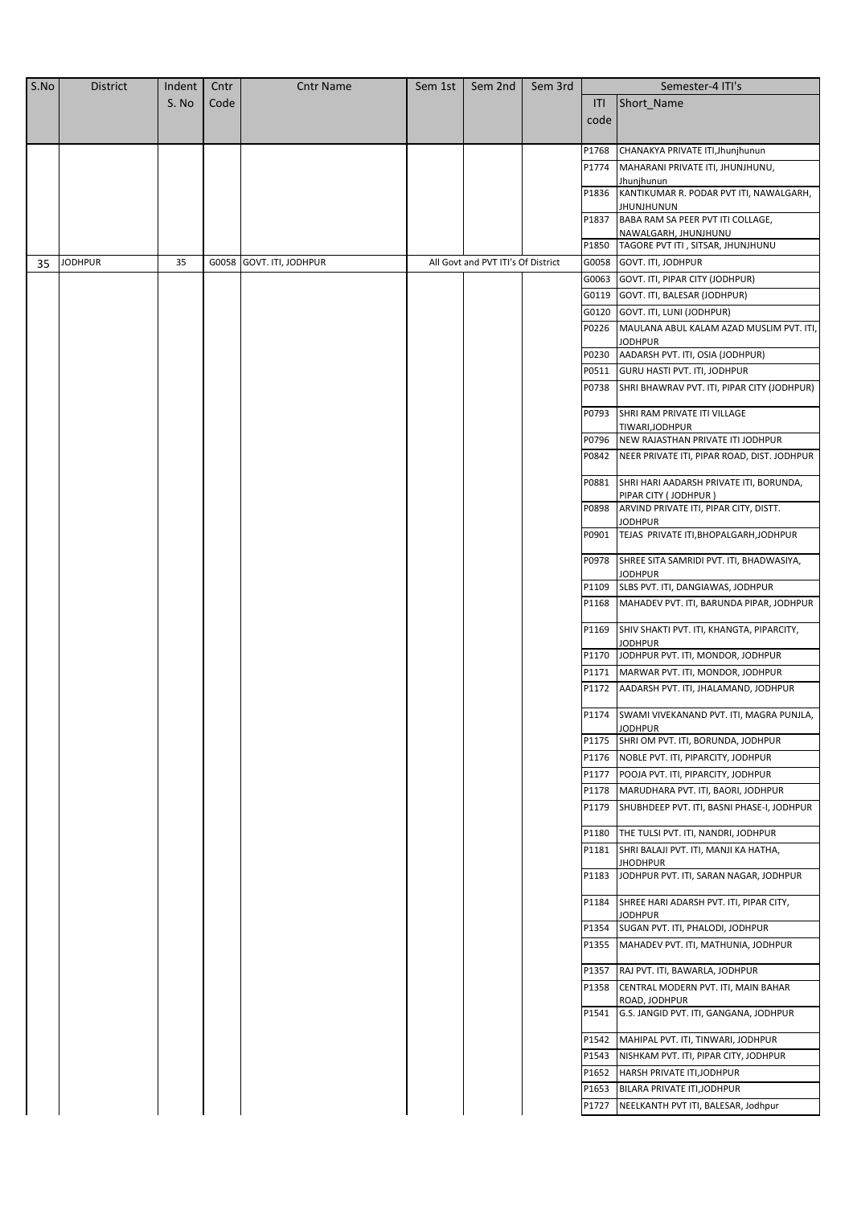| S.No | District | Indent S. No | Cntr Code | Cntr Name | Sem 1st | Sem 2nd | Sem 3rd | Semester-4 ITI's | |
|---|---|---|---|---|---|---|---|---|---|
| | | | | | | | | ITI code | Short_Name |
| | | | | | | | | P1768 | CHANAKYA PRIVATE ITI,Jhunjhunun |
| | | | | | | | | P1774 | MAHARANI PRIVATE ITI, JHUNJHUNU, Jhunjhunun |
| | | | | | | | | P1836 | KANTIKUMAR R. PODAR PVT ITI, NAWALGARH, JHUNJHUNUN |
| | | | | | | | | P1837 | BABA RAM SA PEER PVT ITI COLLAGE, NAWALGARH, JHUNJHUNU |
| | | | | | | | | P1850 | TAGORE PVT ITI , SITSAR, JHUNJHUNU |
| 35 | JODHPUR | 35 | G0058 | GOVT. ITI, JODHPUR | All Govt and PVT ITI's Of District | | | G0058 | GOVT. ITI, JODHPUR |
| | | | | | | | | G0063 | GOVT. ITI, PIPAR CITY (JODHPUR) |
| | | | | | | | | G0119 | GOVT. ITI, BALESAR (JODHPUR) |
| | | | | | | | | G0120 | GOVT. ITI, LUNI (JODHPUR) |
| | | | | | | | | P0226 | MAULANA ABUL KALAM AZAD MUSLIM PVT. ITI, JODHPUR |
| | | | | | | | | P0230 | AADARSH PVT. ITI, OSIA (JODHPUR) |
| | | | | | | | | P0511 | GURU HASTI PVT. ITI, JODHPUR |
| | | | | | | | | P0738 | SHRI BHAWRAV PVT. ITI, PIPAR CITY (JODHPUR) |
| | | | | | | | | P0793 | SHRI RAM PRIVATE ITI VILLAGE TIWARI,JODHPUR |
| | | | | | | | | P0796 | NEW RAJASTHAN PRIVATE ITI JODHPUR |
| | | | | | | | | P0842 | NEER PRIVATE ITI, PIPAR ROAD, DIST. JODHPUR |
| | | | | | | | | P0881 | SHRI HARI AADARSH PRIVATE ITI, BORUNDA, PIPAR CITY ( JODHPUR ) |
| | | | | | | | | P0898 | ARVIND PRIVATE ITI, PIPAR CITY, DISTT. JODHPUR |
| | | | | | | | | P0901 | TEJAS PRIVATE ITI,BHOPALGARH,JODHPUR |
| | | | | | | | | P0978 | SHREE SITA SAMRIDI PVT. ITI, BHADWASIYA, JODHPUR |
| | | | | | | | | P1109 | SLBS PVT. ITI, DANGIAWAS, JODHPUR |
| | | | | | | | | P1168 | MAHADEV PVT. ITI, BARUNDA PIPAR, JODHPUR |
| | | | | | | | | P1169 | SHIV SHAKTI PVT. ITI, KHANGTA, PIPARCITY, JODHPUR |
| | | | | | | | | P1170 | JODHPUR PVT. ITI, MONDOR, JODHPUR |
| | | | | | | | | P1171 | MARWAR PVT. ITI, MONDOR, JODHPUR |
| | | | | | | | | P1172 | AADARSH PVT. ITI, JHALAMAND, JODHPUR |
| | | | | | | | | P1174 | SWAMI VIVEKANAND PVT. ITI, MAGRA PUNJLA, JODHPUR |
| | | | | | | | | P1175 | SHRI OM PVT. ITI, BORUNDA, JODHPUR |
| | | | | | | | | P1176 | NOBLE PVT. ITI, PIPARCITY, JODHPUR |
| | | | | | | | | P1177 | POOJA PVT. ITI, PIPARCITY, JODHPUR |
| | | | | | | | | P1178 | MARUDHARA PVT. ITI, BAORI, JODHPUR |
| | | | | | | | | P1179 | SHUBHDEEP PVT. ITI, BASNI PHASE-I, JODHPUR |
| | | | | | | | | P1180 | THE TULSI PVT. ITI, NANDRI, JODHPUR |
| | | | | | | | | P1181 | SHRI BALAJI PVT. ITI, MANJI KA HATHA, JHODHPUR |
| | | | | | | | | P1183 | JODHPUR PVT. ITI, SARAN NAGAR, JODHPUR |
| | | | | | | | | P1184 | SHREE HARI ADARSH PVT. ITI, PIPAR CITY, JODHPUR |
| | | | | | | | | P1354 | SUGAN PVT. ITI, PHALODI, JODHPUR |
| | | | | | | | | P1355 | MAHADEV PVT. ITI, MATHUNIA, JODHPUR |
| | | | | | | | | P1357 | RAJ PVT. ITI, BAWARLA, JODHPUR |
| | | | | | | | | P1358 | CENTRAL MODERN PVT. ITI, MAIN BAHAR ROAD, JODHPUR |
| | | | | | | | | P1541 | G.S. JANGID PVT. ITI, GANGANA, JODHPUR |
| | | | | | | | | P1542 | MAHIPAL PVT. ITI, TINWARI, JODHPUR |
| | | | | | | | | P1543 | NISHKAM PVT. ITI, PIPAR CITY, JODHPUR |
| | | | | | | | | P1652 | HARSH PRIVATE ITI,JODHPUR |
| | | | | | | | | P1653 | BILARA PRIVATE ITI,JODHPUR |
| | | | | | | | | P1727 | NEELKANTH PVT ITI, BALESAR, Jodhpur |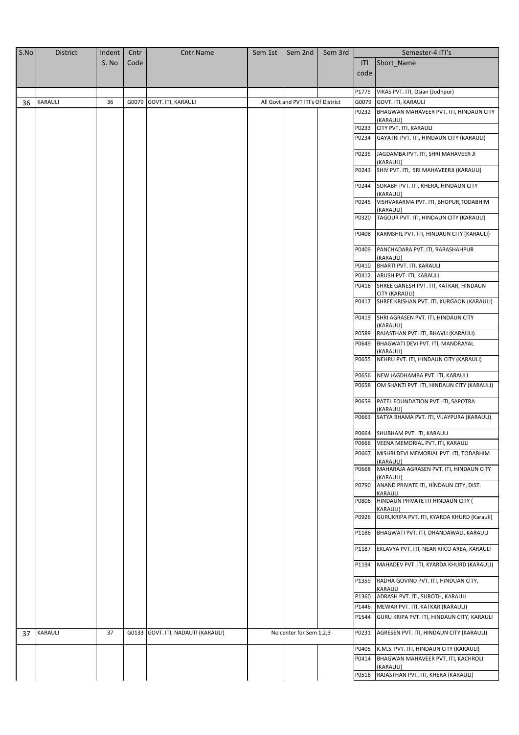| S.No | District | Indent S. No | Cntr Code | Cntr Name | Sem 1st | Sem 2nd | Sem 3rd | Semester-4 ITI's | |
|---|---|---|---|---|---|---|---|---|---|
| | | | | | | | | ITI code | Short_Name |
| | | | | | | | | P1775 | VIKAS PVT. ITI, Osian (Jodhpur) |
| 36 | KARAULI | 36 | G0079 | GOVT. ITI, KARAULI | All Govt and PVT ITI's Of District | | | G0079 | GOVT. ITI, KARAULI |
| | | | | | | | | P0232 | BHAGWAN MAHAVEER PVT. ITI, HINDAUN CITY (KARAULI) |
| | | | | | | | | P0233 | CITY PVT. ITI, KARAULI |
| | | | | | | | | P0234 | GAYATRI PVT. ITI, HINDAUN CITY (KARAULI) |
| | | | | | | | | P0235 | JAGDAMBA PVT. ITI, SHRI MAHAVEER JI (KARAULI) |
| | | | | | | | | P0243 | SHIV PVT. ITI, SRI MAHAVEERJI (KARAULI) |
| | | | | | | | | P0244 | SORABH PVT. ITI, KHERA, HINDAUN CITY (KARAULI) |
| | | | | | | | | P0245 | VISHVAKARMA PVT. ITI, BHOPUR,TODABHIM (KARAULI) |
| | | | | | | | | P0320 | TAGOUR PVT. ITI, HINDAUN CITY (KARAULI) |
| | | | | | | | | P0408 | KARMSHIL PVT. ITI, HINDAUN CITY (KARAULI) |
| | | | | | | | | P0409 | PANCHADARA PVT. ITI, RARASHAHPUR (KARAULI) |
| | | | | | | | | P0410 | BHARTI PVT. ITI, KARAULI |
| | | | | | | | | P0412 | ARUSH PVT. ITI, KARAULI |
| | | | | | | | | P0416 | SHREE GANESH PVT. ITI, KATKAR, HINDAUN CITY (KARAULI) |
| | | | | | | | | P0417 | SHREE KRISHAN PVT. ITI, KURGAON (KARAULI) |
| | | | | | | | | P0419 | SHRI AGRASEN PVT. ITI, HINDAUN CITY (KARAULI) |
| | | | | | | | | P0589 | RAJASTHAN PVT. ITI, BHAVLI (KARAULI) |
| | | | | | | | | P0649 | BHAGWATI DEVI PVT. ITI, MANDRAYAL (KARAULI) |
| | | | | | | | | P0655 | NEHRU PVT. ITI, HINDAUN CITY (KARAULI) |
| | | | | | | | | P0656 | NEW JAGDHAMBA PVT. ITI, KARAULI |
| | | | | | | | | P0658 | OM SHANTI PVT. ITI, HINDAUN CITY (KARAULI) |
| | | | | | | | | P0659 | PATEL FOUNDATION PVT. ITI, SAPOTRA (KARAULI) |
| | | | | | | | | P0663 | SATYA BHAMA PVT. ITI, VIJAYPURA (KARAULI) |
| | | | | | | | | P0664 | SHUBHAM PVT. ITI, KARAULI |
| | | | | | | | | P0666 | VEENA MEMORIAL PVT. ITI, KARAULI |
| | | | | | | | | P0667 | MISHRI DEVI MEMORIAL PVT. ITI, TODABHIM (KARAULI) |
| | | | | | | | | P0668 | MAHARAJA AGRASEN PVT. ITI, HINDAUN CITY (KARAULI) |
| | | | | | | | | P0790 | ANAND PRIVATE ITI, HÍNDAUN CITY, DIST. KARAULI |
| | | | | | | | | P0806 | HINDAUN PRIVATE ITI HINDAUN CITY ( KARAULI) |
| | | | | | | | | P0926 | GURUKRIPA PVT. ITI, KYARDA KHURD (Karauli) |
| | | | | | | | | P1186 | BHAGWATI PVT. ITI, DHANDAWALI, KARAULI |
| | | | | | | | | P1187 | EKLAVYA PVT. ITI, NEAR RIICO AREA, KARAULI |
| | | | | | | | | P1194 | MAHADEV PVT. ITI, KYARDA KHURD (KARAULI) |
| | | | | | | | | P1359 | RADHA GOVIND PVT. ITI, HINDUAN CITY, KARAULI |
| | | | | | | | | P1360 | ADRASH PVT. ITI, SUROTH, KARAULI |
| | | | | | | | | P1446 | MEWAR PVT. ITI, KATKAR (KARAULI) |
| | | | | | | | | P1544 | GURU KRIPA PVT. ITI, HINDAUN CITY, KARAULI |
| 37 | KARAULI | 37 | G0133 | GOVT. ITI, NADAUTI (KARAULI) | No center for Sem 1,2,3 | | | P0231 | AGRESEN PVT. ITI, HINDAUN CITY (KARAULI) |
| | | | | | | | | P0405 | K.M.S. PVT. ITI, HINDAUN CITY (KARAULI) |
| | | | | | | | | P0414 | BHAGWAN MAHAVEER PVT. ITI, KACHROLI (KARAULI) |
| | | | | | | | | P0516 | RAJASTHAN PVT. ITI, KHERA (KARAULI) |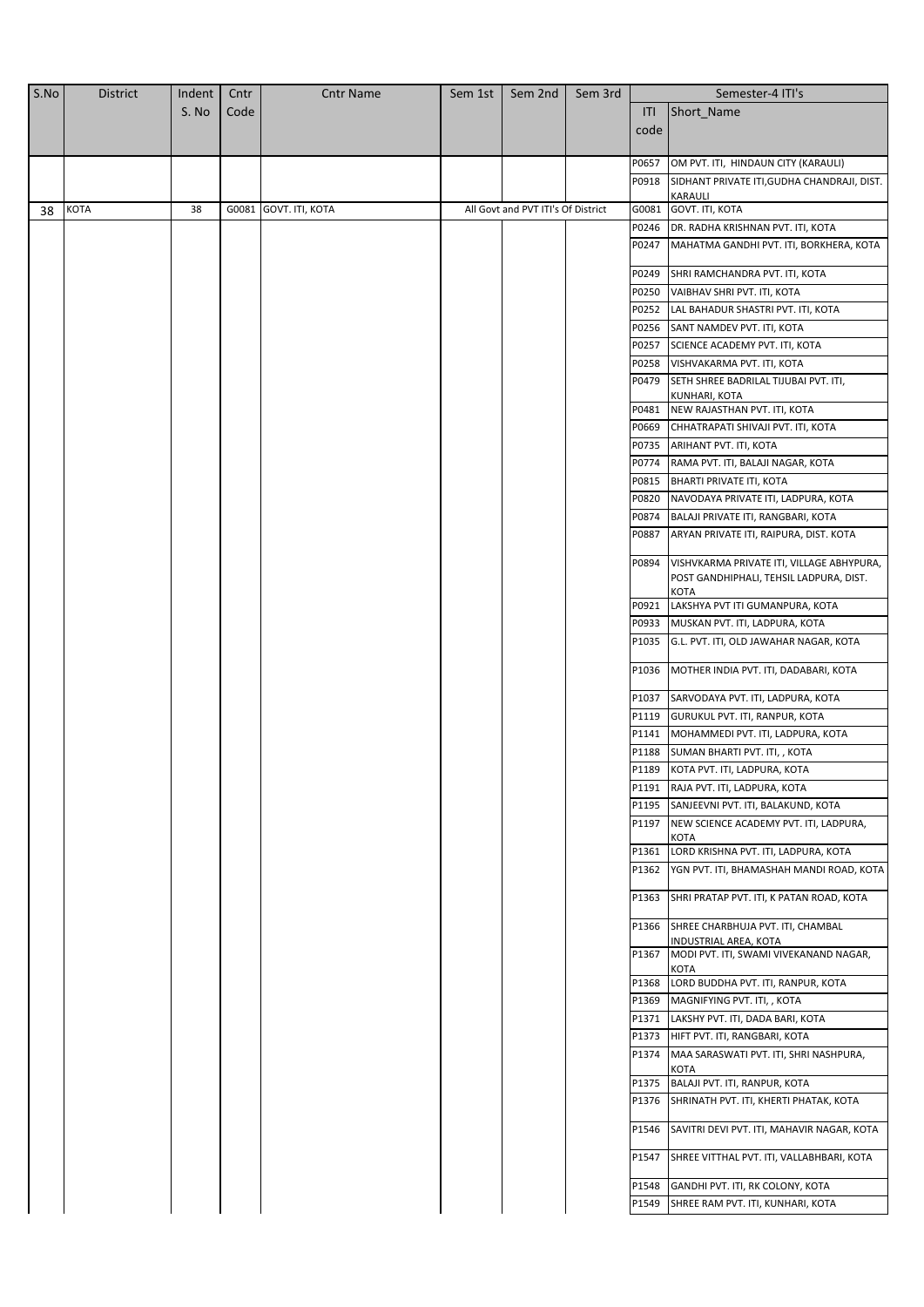| S.No | District | Indent S. No | Cntr Code | Cntr Name | Sem 1st | Sem 2nd | Sem 3rd | Semester-4 ITI's | |
|---|---|---|---|---|---|---|---|---|---|
| | | | | | | | | ITI code | Short_Name |
| | | | | | | | | P0657 | OM PVT. ITI, HINDAUN CITY (KARAULI) |
| | | | | | | | | P0918 | SIDHANT PRIVATE ITI,GUDHA CHANDRAJI, DIST. KARAULI |
| 38 | KOTA | 38 | G0081 | GOVT. ITI, KOTA | All Govt and PVT ITI's Of District | | | G0081 | GOVT. ITI, KOTA |
| | | | | | | | | P0246 | DR. RADHA KRISHNAN PVT. ITI, KOTA |
| | | | | | | | | P0247 | MAHATMA GANDHI PVT. ITI, BORKHERA, KOTA |
| | | | | | | | | P0249 | SHRI RAMCHANDRA PVT. ITI, KOTA |
| | | | | | | | | P0250 | VAIBHAV SHRI PVT. ITI, KOTA |
| | | | | | | | | P0252 | LAL BAHADUR SHASTRI PVT. ITI, KOTA |
| | | | | | | | | P0256 | SANT NAMDEV PVT. ITI, KOTA |
| | | | | | | | | P0257 | SCIENCE ACADEMY PVT. ITI, KOTA |
| | | | | | | | | P0258 | VISHVAKARMA PVT. ITI, KOTA |
| | | | | | | | | P0479 | SETH SHREE BADRILAL TIJUBAI PVT. ITI, KUNHARI, KOTA |
| | | | | | | | | P0481 | NEW RAJASTHAN PVT. ITI, KOTA |
| | | | | | | | | P0669 | CHHATRAPATI SHIVAJI PVT. ITI, KOTA |
| | | | | | | | | P0735 | ARIHANT PVT. ITI, KOTA |
| | | | | | | | | P0774 | RAMA PVT. ITI, BALAJI NAGAR, KOTA |
| | | | | | | | | P0815 | BHARTI PRIVATE ITI, KOTA |
| | | | | | | | | P0820 | NAVODAYA PRIVATE ITI, LADPURA, KOTA |
| | | | | | | | | P0874 | BALAJI PRIVATE ITI, RANGBARI, KOTA |
| | | | | | | | | P0887 | ARYAN PRIVATE ITI, RAIPURA, DIST. KOTA |
| | | | | | | | | P0894 | VISHVKARMA PRIVATE ITI, VILLAGE ABHYPURA, POST GANDHIPHALI, TEHSIL LADPURA, DIST. KOTA |
| | | | | | | | | P0921 | LAKSHYA PVT ITI GUMANPURA, KOTA |
| | | | | | | | | P0933 | MUSKAN PVT. ITI, LADPURA, KOTA |
| | | | | | | | | P1035 | G.L. PVT. ITI, OLD JAWAHAR NAGAR, KOTA |
| | | | | | | | | P1036 | MOTHER INDIA PVT. ITI, DADABARI, KOTA |
| | | | | | | | | P1037 | SARVODAYA PVT. ITI, LADPURA, KOTA |
| | | | | | | | | P1119 | GURUKUL PVT. ITI, RANPUR, KOTA |
| | | | | | | | | P1141 | MOHAMMEDI PVT. ITI, LADPURA, KOTA |
| | | | | | | | | P1188 | SUMAN BHARTI PVT. ITI, , KOTA |
| | | | | | | | | P1189 | KOTA PVT. ITI, LADPURA, KOTA |
| | | | | | | | | P1191 | RAJA PVT. ITI, LADPURA, KOTA |
| | | | | | | | | P1195 | SANJEEVNI PVT. ITI, BALAKUND, KOTA |
| | | | | | | | | P1197 | NEW SCIENCE ACADEMY PVT. ITI, LADPURA, KOTA |
| | | | | | | | | P1361 | LORD KRISHNA PVT. ITI, LADPURA, KOTA |
| | | | | | | | | P1362 | YGN PVT. ITI, BHAMASHAH MANDI ROAD, KOTA |
| | | | | | | | | P1363 | SHRI PRATAP PVT. ITI, K PATAN ROAD, KOTA |
| | | | | | | | | P1366 | SHREE CHARBHUJA PVT. ITI, CHAMBAL INDUSTRIAL AREA, KOTA |
| | | | | | | | | P1367 | MODI PVT. ITI, SWAMI VIVEKANAND NAGAR, KOTA |
| | | | | | | | | P1368 | LORD BUDDHA PVT. ITI, RANPUR, KOTA |
| | | | | | | | | P1369 | MAGNIFYING PVT. ITI, , KOTA |
| | | | | | | | | P1371 | LAKSHY PVT. ITI, DADA BARI, KOTA |
| | | | | | | | | P1373 | HIFT PVT. ITI, RANGBARI, KOTA |
| | | | | | | | | P1374 | MAA SARASWATI PVT. ITI, SHRI NASHPURA, KOTA |
| | | | | | | | | P1375 | BALAJI PVT. ITI, RANPUR, KOTA |
| | | | | | | | | P1376 | SHRINATH PVT. ITI, KHERTI PHATAK, KOTA |
| | | | | | | | | P1546 | SAVITRI DEVI PVT. ITI, MAHAVIR NAGAR, KOTA |
| | | | | | | | | P1547 | SHREE VITTHAL PVT. ITI, VALLABHBARI, KOTA |
| | | | | | | | | P1548 | GANDHI PVT. ITI, RK COLONY, KOTA |
| | | | | | | | | P1549 | SHREE RAM PVT. ITI, KUNHARI, KOTA |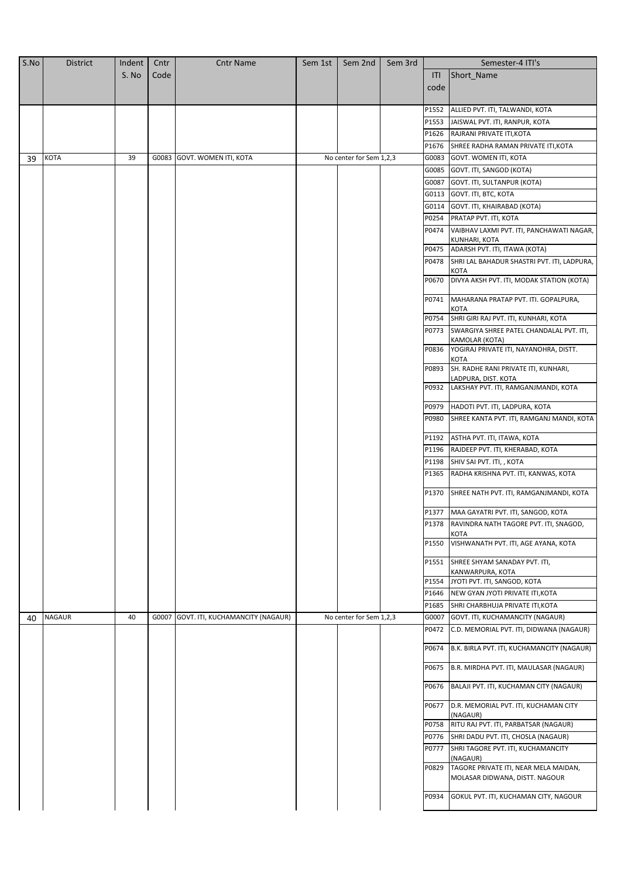| S.No | District | Indent S. No | Cntr Code | Cntr Name | Sem 1st | Sem 2nd | Sem 3rd | Semester-4 ITI's | |
|---|---|---|---|---|---|---|---|---|---|
| | | | | | | | | ITI code | Short_Name |
| | | | | | | | | P1552 | ALLIED PVT. ITI, TALWANDI, KOTA |
| | | | | | | | | P1553 | JAISWAL PVT. ITI, RANPUR, KOTA |
| | | | | | | | | P1626 | RAJRANI PRIVATE ITI,KOTA |
| | | | | | | | | P1676 | SHREE RADHA RAMAN PRIVATE ITI,KOTA |
| 39 | KOTA | 39 | G0083 | GOVT. WOMEN ITI, KOTA | No center for Sem 1,2,3 | | | G0083 | GOVT. WOMEN ITI, KOTA |
| | | | | | | | | G0085 | GOVT. ITI, SANGOD (KOTA) |
| | | | | | | | | G0087 | GOVT. ITI, SULTANPUR (KOTA) |
| | | | | | | | | G0113 | GOVT. ITI, BTC, KOTA |
| | | | | | | | | G0114 | GOVT. ITI, KHAIRABAD (KOTA) |
| | | | | | | | | P0254 | PRATAP PVT. ITI, KOTA |
| | | | | | | | | P0474 | VAIBHAV LAXMI PVT. ITI, PANCHAWATI NAGAR, KUNHARI, KOTA |
| | | | | | | | | P0475 | ADARSH PVT. ITI, ITAWA (KOTA) |
| | | | | | | | | P0478 | SHRI LAL BAHADUR SHASTRI PVT. ITI, LADPURA, KOTA |
| | | | | | | | | P0670 | DIVYA AKSH PVT. ITI, MODAK STATION (KOTA) |
| | | | | | | | | P0741 | MAHARANA PRATAP PVT. ITI. GOPALPURA, KOTA |
| | | | | | | | | P0754 | SHRI GIRI RAJ PVT. ITI, KUNHARI, KOTA |
| | | | | | | | | P0773 | SWARGIYA SHREE PATEL CHANDALAL PVT. ITI, KAMOLAR (KOTA) |
| | | | | | | | | P0836 | YOGIRAJ PRIVATE ITI, NAYANOHRA, DISTT. KOTA |
| | | | | | | | | P0893 | SH. RADHE RANI PRIVATE ITI, KUNHARI, LADPURA, DIST. KOTA |
| | | | | | | | | P0932 | LAKSHAY PVT. ITI, RAMGANJMANDI, KOTA |
| | | | | | | | | P0979 | HADOTI PVT. ITI, LADPURA, KOTA |
| | | | | | | | | P0980 | SHREE KANTA PVT. ITI, RAMGANJ MANDI, KOTA |
| | | | | | | | | P1192 | ASTHA PVT. ITI, ITAWA, KOTA |
| | | | | | | | | P1196 | RAJDEEP PVT. ITI, KHERABAD, KOTA |
| | | | | | | | | P1198 | SHIV SAI PVT. ITI, , KOTA |
| | | | | | | | | P1365 | RADHA KRISHNA PVT. ITI, KANWAS, KOTA |
| | | | | | | | | P1370 | SHREE NATH PVT. ITI, RAMGANJMANDI, KOTA |
| | | | | | | | | P1377 | MAA GAYATRI PVT. ITI, SANGOD, KOTA |
| | | | | | | | | P1378 | RAVINDRA NATH TAGORE PVT. ITI, SNAGOD, KOTA |
| | | | | | | | | P1550 | VISHWANATH PVT. ITI, AGE AYANA, KOTA |
| | | | | | | | | P1551 | SHREE SHYAM SANADAY PVT. ITI, KANWARPURA, KOTA |
| | | | | | | | | P1554 | JYOTI PVT. ITI, SANGOD, KOTA |
| | | | | | | | | P1646 | NEW GYAN JYOTI PRIVATE ITI,KOTA |
| | | | | | | | | P1685 | SHRI CHARBHUJA PRIVATE ITI,KOTA |
| 40 | NAGAUR | 40 | G0007 | GOVT. ITI, KUCHAMANCITY (NAGAUR) | No center for Sem 1,2,3 | | | G0007 | GOVT. ITI, KUCHAMANCITY (NAGAUR) |
| | | | | | | | | P0472 | C.D. MEMORIAL PVT. ITI, DIDWANA (NAGAUR) |
| | | | | | | | | P0674 | B.K. BIRLA PVT. ITI, KUCHAMANCITY (NAGAUR) |
| | | | | | | | | P0675 | B.R. MIRDHA PVT. ITI, MAULASAR (NAGAUR) |
| | | | | | | | | P0676 | BALAJI PVT. ITI, KUCHAMAN CITY (NAGAUR) |
| | | | | | | | | P0677 | D.R. MEMORIAL PVT. ITI, KUCHAMAN CITY (NAGAUR) |
| | | | | | | | | P0758 | RITU RAJ PVT. ITI, PARBATSAR (NAGAUR) |
| | | | | | | | | P0776 | SHRI DADU PVT. ITI, CHOSLA (NAGAUR) |
| | | | | | | | | P0777 | SHRI TAGORE PVT. ITI, KUCHAMANCITY (NAGAUR) |
| | | | | | | | | P0829 | TAGORE PRIVATE ITI, NEAR MELA MAIDAN, MOLASAR DIDWANA, DISTT. NAGOUR |
| | | | | | | | | P0934 | GOKUL PVT. ITI, KUCHAMAN CITY, NAGOUR |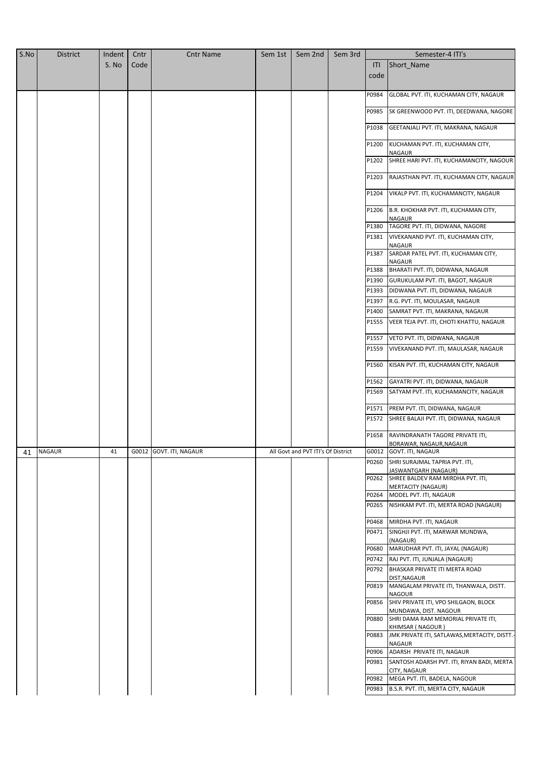| S.No | District | Indent S. No | Cntr Code | Cntr Name | Sem 1st | Sem 2nd | Sem 3rd | Semester-4 ITI's | |
|---|---|---|---|---|---|---|---|---|---|
| | | | | | | | | ITI code | Short_Name |
| | | | | | | | | P0984 | GLOBAL PVT. ITI, KUCHAMAN CITY, NAGAUR |
| | | | | | | | | P0985 | SK GREENWOOD PVT. ITI, DEEDWANA, NAGORE |
| | | | | | | | | P1038 | GEETANJALI PVT. ITI, MAKRANA, NAGAUR |
| | | | | | | | | P1200 | KUCHAMAN PVT. ITI, KUCHAMAN CITY, NAGAUR |
| | | | | | | | | P1202 | SHREE HARI PVT. ITI, KUCHAMANCITY, NAGOUR |
| | | | | | | | | P1203 | RAJASTHAN PVT. ITI, KUCHAMAN CITY, NAGAUR |
| | | | | | | | | P1204 | VIKALP PVT. ITI, KUCHAMANCITY, NAGAUR |
| | | | | | | | | P1206 | B.R. KHOKHAR PVT. ITI, KUCHAMAN CITY, NAGAUR |
| | | | | | | | | P1380 | TAGORE PVT. ITI, DIDWANA, NAGORE |
| | | | | | | | | P1381 | VIVEKANAND PVT. ITI, KUCHAMAN CITY, NAGAUR |
| | | | | | | | | P1387 | SARDAR PATEL PVT. ITI, KUCHAMAN CITY, NAGAUR |
| | | | | | | | | P1388 | BHARATI PVT. ITI, DIDWANA, NAGAUR |
| | | | | | | | | P1390 | GURUKULAM PVT. ITI, BAGOT, NAGAUR |
| | | | | | | | | P1393 | DIDWANA PVT. ITI, DIDWANA, NAGAUR |
| | | | | | | | | P1397 | R.G. PVT. ITI, MOULASAR, NAGAUR |
| | | | | | | | | P1400 | SAMRAT PVT. ITI, MAKRANA, NAGAUR |
| | | | | | | | | P1555 | VEER TEJA PVT. ITI, CHOTI KHATTU, NAGAUR |
| | | | | | | | | P1557 | VETO PVT. ITI, DIDWANA, NAGAUR |
| | | | | | | | | P1559 | VIVEKANAND PVT. ITI, MAULASAR, NAGAUR |
| | | | | | | | | P1560 | KISAN PVT. ITI, KUCHAMAN CITY, NAGAUR |
| | | | | | | | | P1562 | GAYATRI PVT. ITI, DIDWANA, NAGAUR |
| | | | | | | | | P1569 | SATYAM PVT. ITI, KUCHAMANCITY, NAGAUR |
| | | | | | | | | P1571 | PREM PVT. ITI, DIDWANA, NAGAUR |
| | | | | | | | | P1572 | SHREE BALAJI PVT. ITI, DIDWANA, NAGAUR |
| | | | | | | | | P1658 | RAVINDRANATH TAGORE PRIVATE ITI, BORAWAR, NAGAUR,NAGAUR |
| 41 | NAGAUR | 41 | G0012 | GOVT. ITI, NAGAUR | All Govt and PVT ITI's Of District | | | G0012 | GOVT. ITI, NAGAUR |
| | | | | | | | | P0260 | SHRI SURAJMAL TAPRIA PVT. ITI, JASWANTGARH (NAGAUR) |
| | | | | | | | | P0262 | SHREE BALDEV RAM MIRDHA PVT. ITI, MERTACITY (NAGAUR) |
| | | | | | | | | P0264 | MODEL PVT. ITI, NAGAUR |
| | | | | | | | | P0265 | NISHKAM PVT. ITI, MERTA ROAD (NAGAUR) |
| | | | | | | | | P0468 | MIRDHA PVT. ITI, NAGAUR |
| | | | | | | | | P0471 | SINGHJI PVT. ITI, MARWAR MUNDWA, (NAGAUR) |
| | | | | | | | | P0680 | MARUDHAR PVT. ITI, JAYAL (NAGAUR) |
| | | | | | | | | P0742 | RAJ PVT. ITI, JUNJALA (NAGAUR) |
| | | | | | | | | P0792 | BHASKAR PRIVATE ITI MERTA ROAD DIST,NAGAUR |
| | | | | | | | | P0819 | MANGALAM PRIVATE ITI, THANWALA, DISTT. NAGOUR |
| | | | | | | | | P0856 | SHIV PRIVATE ITI, VPO SHILGAON, BLOCK MUNDAWA, DIST. NAGOUR |
| | | | | | | | | P0880 | SHRI DAMA RAM MEMORIAL PRIVATE ITI, KHIMSAR ( NAGOUR ) |
| | | | | | | | | P0883 | JMK PRIVATE ITI, SATLAWAS,MERTACITY, DISTT.-NAGAUR |
| | | | | | | | | P0906 | ADARSH PRIVATE ITI, NAGAUR |
| | | | | | | | | P0981 | SANTOSH ADARSH PVT. ITI, RIYAN BADI, MERTA CITY, NAGAUR |
| | | | | | | | | P0982 | MEGA PVT. ITI, BADELA, NAGOUR |
| | | | | | | | | P0983 | B.S.R. PVT. ITI, MERTA CITY, NAGAUR |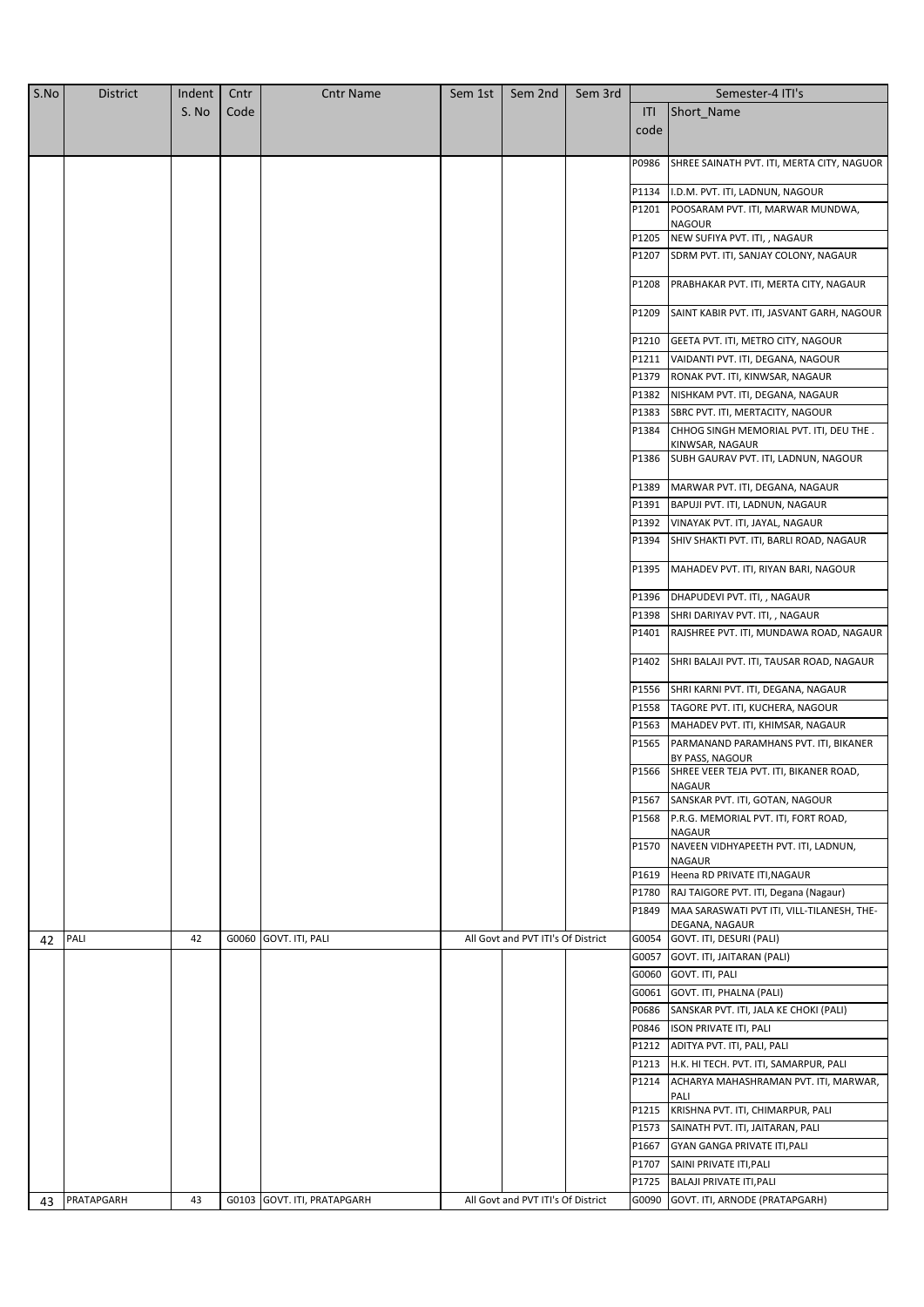| S.No | District | Indent S. No | Cntr Code | Cntr Name | Sem 1st | Sem 2nd | Sem 3rd | Semester-4 ITI's | |
|---|---|---|---|---|---|---|---|---|---|
| | | | | | | | | ITI code | Short_Name |
| | | | | | | | | P0986 | SHREE SAINATH PVT. ITI, MERTA CITY, NAGUOR |
| | | | | | | | | P1134 | I.D.M. PVT. ITI, LADNUN, NAGOUR |
| | | | | | | | | P1201 | POOSARAM PVT. ITI, MARWAR MUNDWA, NAGOUR |
| | | | | | | | | P1205 | NEW SUFIYA PVT. ITI, , NAGAUR |
| | | | | | | | | P1207 | SDRM PVT. ITI, SANJAY COLONY, NAGAUR |
| | | | | | | | | P1208 | PRABHAKAR PVT. ITI, MERTA CITY, NAGAUR |
| | | | | | | | | P1209 | SAINT KABIR PVT. ITI, JASVANT GARH, NAGOUR |
| | | | | | | | | P1210 | GEETA PVT. ITI, METRO CITY, NAGOUR |
| | | | | | | | | P1211 | VAIDANTI PVT. ITI, DEGANA, NAGOUR |
| | | | | | | | | P1379 | RONAK PVT. ITI, KINWSAR, NAGAUR |
| | | | | | | | | P1382 | NISHKAM PVT. ITI, DEGANA, NAGAUR |
| | | | | | | | | P1383 | SBRC PVT. ITI, MERTACITY, NAGOUR |
| | | | | | | | | P1384 | CHHOG SINGH MEMORIAL PVT. ITI, DEU THE . KINWSAR, NAGAUR |
| | | | | | | | | P1386 | SUBH GAURAV PVT. ITI, LADNUN, NAGOUR |
| | | | | | | | | P1389 | MARWAR PVT. ITI, DEGANA, NAGAUR |
| | | | | | | | | P1391 | BAPUJI PVT. ITI, LADNUN, NAGAUR |
| | | | | | | | | P1392 | VINAYAK PVT. ITI, JAYAL, NAGAUR |
| | | | | | | | | P1394 | SHIV SHAKTI PVT. ITI, BARLI ROAD, NAGAUR |
| | | | | | | | | P1395 | MAHADEV PVT. ITI, RIYAN BARI, NAGOUR |
| | | | | | | | | P1396 | DHAPUDEVI PVT. ITI, , NAGAUR |
| | | | | | | | | P1398 | SHRI DARIYAV PVT. ITI, , NAGAUR |
| | | | | | | | | P1401 | RAJSHREE PVT. ITI, MUNDAWA ROAD, NAGAUR |
| | | | | | | | | P1402 | SHRI BALAJI PVT. ITI, TAUSAR ROAD, NAGAUR |
| | | | | | | | | P1556 | SHRI KARNI PVT. ITI, DEGANA, NAGAUR |
| | | | | | | | | P1558 | TAGORE PVT. ITI, KUCHERA, NAGOUR |
| | | | | | | | | P1563 | MAHADEV PVT. ITI, KHIMSAR, NAGAUR |
| | | | | | | | | P1565 | PARMANAND PARAMHANS PVT. ITI, BIKANER BY PASS, NAGOUR |
| | | | | | | | | P1566 | SHREE VEER TEJA PVT. ITI, BIKANER ROAD, NAGAUR |
| | | | | | | | | P1567 | SANSKAR PVT. ITI, GOTAN, NAGOUR |
| | | | | | | | | P1568 | P.R.G. MEMORIAL PVT. ITI, FORT ROAD, NAGAUR |
| | | | | | | | | P1570 | NAVEEN VIDHYAPEETH PVT. ITI, LADNUN, NAGAUR |
| | | | | | | | | P1619 | Heena RD PRIVATE ITI,NAGAUR |
| | | | | | | | | P1780 | RAJ TAIGORE PVT. ITI, Degana (Nagaur) |
| | | | | | | | | P1849 | MAA SARASWATI PVT ITI, VILL-TILANESH, THE-DEGANA, NAGAUR |
| 42 | PALI | 42 | G0060 | GOVT. ITI, PALI | All Govt and PVT ITI's Of District | | | G0054 | GOVT. ITI, DESURI (PALI) |
| | | | | | | | | G0057 | GOVT. ITI, JAITARAN (PALI) |
| | | | | | | | | G0060 | GOVT. ITI, PALI |
| | | | | | | | | G0061 | GOVT. ITI, PHALNA (PALI) |
| | | | | | | | | P0686 | SANSKAR PVT. ITI, JALA KE CHOKI (PALI) |
| | | | | | | | | P0846 | ISON PRIVATE ITI, PALI |
| | | | | | | | | P1212 | ADITYA PVT. ITI, PALI, PALI |
| | | | | | | | | P1213 | H.K. HI TECH. PVT. ITI, SAMARPUR, PALI |
| | | | | | | | | P1214 | ACHARYA MAHASHRAMAN PVT. ITI, MARWAR, PALI |
| | | | | | | | | P1215 | KRISHNA PVT. ITI, CHIMARPUR, PALI |
| | | | | | | | | P1573 | SAINATH PVT. ITI, JAITARAN, PALI |
| | | | | | | | | P1667 | GYAN GANGA PRIVATE ITI,PALI |
| | | | | | | | | P1707 | SAINI PRIVATE ITI,PALI |
| | | | | | | | | P1725 | BALAJI PRIVATE ITI,PALI |
| 43 | PRATAPGARH | 43 | G0103 | GOVT. ITI, PRATAPGARH | All Govt and PVT ITI's Of District | | | G0090 | GOVT. ITI, ARNODE (PRATAPGARH) |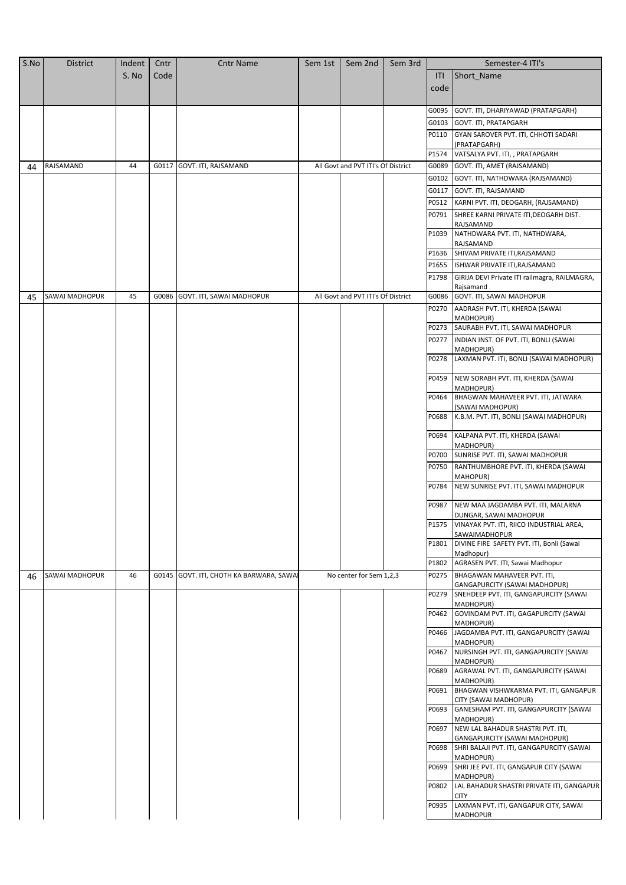| S.No | District | Indent S. No | Cntr Code | Cntr Name | Sem 1st | Sem 2nd | Sem 3rd | Semester-4 ITI's | |
|---|---|---|---|---|---|---|---|---|---|
| | | | | | | | | ITI code | Short_Name |
| | | | | | | | | G0095 | GOVT. ITI, DHARIYAWAD (PRATAPGARH) |
| | | | | | | | | G0103 | GOVT. ITI, PRATAPGARH |
| | | | | | | | | P0110 | GYAN SAROVER PVT. ITI, CHHOTI SADARI (PRATAPGARH) |
| | | | | | | | | P1574 | VATSALYA PVT. ITI, , PRATAPGARH |
| 44 | RAJSAMAND | 44 | G0117 | GOVT. ITI, RAJSAMAND | All Govt and PVT ITI's Of District | | | G0089 | GOVT. ITI, AMET (RAJSAMAND) |
| | | | | | | | | G0102 | GOVT. ITI, NATHDWARA (RAJSAMAND) |
| | | | | | | | | G0117 | GOVT. ITI, RAJSAMAND |
| | | | | | | | | P0512 | KARNI PVT. ITI, DEOGARH, (RAJSAMAND) |
| | | | | | | | | P0791 | SHREE KARNI PRIVATE ITI,DEOGARH DIST. RAJSAMAND |
| | | | | | | | | P1039 | NATHDWARA PVT. ITI, NATHDWARA, RAJSAMAND |
| | | | | | | | | P1636 | SHIVAM PRIVATE ITI,RAJSAMAND |
| | | | | | | | | P1655 | ISHWAR PRIVATE ITI,RAJSAMAND |
| | | | | | | | | P1798 | GIRIJA DEVI Private ITI railmagra, RAILMAGRA, Rajsamand |
| 45 | SAWAI MADHOPUR | 45 | G0086 | GOVT. ITI, SAWAI MADHOPUR | All Govt and PVT ITI's Of District | | | G0086 | GOVT. ITI, SAWAI MADHOPUR |
| | | | | | | | | P0270 | AADRASH PVT. ITI, KHERDA (SAWAI MADHOPUR) |
| | | | | | | | | P0273 | SAURABH PVT. ITI, SAWAI MADHOPUR |
| | | | | | | | | P0277 | INDIAN INST. OF PVT. ITI, BONLI (SAWAI MADHOPUR) |
| | | | | | | | | P0278 | LAXMAN PVT. ITI, BONLI (SAWAI MADHOPUR) |
| | | | | | | | | P0459 | NEW SORABH PVT. ITI, KHERDA (SAWAI MADHOPUR) |
| | | | | | | | | P0464 | BHAGWAN MAHAVEER PVT. ITI, JATWARA (SAWAI MADHOPUR) |
| | | | | | | | | P0688 | K.B.M. PVT. ITI, BONLI (SAWAI MADHOPUR) |
| | | | | | | | | P0694 | KALPANA PVT. ITI, KHERDA (SAWAI MADHOPUR) |
| | | | | | | | | P0700 | SUNRISE PVT. ITI, SAWAI MADHOPUR |
| | | | | | | | | P0750 | RANTHUMBHORE PVT. ITI, KHERDA (SAWAI MAHOPUR) |
| | | | | | | | | P0784 | NEW SUNRISE PVT. ITI, SAWAI MADHOPUR |
| | | | | | | | | P0987 | NEW MAA JAGDAMBA PVT. ITI, MALARNA DUNGAR, SAWAI MADHOPUR |
| | | | | | | | | P1575 | VINAYAK PVT. ITI, RIICO INDUSTRIAL AREA, SAWAIMADHOPUR |
| | | | | | | | | P1801 | DIVINE FIRE SAFETY PVT. ITI, Bonli (Sawai Madhopur) |
| | | | | | | | | P1802 | AGRASEN PVT. ITI, Sawai Madhopur |
| 46 | SAWAI MADHOPUR | 46 | G0145 | GOVT. ITI, CHOTH KA BARWARA, SAWAI | No center for Sem 1,2,3 | | | P0275 | BHAGAWAN MAHAVEER PVT. ITI, GANGAPURCITY (SAWAI MADHOPUR) |
| | | | | | | | | P0279 | SNEHDEEP PVT. ITI, GANGAPURCITY (SAWAI MADHOPUR) |
| | | | | | | | | P0462 | GOVINDAM PVT. ITI, GAGAPURCITY (SAWAI MADHOPUR) |
| | | | | | | | | P0466 | JAGDAMBA PVT. ITI, GANGAPURCITY (SAWAI MADHOPUR) |
| | | | | | | | | P0467 | NURSINGH PVT. ITI, GANGAPURCITY (SAWAI MADHOPUR) |
| | | | | | | | | P0689 | AGRAWAL PVT. ITI, GANGAPURCITY (SAWAI MADHOPUR) |
| | | | | | | | | P0691 | BHAGWAN VISHWKARMA PVT. ITI, GANGAPUR CITY (SAWAI MADHOPUR) |
| | | | | | | | | P0693 | GANESHAM PVT. ITI, GANGAPURCITY (SAWAI MADHOPUR) |
| | | | | | | | | P0697 | NEW LAL BAHADUR SHASTRI PVT. ITI, GANGAPURCITY (SAWAI MADHOPUR) |
| | | | | | | | | P0698 | SHRI BALAJI PVT. ITI, GANGAPURCITY (SAWAI MADHOPUR) |
| | | | | | | | | P0699 | SHRI JEE PVT. ITI, GANGAPUR CITY (SAWAI MADHOPUR) |
| | | | | | | | | P0802 | LAL BAHADUR SHASTRI PRIVATE ITI, GANGAPUR CITY |
| | | | | | | | | P0935 | LAXMAN PVT. ITI, GANGAPUR CITY, SAWAI MADHOPUR |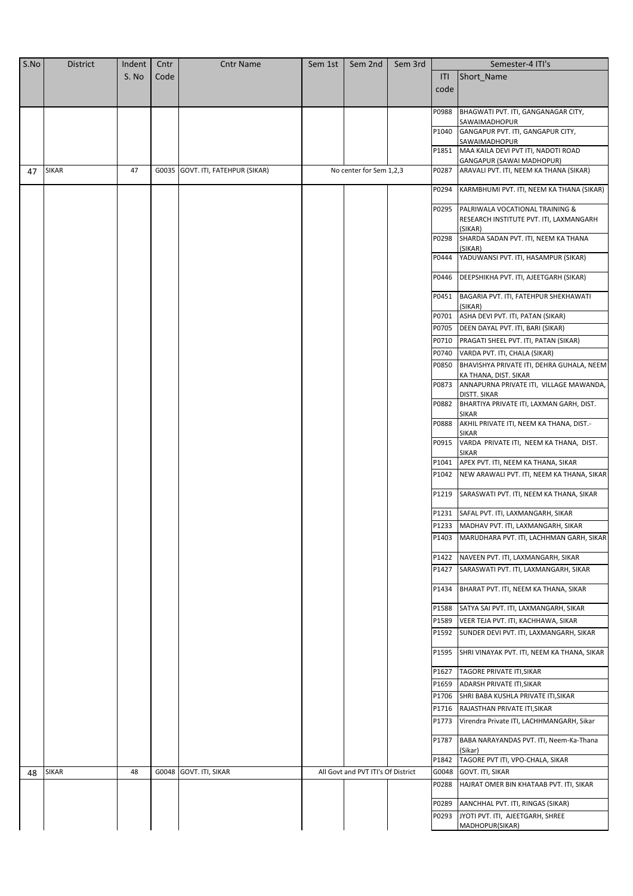| S.No | District | Indent S. No | Cntr Code | Cntr Name | Sem 1st | Sem 2nd | Sem 3rd | Semester-4 ITI's | |
|---|---|---|---|---|---|---|---|---|---|
| | | | | | | | | ITI code | Short_Name |
| | | | | | | | | P0988 | BHAGWATI PVT. ITI, GANGANAGAR CITY, SAWAIMADHOPUR |
| | | | | | | | | P1040 | GANGAPUR PVT. ITI, GANGAPUR CITY, SAWAIMADHOPUR |
| | | | | | | | | P1851 | MAA KAILA DEVI PVT ITI, NADOTI ROAD GANGAPUR (SAWAI MADHOPUR) |
| 47 | SIKAR | 47 | G0035 | GOVT. ITI, FATEHPUR (SIKAR) | No center for Sem 1,2,3 | | | P0287 | ARAVALI PVT. ITI, NEEM KA THANA (SIKAR) |
| | | | | | | | | P0294 | KARMBHUMI PVT. ITI, NEEM KA THANA (SIKAR) |
| | | | | | | | | P0295 | PALRIWALA VOCATIONAL TRAINING & RESEARCH INSTITUTE PVT. ITI, LAXMANGARH (SIKAR) |
| | | | | | | | | P0298 | SHARDA SADAN PVT. ITI, NEEM KA THANA (SIKAR) |
| | | | | | | | | P0444 | YADUWANSI PVT. ITI, HASAMPUR (SIKAR) |
| | | | | | | | | P0446 | DEEPSHIKHA PVT. ITI, AJEETGARH (SIKAR) |
| | | | | | | | | P0451 | BAGARIA PVT. ITI, FATEHPUR SHEKHAWATI (SIKAR) |
| | | | | | | | | P0701 | ASHA DEVI PVT. ITI, PATAN (SIKAR) |
| | | | | | | | | P0705 | DEEN DAYAL PVT. ITI, BARI (SIKAR) |
| | | | | | | | | P0710 | PRAGATI SHEEL PVT. ITI, PATAN (SIKAR) |
| | | | | | | | | P0740 | VARDA PVT. ITI, CHALA (SIKAR) |
| | | | | | | | | P0850 | BHAVISHYA PRIVATE ITI, DEHRA GUHALA, NEEM KA THANA, DIST. SIKAR |
| | | | | | | | | P0873 | ANNAPURNA PRIVATE ITI, VILLAGE MAWANDA, DISTT. SIKAR |
| | | | | | | | | P0882 | BHARTIYA PRIVATE ITI, LAXMAN GARH, DIST. SIKAR |
| | | | | | | | | P0888 | AKHIL PRIVATE ITI, NEEM KA THANA, DIST.-SIKAR |
| | | | | | | | | P0915 | VARDA PRIVATE ITI, NEEM KA THANA, DIST. SIKAR |
| | | | | | | | | P1041 | APEX PVT. ITI, NEEM KA THANA, SIKAR |
| | | | | | | | | P1042 | NEW ARAWALI PVT. ITI, NEEM KA THANA, SIKAR |
| | | | | | | | | P1219 | SARASWATI PVT. ITI, NEEM KA THANA, SIKAR |
| | | | | | | | | P1231 | SAFAL PVT. ITI, LAXMANGARH, SIKAR |
| | | | | | | | | P1233 | MADHAV PVT. ITI, LAXMANGARH, SIKAR |
| | | | | | | | | P1403 | MARUDHARA PVT. ITI, LACHHMAN GARH, SIKAR |
| | | | | | | | | P1422 | NAVEEN PVT. ITI, LAXMANGARH, SIKAR |
| | | | | | | | | P1427 | SARASWATI PVT. ITI, LAXMANGARH, SIKAR |
| | | | | | | | | P1434 | BHARAT PVT. ITI, NEEM KA THANA, SIKAR |
| | | | | | | | | P1588 | SATYA SAI PVT. ITI, LAXMANGARH, SIKAR |
| | | | | | | | | P1589 | VEER TEJA PVT. ITI, KACHHAWA, SIKAR |
| | | | | | | | | P1592 | SUNDER DEVI PVT. ITI, LAXMANGARH, SIKAR |
| | | | | | | | | P1595 | SHRI VINAYAK PVT. ITI, NEEM KA THANA, SIKAR |
| | | | | | | | | P1627 | TAGORE PRIVATE ITI,SIKAR |
| | | | | | | | | P1659 | ADARSH PRIVATE ITI,SIKAR |
| | | | | | | | | P1706 | SHRI BABA KUSHLA PRIVATE ITI,SIKAR |
| | | | | | | | | P1716 | RAJASTHAN PRIVATE ITI,SIKAR |
| | | | | | | | | P1773 | Virendra Private ITI, LACHHMANGARH, Sikar |
| | | | | | | | | P1787 | BABA NARAYANDAS PVT. ITI, Neem-Ka-Thana (Sikar) |
| | | | | | | | | P1842 | TAGORE PVT ITI, VPO-CHALA, SIKAR |
| 48 | SIKAR | 48 | G0048 | GOVT. ITI, SIKAR | All Govt and PVT ITI's Of District | | | G0048 | GOVT. ITI, SIKAR |
| | | | | | | | | P0288 | HAJRAT OMER BIN KHATAAB PVT. ITI, SIKAR |
| | | | | | | | | P0289 | AANCHHAL PVT. ITI, RINGAS (SIKAR) |
| | | | | | | | | P0293 | JYOTI PVT. ITI, AJEETGARH, SHREE MADHOPUR(SIKAR) |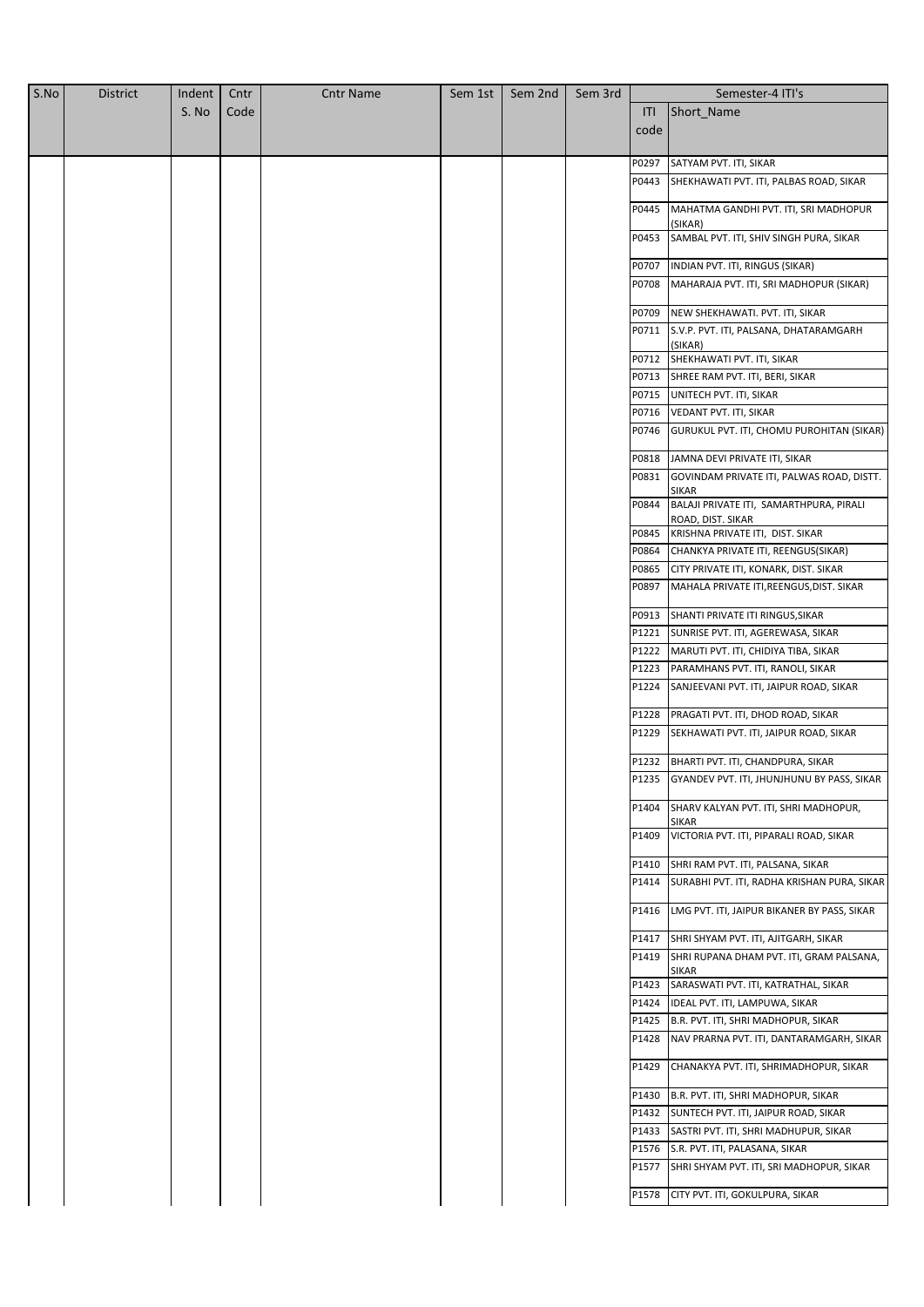| S.No | District | Indent S. No | Cntr Code | Cntr Name | Sem 1st | Sem 2nd | Sem 3rd | Semester-4 ITI's | |
|---|---|---|---|---|---|---|---|---|---|
| | | | | | | | | ITI code | Short_Name |
| | | | | | | | | P0297 | SATYAM PVT. ITI, SIKAR |
| | | | | | | | | P0443 | SHEKHAWATI PVT. ITI, PALBAS ROAD, SIKAR |
| | | | | | | | | P0445 | MAHATMA GANDHI PVT. ITI, SRI MADHOPUR (SIKAR) |
| | | | | | | | | P0453 | SAMBAL PVT. ITI, SHIV SINGH PURA, SIKAR |
| | | | | | | | | P0707 | INDIAN PVT. ITI, RINGUS (SIKAR) |
| | | | | | | | | P0708 | MAHARAJA PVT. ITI, SRI MADHOPUR (SIKAR) |
| | | | | | | | | P0709 | NEW SHEKHAWATI. PVT. ITI, SIKAR |
| | | | | | | | | P0711 | S.V.P. PVT. ITI, PALSANA, DHATARAMGARH (SIKAR) |
| | | | | | | | | P0712 | SHEKHAWATI PVT. ITI, SIKAR |
| | | | | | | | | P0713 | SHREE RAM PVT. ITI, BERI, SIKAR |
| | | | | | | | | P0715 | UNITECH PVT. ITI, SIKAR |
| | | | | | | | | P0716 | VEDANT PVT. ITI, SIKAR |
| | | | | | | | | P0746 | GURUKUL PVT. ITI, CHOMU PUROHITAN (SIKAR) |
| | | | | | | | | P0818 | JAMNA DEVI PRIVATE ITI, SIKAR |
| | | | | | | | | P0831 | GOVINDAM PRIVATE ITI, PALWAS ROAD, DISTT. SIKAR |
| | | | | | | | | P0844 | BALAJI PRIVATE ITI, SAMARTHPURA, PIRALI ROAD, DIST. SIKAR |
| | | | | | | | | P0845 | KRISHNA PRIVATE ITI, DIST. SIKAR |
| | | | | | | | | P0864 | CHANKYA PRIVATE ITI, REENGUS(SIKAR) |
| | | | | | | | | P0865 | CITY PRIVATE ITI, KONARK, DIST. SIKAR |
| | | | | | | | | P0897 | MAHALA PRIVATE ITI,REENGUS,DIST. SIKAR |
| | | | | | | | | P0913 | SHANTI PRIVATE ITI RINGUS,SIKAR |
| | | | | | | | | P1221 | SUNRISE PVT. ITI, AGEREWASA, SIKAR |
| | | | | | | | | P1222 | MARUTI PVT. ITI, CHIDIYA TIBA, SIKAR |
| | | | | | | | | P1223 | PARAMHANS PVT. ITI, RANOLI, SIKAR |
| | | | | | | | | P1224 | SANJEEVANI PVT. ITI, JAIPUR ROAD, SIKAR |
| | | | | | | | | P1228 | PRAGATI PVT. ITI, DHOD ROAD, SIKAR |
| | | | | | | | | P1229 | SEKHAWATI PVT. ITI, JAIPUR ROAD, SIKAR |
| | | | | | | | | P1232 | BHARTI PVT. ITI, CHANDPURA, SIKAR |
| | | | | | | | | P1235 | GYANDEV PVT. ITI, JHUNJHUNU BY PASS, SIKAR |
| | | | | | | | | P1404 | SHARV KALYAN PVT. ITI, SHRI MADHOPUR, SIKAR |
| | | | | | | | | P1409 | VICTORIA PVT. ITI, PIPARALI ROAD, SIKAR |
| | | | | | | | | P1410 | SHRI RAM PVT. ITI, PALSANA, SIKAR |
| | | | | | | | | P1414 | SURABHI PVT. ITI, RADHA KRISHAN PURA, SIKAR |
| | | | | | | | | P1416 | LMG PVT. ITI, JAIPUR BIKANER BY PASS, SIKAR |
| | | | | | | | | P1417 | SHRI SHYAM PVT. ITI, AJITGARH, SIKAR |
| | | | | | | | | P1419 | SHRI RUPANA DHAM PVT. ITI, GRAM PALSANA, SIKAR |
| | | | | | | | | P1423 | SARASWATI PVT. ITI, KATRATHAL, SIKAR |
| | | | | | | | | P1424 | IDEAL PVT. ITI, LAMPUWA, SIKAR |
| | | | | | | | | P1425 | B.R. PVT. ITI, SHRI MADHOPUR, SIKAR |
| | | | | | | | | P1428 | NAV PRARNA PVT. ITI, DANTARAMGARH, SIKAR |
| | | | | | | | | P1429 | CHANAKYA PVT. ITI, SHRIMADHOPUR, SIKAR |
| | | | | | | | | P1430 | B.R. PVT. ITI, SHRI MADHOPUR, SIKAR |
| | | | | | | | | P1432 | SUNTECH PVT. ITI, JAIPUR ROAD, SIKAR |
| | | | | | | | | P1433 | SASTRI PVT. ITI, SHRI MADHUPUR, SIKAR |
| | | | | | | | | P1576 | S.R. PVT. ITI, PALASANA, SIKAR |
| | | | | | | | | P1577 | SHRI SHYAM PVT. ITI, SRI MADHOPUR, SIKAR |
| | | | | | | | | P1578 | CITY PVT. ITI, GOKULPURA, SIKAR |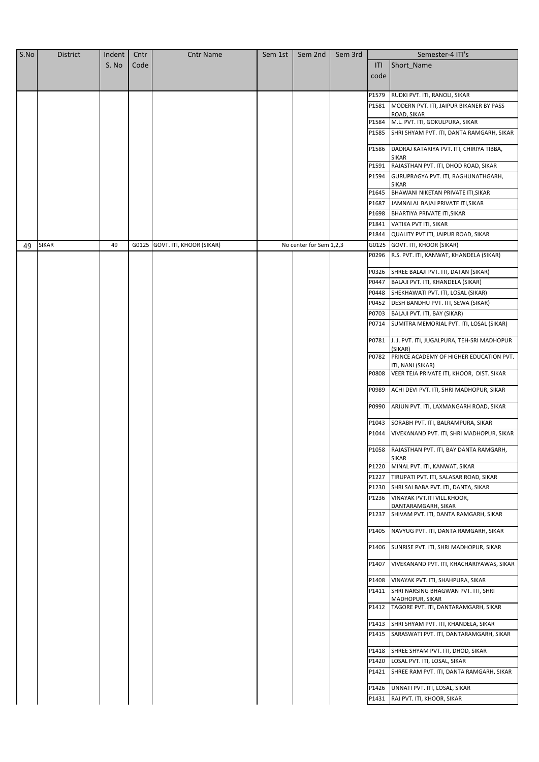| S.No | District | Indent S. No | Cntr Code | Cntr Name | Sem 1st | Sem 2nd | Sem 3rd | Semester-4 ITI's | |
|---|---|---|---|---|---|---|---|---|---|
| | | | | | | | | ITI code | Short_Name |
| | | | | | | | | P1579 | RUDKI PVT. ITI, RANOLI, SIKAR |
| | | | | | | | | P1581 | MODERN PVT. ITI, JAIPUR BIKANER BY PASS ROAD, SIKAR |
| | | | | | | | | P1584 | M.L. PVT. ITI, GOKULPURA, SIKAR |
| | | | | | | | | P1585 | SHRI SHYAM PVT. ITI, DANTA RAMGARH, SIKAR |
| | | | | | | | | P1586 | DADRAJ KATARIYA PVT. ITI, CHIRIYA TIBBA, SIKAR |
| | | | | | | | | P1591 | RAJASTHAN PVT. ITI, DHOD ROAD, SIKAR |
| | | | | | | | | P1594 | GURUPRAGYA PVT. ITI, RAGHUNATHGARH, SIKAR |
| | | | | | | | | P1645 | BHAWANI NIKETAN PRIVATE ITI,SIKAR |
| | | | | | | | | P1687 | JAMNALAL BAJAJ PRIVATE ITI,SIKAR |
| | | | | | | | | P1698 | BHARTIYA PRIVATE ITI,SIKAR |
| | | | | | | | | P1841 | VATIKA PVT ITI, SIKAR |
| | | | | | | | | P1844 | QUALITY PVT ITI, JAIPUR ROAD, SIKAR |
| 49 | SIKAR | 49 | G0125 | GOVT. ITI, KHOOR (SIKAR) | No center for Sem 1,2,3 | | | G0125 | GOVT. ITI, KHOOR (SIKAR) |
| | | | | | | | | P0296 | R.S. PVT. ITI, KANWAT, KHANDELA (SIKAR) |
| | | | | | | | | P0326 | SHREE BALAJI PVT. ITI, DATAN (SIKAR) |
| | | | | | | | | P0447 | BALAJI PVT. ITI, KHANDELA (SIKAR) |
| | | | | | | | | P0448 | SHEKHAWATI PVT. ITI, LOSAL (SIKAR) |
| | | | | | | | | P0452 | DESH BANDHU PVT. ITI, SEWA (SIKAR) |
| | | | | | | | | P0703 | BALAJI PVT. ITI, BAY (SIKAR) |
| | | | | | | | | P0714 | SUMITRA MEMORIAL PVT. ITI, LOSAL (SIKAR) |
| | | | | | | | | P0781 | J. J. PVT. ITI, JUGALPURA, TEH-SRI MADHOPUR (SIKAR) |
| | | | | | | | | P0782 | PRINCE ACADEMY OF HIGHER EDUCATION PVT. ITI, NANI (SIKAR) |
| | | | | | | | | P0808 | VEER TEJA PRIVATE ITI, KHOOR, DIST. SIKAR |
| | | | | | | | | P0989 | ACHI DEVI PVT. ITI, SHRI MADHOPUR, SIKAR |
| | | | | | | | | P0990 | ARJUN PVT. ITI, LAXMANGARH ROAD, SIKAR |
| | | | | | | | | P1043 | SORABH PVT. ITI, BALRAMPURA, SIKAR |
| | | | | | | | | P1044 | VIVEKANAND PVT. ITI, SHRI MADHOPUR, SIKAR |
| | | | | | | | | P1058 | RAJASTHAN PVT. ITI, BAY DANTA RAMGARH, SIKAR |
| | | | | | | | | P1220 | MINAL PVT. ITI, KANWAT, SIKAR |
| | | | | | | | | P1227 | TIRUPATI PVT. ITI, SALASAR ROAD, SIKAR |
| | | | | | | | | P1230 | SHRI SAI BABA PVT. ITI, DANTA, SIKAR |
| | | | | | | | | P1236 | VINAYAK PVT.ITI VILL.KHOOR, DANTARAMGARH, SIKAR |
| | | | | | | | | P1237 | SHIVAM PVT. ITI, DANTA RAMGARH, SIKAR |
| | | | | | | | | P1405 | NAVYUG PVT. ITI, DANTA RAMGARH, SIKAR |
| | | | | | | | | P1406 | SUNRISE PVT. ITI, SHRI MADHOPUR, SIKAR |
| | | | | | | | | P1407 | VIVEKANAND PVT. ITI, KHACHARIYAWAS, SIKAR |
| | | | | | | | | P1408 | VINAYAK PVT. ITI, SHAHPURA, SIKAR |
| | | | | | | | | P1411 | SHRI NARSING BHAGWAN PVT. ITI, SHRI MADHOPUR, SIKAR |
| | | | | | | | | P1412 | TAGORE PVT. ITI, DANTARAMGARH, SIKAR |
| | | | | | | | | P1413 | SHRI SHYAM PVT. ITI, KHANDELA, SIKAR |
| | | | | | | | | P1415 | SARASWATI PVT. ITI, DANTARAMGARH, SIKAR |
| | | | | | | | | P1418 | SHREE SHYAM PVT. ITI, DHOD, SIKAR |
| | | | | | | | | P1420 | LOSAL PVT. ITI, LOSAL, SIKAR |
| | | | | | | | | P1421 | SHREE RAM PVT. ITI, DANTA RAMGARH, SIKAR |
| | | | | | | | | P1426 | UNNATI PVT. ITI, LOSAL, SIKAR |
| | | | | | | | | P1431 | RAJ PVT. ITI, KHOOR, SIKAR |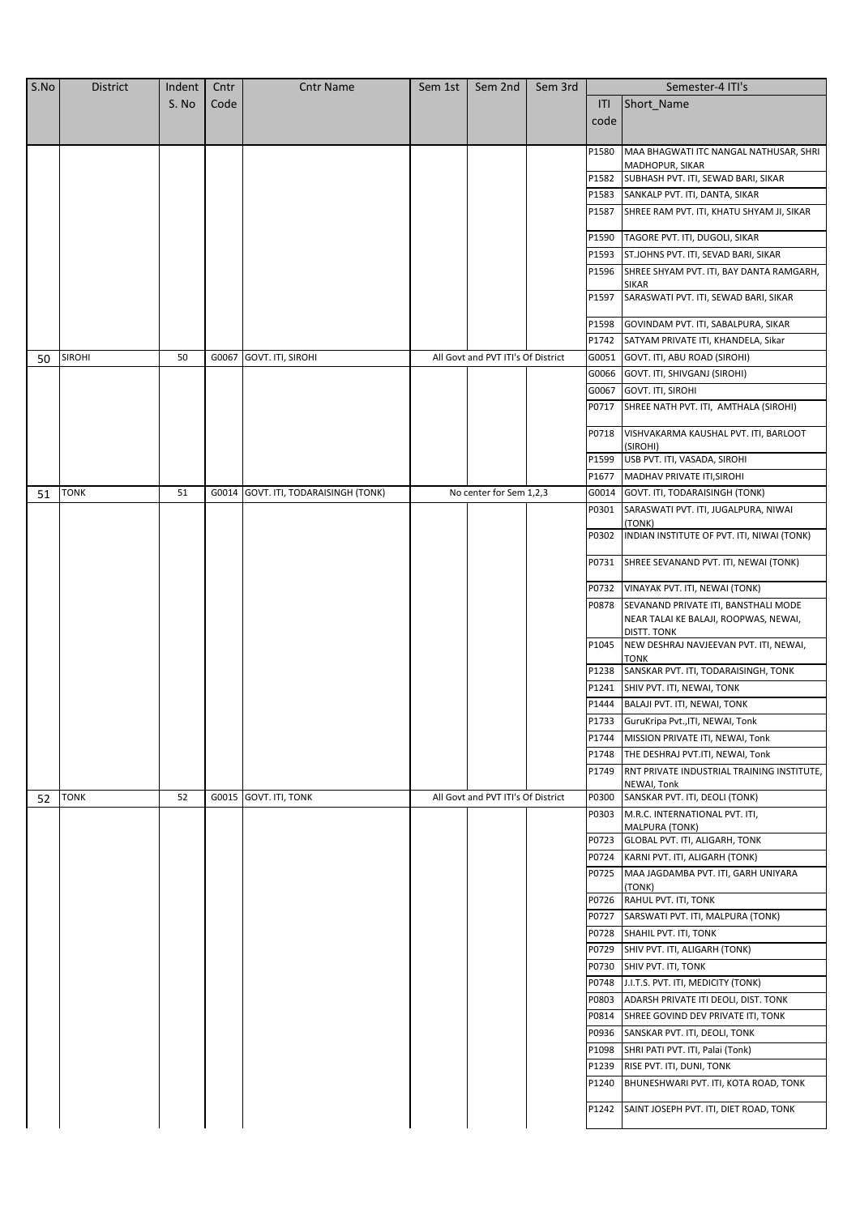| S.No | District | Indent S. No | Cntr Code | Cntr Name | Sem 1st | Sem 2nd | Sem 3rd | Semester-4 ITI's | |
|---|---|---|---|---|---|---|---|---|---|
| | | | | | | | | ITI code | Short_Name |
| | | | | | | | | P1580 | MAA BHAGWATI ITC NANGAL NATHUSAR, SHRI MADHOPUR, SIKAR |
| | | | | | | | | P1582 | SUBHASH PVT. ITI, SEWAD BARI, SIKAR |
| | | | | | | | | P1583 | SANKALP PVT. ITI, DANTA, SIKAR |
| | | | | | | | | P1587 | SHREE RAM PVT. ITI, KHATU SHYAM JI, SIKAR |
| | | | | | | | | P1590 | TAGORE PVT. ITI, DUGOLI, SIKAR |
| | | | | | | | | P1593 | ST.JOHNS PVT. ITI, SEVAD BARI, SIKAR |
| | | | | | | | | P1596 | SHREE SHYAM PVT. ITI, BAY DANTA RAMGARH, SIKAR |
| | | | | | | | | P1597 | SARASWATI PVT. ITI, SEWAD BARI, SIKAR |
| | | | | | | | | P1598 | GOVINDAM PVT. ITI, SABALPURA, SIKAR |
| | | | | | | | | P1742 | SATYAM PRIVATE ITI, KHANDELA, Sikar |
| 50 | SIROHI | 50 | G0067 | GOVT. ITI, SIROHI | All Govt and PVT ITI's Of District | | | G0051 | GOVT. ITI, ABU ROAD (SIROHI) |
| | | | | | | | | G0066 | GOVT. ITI, SHIVGANJ (SIROHI) |
| | | | | | | | | G0067 | GOVT. ITI, SIROHI |
| | | | | | | | | P0717 | SHREE NATH PVT. ITI, AMTHALA (SIROHI) |
| | | | | | | | | P0718 | VISHVAKARMA KAUSHAL PVT. ITI, BARLOOT (SIROHI) |
| | | | | | | | | P1599 | USB PVT. ITI, VASADA, SIROHI |
| | | | | | | | | P1677 | MADHAV PRIVATE ITI,SIROHI |
| 51 | TONK | 51 | G0014 | GOVT. ITI, TODARAISINGH (TONK) | No center for Sem 1,2,3 | | | G0014 | GOVT. ITI, TODARAISINGH (TONK) |
| | | | | | | | | P0301 | SARASWATI PVT. ITI, JUGALPURA, NIWAI (TONK) |
| | | | | | | | | P0302 | INDIAN INSTITUTE OF PVT. ITI, NIWAI (TONK) |
| | | | | | | | | P0731 | SHREE SEVANAND PVT. ITI, NEWAI (TONK) |
| | | | | | | | | P0732 | VINAYAK PVT. ITI, NEWAI (TONK) |
| | | | | | | | | P0878 | SEVANAND PRIVATE ITI, BANSTHALI MODE NEAR TALAI KE BALAJI, ROOPWAS, NEWAI, DISTT. TONK |
| | | | | | | | | P1045 | NEW DESHRAJ NAVJEEVAN PVT. ITI, NEWAI, TONK |
| | | | | | | | | P1238 | SANSKAR PVT. ITI, TODARAISINGH, TONK |
| | | | | | | | | P1241 | SHIV PVT. ITI, NEWAI, TONK |
| | | | | | | | | P1444 | BALAJI PVT. ITI, NEWAI, TONK |
| | | | | | | | | P1733 | GuruKripa Pvt.,ITI, NEWAI, Tonk |
| | | | | | | | | P1744 | MISSION PRIVATE ITI, NEWAI, Tonk |
| | | | | | | | | P1748 | THE DESHRAJ PVT.ITI, NEWAI, Tonk |
| | | | | | | | | P1749 | RNT PRIVATE INDUSTRIAL TRAINING INSTITUTE, NEWAI, Tonk |
| 52 | TONK | 52 | G0015 | GOVT. ITI, TONK | All Govt and PVT ITI's Of District | | | P0300 | SANSKAR PVT. ITI, DEOLI (TONK) |
| | | | | | | | | P0303 | M.R.C. INTERNATIONAL PVT. ITI, MALPURA (TONK) |
| | | | | | | | | P0723 | GLOBAL PVT. ITI, ALIGARH, TONK |
| | | | | | | | | P0724 | KARNI PVT. ITI, ALIGARH (TONK) |
| | | | | | | | | P0725 | MAA JAGDAMBA PVT. ITI, GARH UNIYARA (TONK) |
| | | | | | | | | P0726 | RAHUL PVT. ITI, TONK |
| | | | | | | | | P0727 | SARSWATI PVT. ITI, MALPURA (TONK) |
| | | | | | | | | P0728 | SHAHIL PVT. ITI, TONK |
| | | | | | | | | P0729 | SHIV PVT. ITI, ALIGARH (TONK) |
| | | | | | | | | P0730 | SHIV PVT. ITI, TONK |
| | | | | | | | | P0748 | J.I.T.S. PVT. ITI, MEDICITY (TONK) |
| | | | | | | | | P0803 | ADARSH PRIVATE ITI DEOLI, DIST. TONK |
| | | | | | | | | P0814 | SHREE GOVIND DEV PRIVATE ITI, TONK |
| | | | | | | | | P0936 | SANSKAR PVT. ITI, DEOLI, TONK |
| | | | | | | | | P1098 | SHRI PATI PVT. ITI, Palai (Tonk) |
| | | | | | | | | P1239 | RISE PVT. ITI, DUNI, TONK |
| | | | | | | | | P1240 | BHUNESHWARI PVT. ITI, KOTA ROAD, TONK |
| | | | | | | | | P1242 | SAINT JOSEPH PVT. ITI, DIET ROAD, TONK |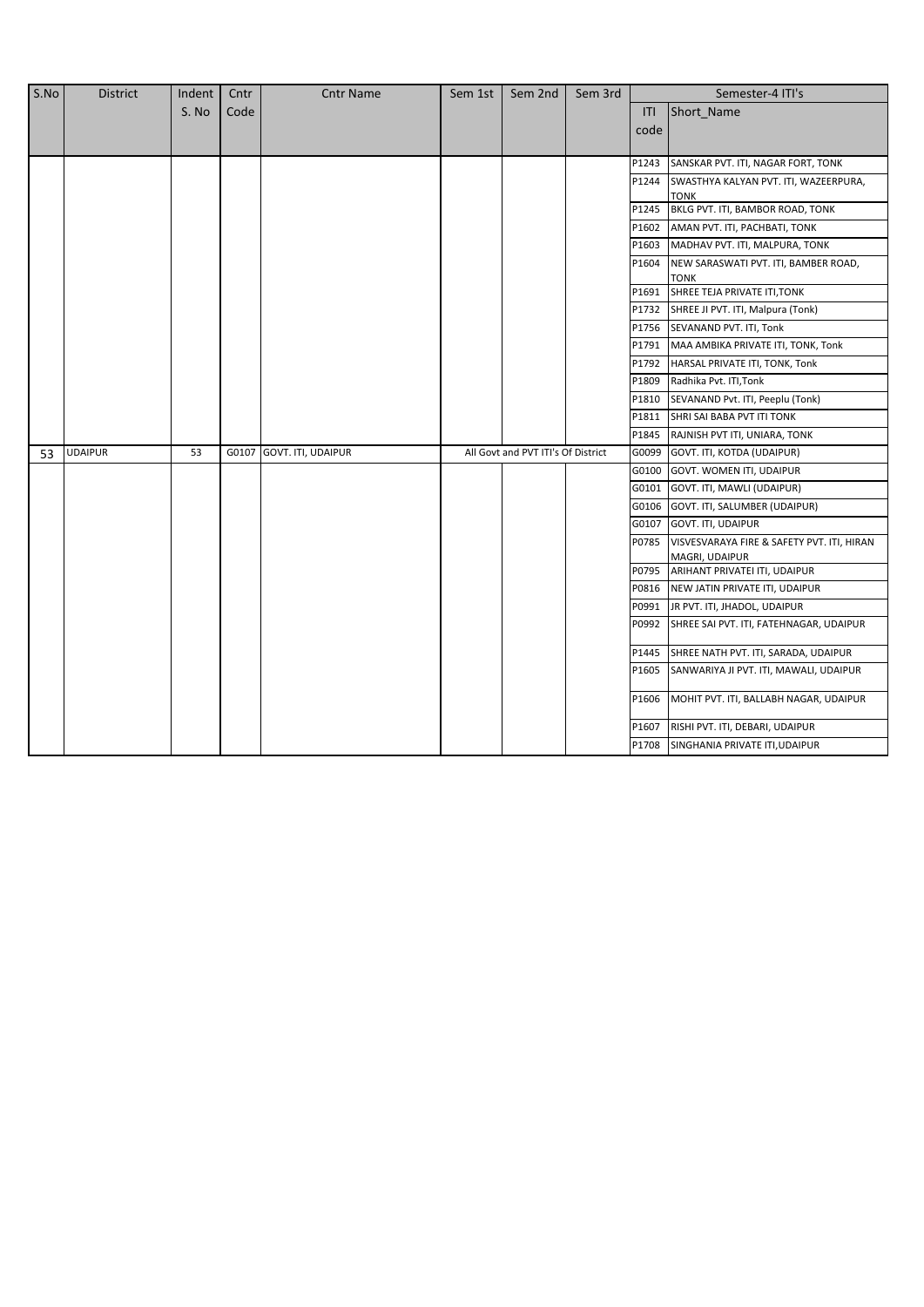| S.No | District | Indent S. No | Cntr Code | Cntr Name | Sem 1st | Sem 2nd | Sem 3rd | Semester-4 ITI's | |
|---|---|---|---|---|---|---|---|---|---|
| | | | | | | | | ITI code | Short_Name |
| | | | | | | | | P1243 | SANSKAR PVT. ITI, NAGAR FORT, TONK |
| | | | | | | | | P1244 | SWASTHYA KALYAN PVT. ITI, WAZEERPURA, TONK |
| | | | | | | | | P1245 | BKLG PVT. ITI, BAMBOR ROAD, TONK |
| | | | | | | | | P1602 | AMAN PVT. ITI, PACHBATI, TONK |
| | | | | | | | | P1603 | MADHAV PVT. ITI, MALPURA, TONK |
| | | | | | | | | P1604 | NEW SARASWATI PVT. ITI, BAMBER ROAD, TONK |
| | | | | | | | | P1691 | SHREE TEJA PRIVATE ITI,TONK |
| | | | | | | | | P1732 | SHREE JI PVT. ITI, Malpura (Tonk) |
| | | | | | | | | P1756 | SEVANAND PVT. ITI, Tonk |
| | | | | | | | | P1791 | MAA AMBIKA PRIVATE ITI, TONK, Tonk |
| | | | | | | | | P1792 | HARSAL PRIVATE ITI, TONK, Tonk |
| | | | | | | | | P1809 | Radhika Pvt. ITI,Tonk |
| | | | | | | | | P1810 | SEVANAND Pvt. ITI, Peeplu (Tonk) |
| | | | | | | | | P1811 | SHRI SAI BABA PVT ITI TONK |
| | | | | | | | | P1845 | RAJNISH PVT ITI, UNIARA, TONK |
| 53 | UDAIPUR | 53 | G0107 | GOVT. ITI, UDAIPUR | All Govt and PVT ITI's Of District | | | G0099 | GOVT. ITI, KOTDA (UDAIPUR) |
| | | | | | | | | G0100 | GOVT. WOMEN ITI, UDAIPUR |
| | | | | | | | | G0101 | GOVT. ITI, MAWLI (UDAIPUR) |
| | | | | | | | | G0106 | GOVT. ITI, SALUMBER (UDAIPUR) |
| | | | | | | | | G0107 | GOVT. ITI, UDAIPUR |
| | | | | | | | | P0785 | VISVESVARAYA FIRE & SAFETY PVT. ITI, HIRAN MAGRI, UDAIPUR |
| | | | | | | | | P0795 | ARIHANT PRIVATEI ITI, UDAIPUR |
| | | | | | | | | P0816 | NEW JATIN PRIVATE ITI, UDAIPUR |
| | | | | | | | | P0991 | JR PVT. ITI, JHADOL, UDAIPUR |
| | | | | | | | | P0992 | SHREE SAI PVT. ITI, FATEHNAGAR, UDAIPUR |
| | | | | | | | | P1445 | SHREE NATH PVT. ITI, SARADA, UDAIPUR |
| | | | | | | | | P1605 | SANWARIYA JI PVT. ITI, MAWALI, UDAIPUR |
| | | | | | | | | P1606 | MOHIT PVT. ITI, BALLABH NAGAR, UDAIPUR |
| | | | | | | | | P1607 | RISHI PVT. ITI, DEBARI, UDAIPUR |
| | | | | | | | | P1708 | SINGHANIA PRIVATE ITI,UDAIPUR |